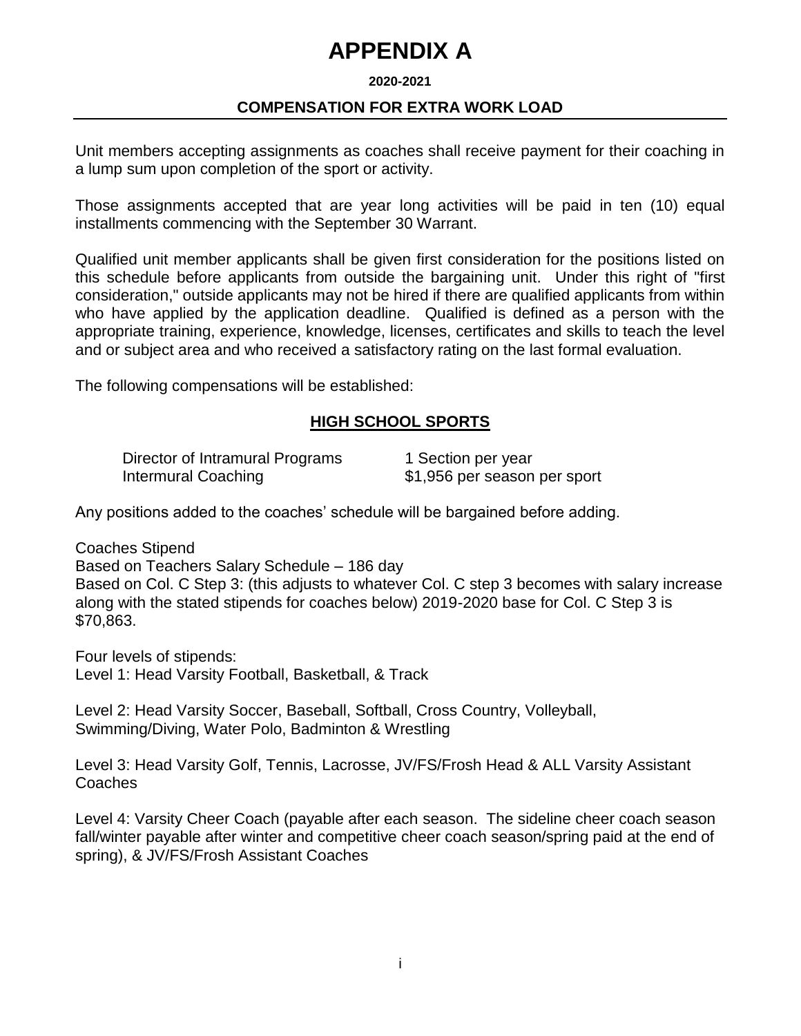# APPENDIX A

**2020-2021**

**COMPENSATION FOR EXTRA WORK LOAD**

Unit members accepting assignments as coaches shall receive payment for their coaching in a lump sum upon completion of the sport or activity.

Those assignments accepted that are year long activities will be paid in ten (10) equal installments commencing with the September 30 Warrant.

Qualified unit member applicants shall be given first consideration for the positions listed on this schedule before applicants from outside the bargaining unit. Under this right of "first consideration," outside applicants may not be hired if there are qualified applicants from within who have applied by the application deadline. Qualified is defined as a person with the appropriate training, experience, knowledge, licenses, certificates and skills to teach the level and or subject area and who received a satisfactory rating on the last formal evaluation.

The following compensations will be established:

## HIGH SCHOOL SPORTS

| | |
|---|---|
| Director of Intramural Programs | 1 Section per year |
| Intermural Coaching | $1,956 per season per sport |

Any positions added to the coaches' schedule will be bargained before adding.

Coaches Stipend
Based on Teachers Salary Schedule – 186 day
Based on Col. C Step 3: (this adjusts to whatever Col. C step 3 becomes with salary increase along with the stated stipends for coaches below) 2019-2020 base for Col. C Step 3 is $70,863.

Four levels of stipends:
Level 1: Head Varsity Football, Basketball, & Track

Level 2: Head Varsity Soccer, Baseball, Softball, Cross Country, Volleyball, Swimming/Diving, Water Polo, Badminton & Wrestling

Level 3: Head Varsity Golf, Tennis, Lacrosse, JV/FS/Frosh Head & ALL Varsity Assistant Coaches

Level 4: Varsity Cheer Coach (payable after each season. The sideline cheer coach season fall/winter payable after winter and competitive cheer coach season/spring paid at the end of spring), & JV/FS/Frosh Assistant Coaches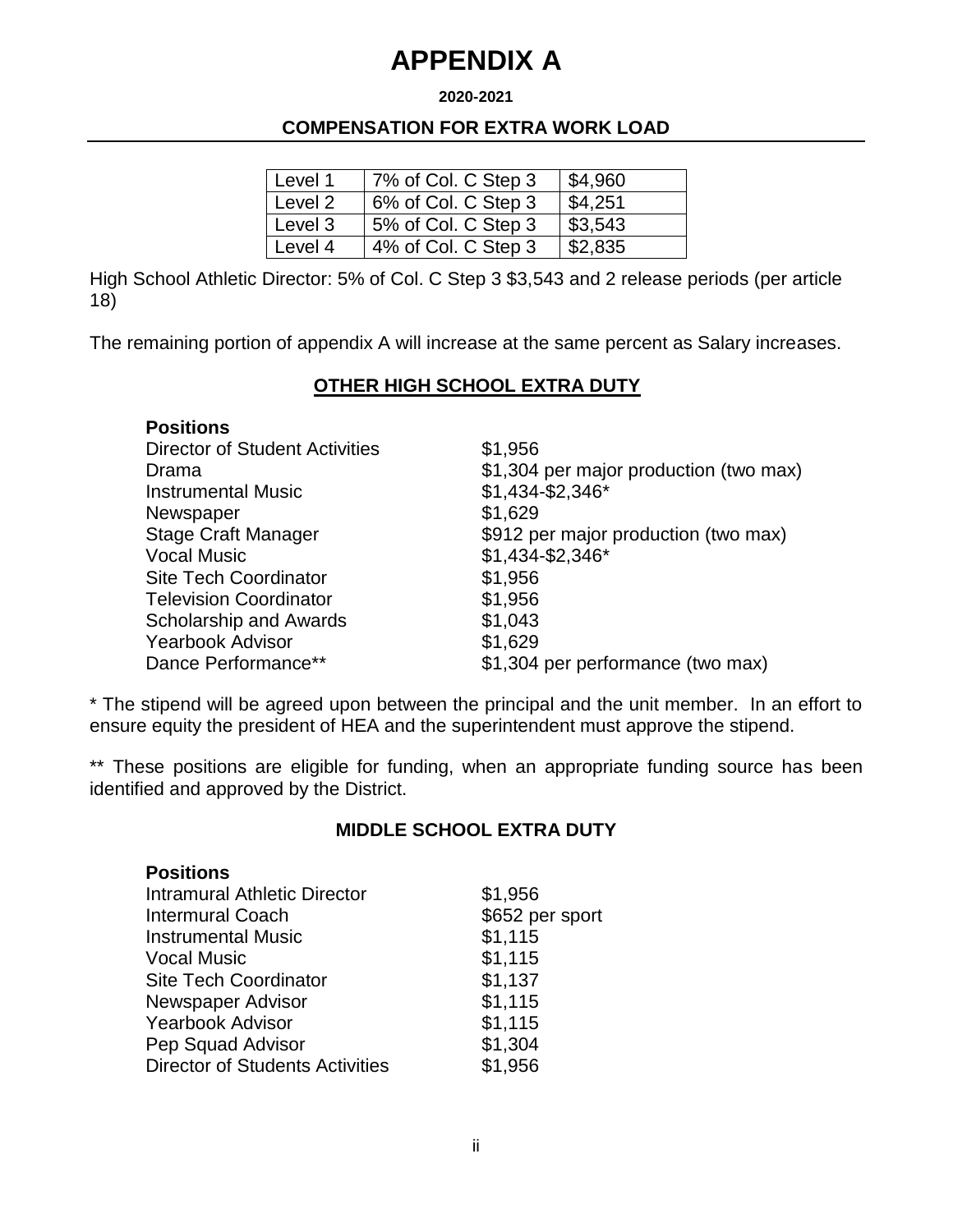# APPENDIX A

**2020-2021**

**COMPENSATION FOR EXTRA WORK LOAD**

| Level 1 | 7% of Col. C Step 3 | $4,960 |
|---|---|---|
| Level 2 | 6% of Col. C Step 3 | $4,251 |
| Level 3 | 5% of Col. C Step 3 | $3,543 |
| Level 4 | 4% of Col. C Step 3 | $2,835 |

High School Athletic Director: 5% of Col. C Step 3 $3,543 and 2 release periods (per article 18)

The remaining portion of appendix A will increase at the same percent as Salary increases.

## OTHER HIGH SCHOOL EXTRA DUTY

| **Positions** | |
|---|---|
| Director of Student Activities | $1,956 |
| Drama | $1,304 per major production (two max) |
| Instrumental Music | $1,434-$2,346* |
| Newspaper | $1,629 |
| Stage Craft Manager | $912 per major production (two max) |
| Vocal Music | $1,434-$2,346* |
| Site Tech Coordinator | $1,956 |
| Television Coordinator | $1,956 |
| Scholarship and Awards | $1,043 |
| Yearbook Advisor | $1,629 |
| Dance Performance** | $1,304 per performance (two max) |

* The stipend will be agreed upon between the principal and the unit member. In an effort to ensure equity the president of HEA and the superintendent must approve the stipend.

** These positions are eligible for funding, when an appropriate funding source has been identified and approved by the District.

## MIDDLE SCHOOL EXTRA DUTY

| **Positions** | |
|---|---|
| Intramural Athletic Director | $1,956 |
| Intermural Coach | $652 per sport |
| Instrumental Music | $1,115 |
| Vocal Music | $1,115 |
| Site Tech Coordinator | $1,137 |
| Newspaper Advisor | $1,115 |
| Yearbook Advisor | $1,115 |
| Pep Squad Advisor | $1,304 |
| Director of Students Activities | $1,956 |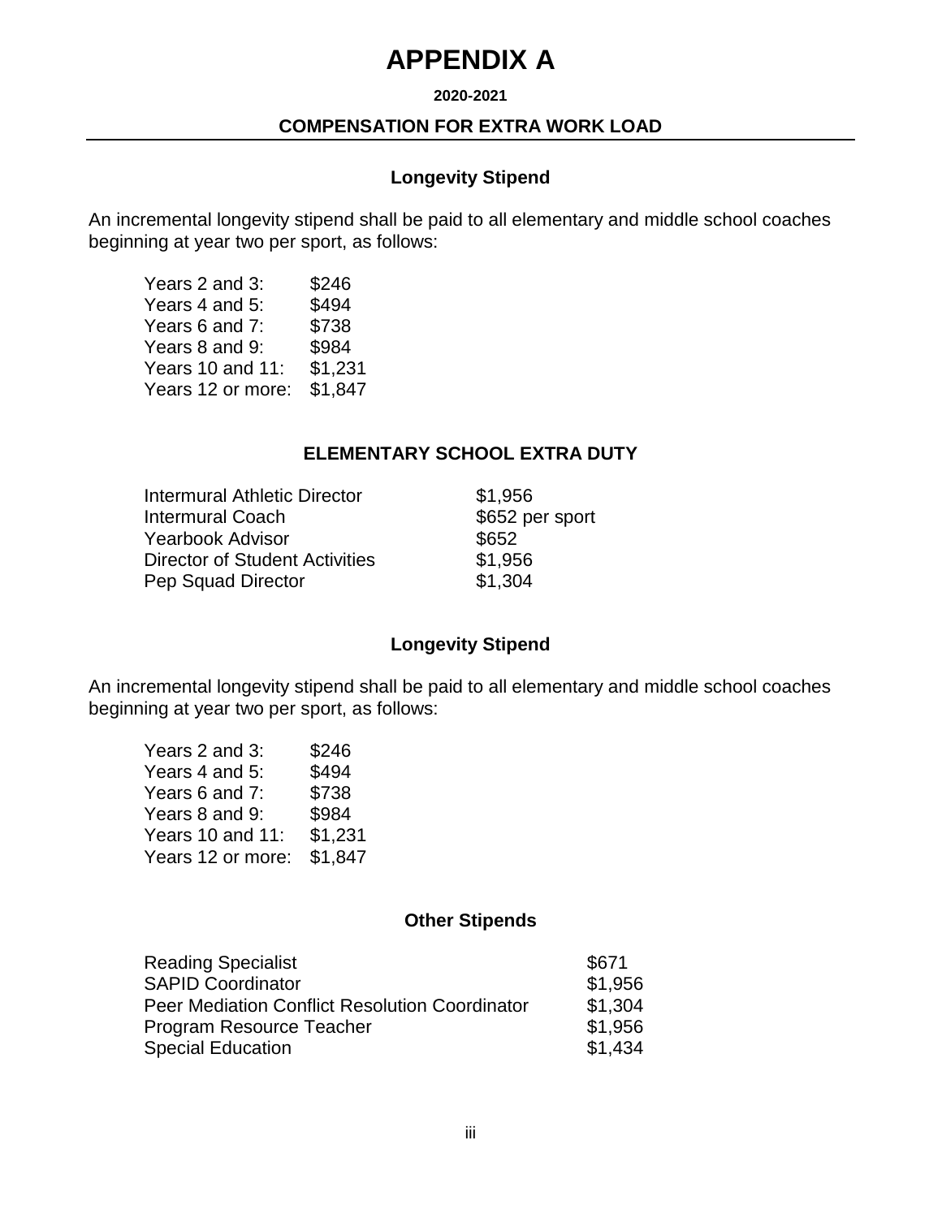# APPENDIX A

**2020-2021**

**COMPENSATION FOR EXTRA WORK LOAD**

### Longevity Stipend

An incremental longevity stipend shall be paid to all elementary and middle school coaches beginning at year two per sport, as follows:

| | |
|---|---|
| Years 2 and 3: | $246 |
| Years 4 and 5: | $494 |
| Years 6 and 7: | $738 |
| Years 8 and 9: | $984 |
| Years 10 and 11: | $1,231 |
| Years 12 or more: | $1,847 |

### ELEMENTARY SCHOOL EXTRA DUTY

| | |
|---|---|
| Intermural Athletic Director | $1,956 |
| Intermural Coach | $652 per sport |
| Yearbook Advisor | $652 |
| Director of Student Activities | $1,956 |
| Pep Squad Director | $1,304 |

### Longevity Stipend

An incremental longevity stipend shall be paid to all elementary and middle school coaches beginning at year two per sport, as follows:

| | |
|---|---|
| Years 2 and 3: | $246 |
| Years 4 and 5: | $494 |
| Years 6 and 7: | $738 |
| Years 8 and 9: | $984 |
| Years 10 and 11: | $1,231 |
| Years 12 or more: | $1,847 |

### Other Stipends

| | |
|---|---|
| Reading Specialist | $671 |
| SAPID Coordinator | $1,956 |
| Peer Mediation Conflict Resolution Coordinator | $1,304 |
| Program Resource Teacher | $1,956 |
| Special Education | $1,434 |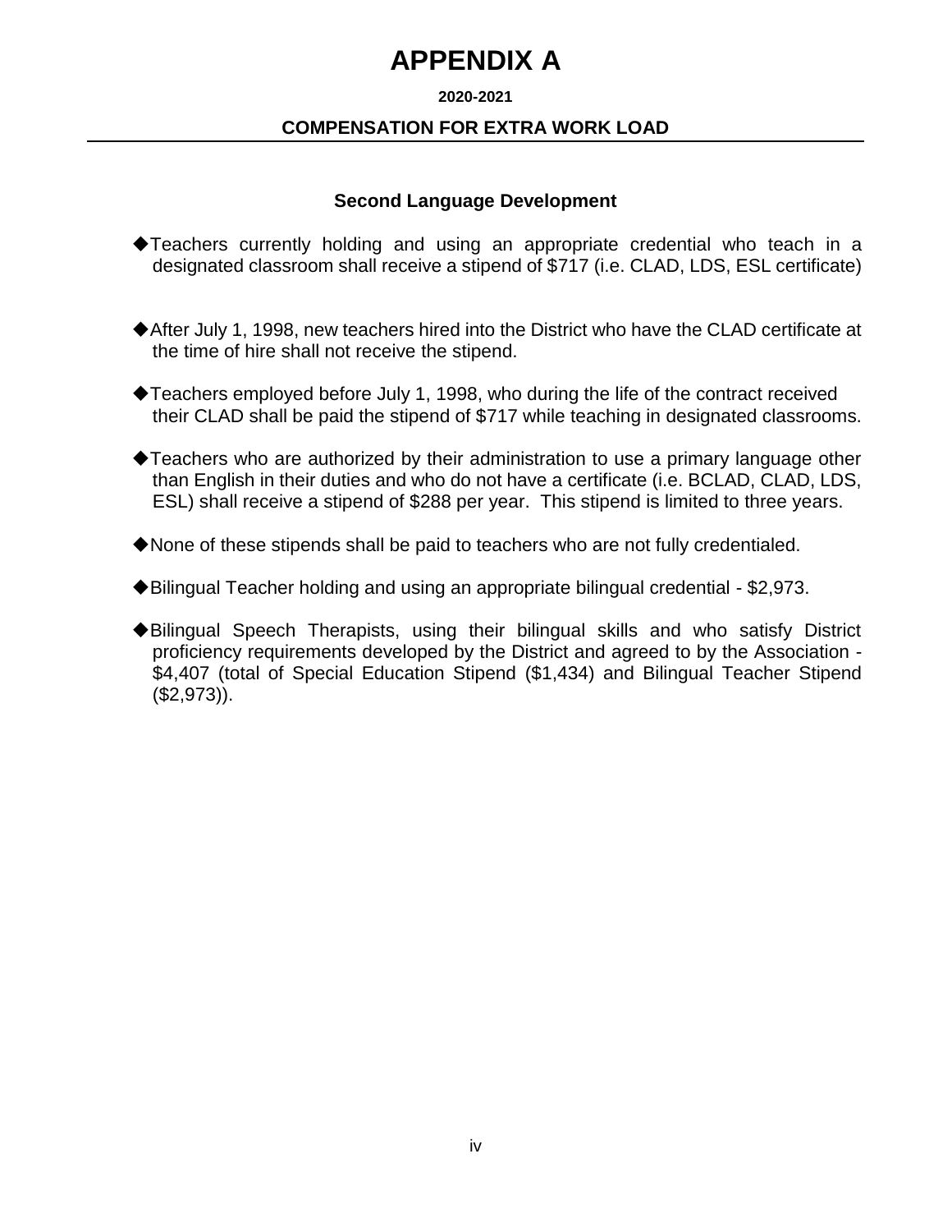# APPENDIX A

**2020-2021**

**COMPENSATION FOR EXTRA WORK LOAD**

### Second Language Development

- ◆Teachers currently holding and using an appropriate credential who teach in a designated classroom shall receive a stipend of $717 (i.e. CLAD, LDS, ESL certificate)

- ◆After July 1, 1998, new teachers hired into the District who have the CLAD certificate at the time of hire shall not receive the stipend.

- ◆Teachers employed before July 1, 1998, who during the life of the contract received their CLAD shall be paid the stipend of $717 while teaching in designated classrooms.

- ◆Teachers who are authorized by their administration to use a primary language other than English in their duties and who do not have a certificate (i.e. BCLAD, CLAD, LDS, ESL) shall receive a stipend of $288 per year. This stipend is limited to three years.

- ◆None of these stipends shall be paid to teachers who are not fully credentialed.

- ◆Bilingual Teacher holding and using an appropriate bilingual credential - $2,973.

- ◆Bilingual Speech Therapists, using their bilingual skills and who satisfy District proficiency requirements developed by the District and agreed to by the Association - $4,407 (total of Special Education Stipend ($1,434) and Bilingual Teacher Stipend ($2,973)).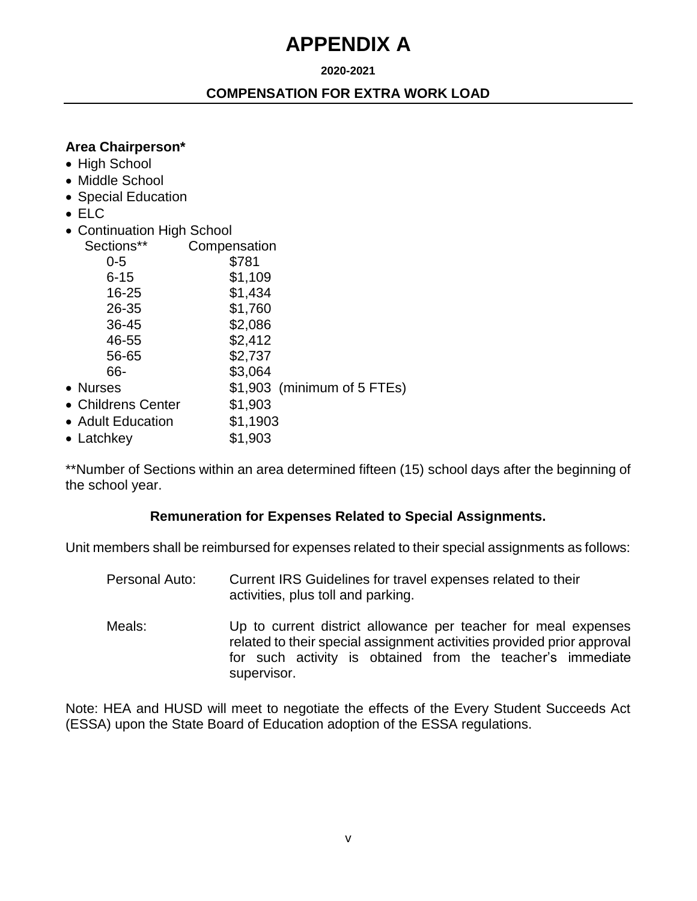# APPENDIX A

**2020-2021**

**COMPENSATION FOR EXTRA WORK LOAD**

**Area Chairperson***

- High School
- Middle School
- Special Education
- ELC
- Continuation High School

| Sections** | Compensation |
|---|---|
| 0-5 | $781 |
| 6-15 | $1,109 |
| 16-25 | $1,434 |
| 26-35 | $1,760 |
| 36-45 | $2,086 |
| 46-55 | $2,412 |
| 56-65 | $2,737 |
| 66- | $3,064 |

- Nurses $1,903 (minimum of 5 FTEs)
- Childrens Center $1,903
- Adult Education $1,1903
- Latchkey $1,903

**Number of Sections within an area determined fifteen (15) school days after the beginning of the school year.

**Remuneration for Expenses Related to Special Assignments.**

Unit members shall be reimbursed for expenses related to their special assignments as follows:

Personal Auto: Current IRS Guidelines for travel expenses related to their activities, plus toll and parking.

Meals: Up to current district allowance per teacher for meal expenses related to their special assignment activities provided prior approval for such activity is obtained from the teacher's immediate supervisor.

Note: HEA and HUSD will meet to negotiate the effects of the Every Student Succeeds Act (ESSA) upon the State Board of Education adoption of the ESSA regulations.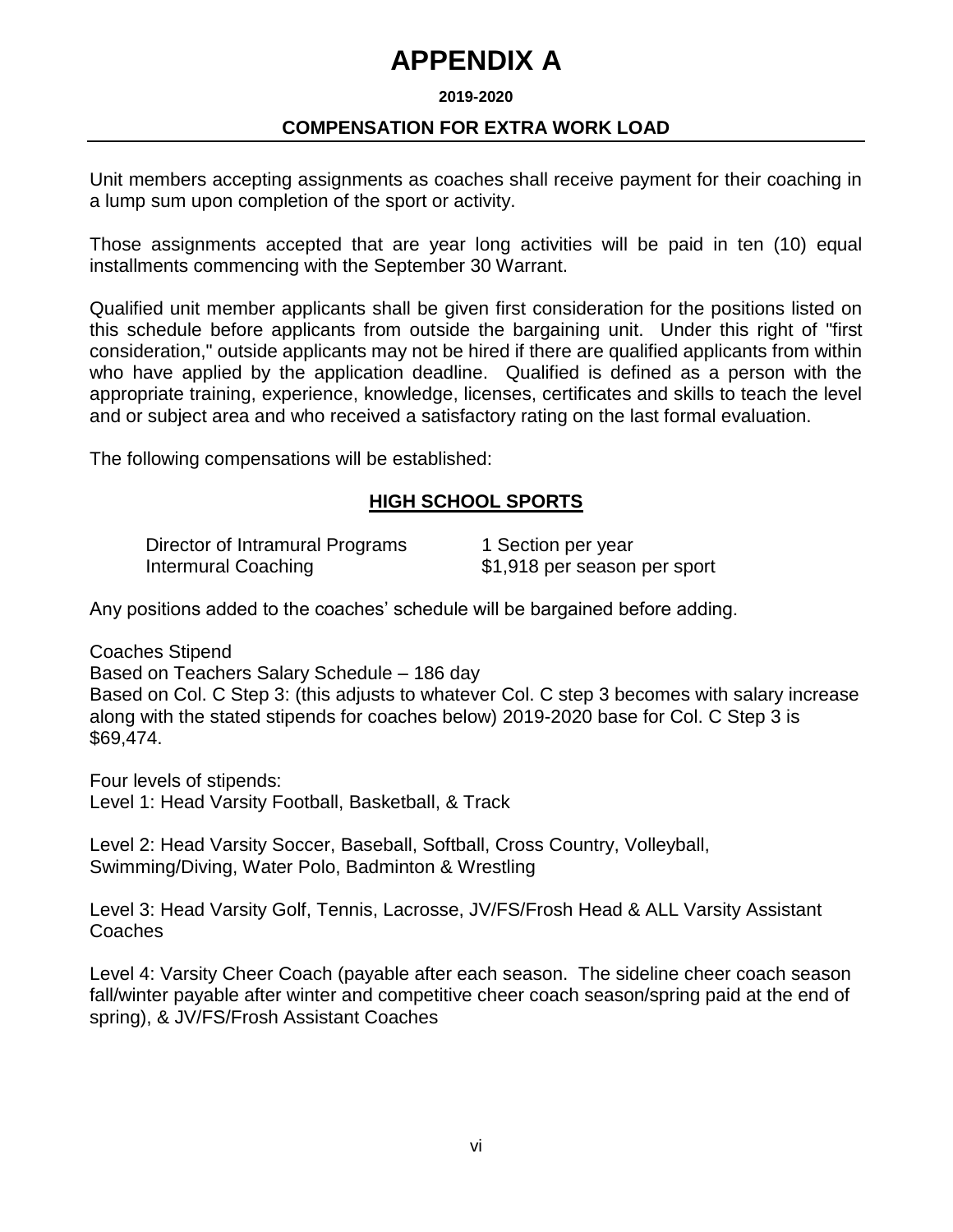# APPENDIX A

**2019-2020**

**COMPENSATION FOR EXTRA WORK LOAD**

Unit members accepting assignments as coaches shall receive payment for their coaching in a lump sum upon completion of the sport or activity.

Those assignments accepted that are year long activities will be paid in ten (10) equal installments commencing with the September 30 Warrant.

Qualified unit member applicants shall be given first consideration for the positions listed on this schedule before applicants from outside the bargaining unit. Under this right of "first consideration," outside applicants may not be hired if there are qualified applicants from within who have applied by the application deadline. Qualified is defined as a person with the appropriate training, experience, knowledge, licenses, certificates and skills to teach the level and or subject area and who received a satisfactory rating on the last formal evaluation.

The following compensations will be established:

**HIGH SCHOOL SPORTS**

| | |
|---|---|
| Director of Intramural Programs | 1 Section per year |
| Intermural Coaching | $1,918 per season per sport |

Any positions added to the coaches' schedule will be bargained before adding.

Coaches Stipend
Based on Teachers Salary Schedule – 186 day
Based on Col. C Step 3: (this adjusts to whatever Col. C step 3 becomes with salary increase along with the stated stipends for coaches below) 2019-2020 base for Col. C Step 3 is $69,474.

Four levels of stipends:
Level 1: Head Varsity Football, Basketball, & Track

Level 2: Head Varsity Soccer, Baseball, Softball, Cross Country, Volleyball, Swimming/Diving, Water Polo, Badminton & Wrestling

Level 3: Head Varsity Golf, Tennis, Lacrosse, JV/FS/Frosh Head & ALL Varsity Assistant Coaches

Level 4: Varsity Cheer Coach (payable after each season. The sideline cheer coach season fall/winter payable after winter and competitive cheer coach season/spring paid at the end of spring), & JV/FS/Frosh Assistant Coaches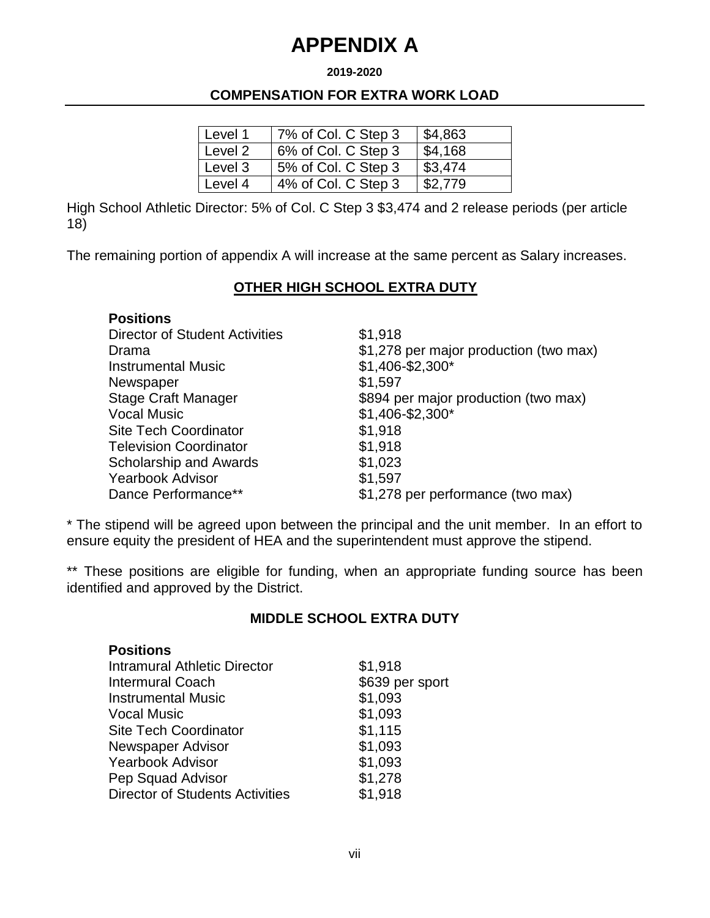# APPENDIX A

**2019-2020**

**COMPENSATION FOR EXTRA WORK LOAD**

| Level 1 | 7% of Col. C Step 3 | $4,863 |
|---|---|---|
| Level 2 | 6% of Col. C Step 3 | $4,168 |
| Level 3 | 5% of Col. C Step 3 | $3,474 |
| Level 4 | 4% of Col. C Step 3 | $2,779 |

High School Athletic Director: 5% of Col. C Step 3 $3,474 and 2 release periods (per article 18)

The remaining portion of appendix A will increase at the same percent as Salary increases.

## OTHER HIGH SCHOOL EXTRA DUTY

| **Positions** | |
|---|---|
| Director of Student Activities | $1,918 |
| Drama | $1,278 per major production (two max) |
| Instrumental Music | $1,406-$2,300* |
| Newspaper | $1,597 |
| Stage Craft Manager | $894 per major production (two max) |
| Vocal Music | $1,406-$2,300* |
| Site Tech Coordinator | $1,918 |
| Television Coordinator | $1,918 |
| Scholarship and Awards | $1,023 |
| Yearbook Advisor | $1,597 |
| Dance Performance** | $1,278 per performance (two max) |

* The stipend will be agreed upon between the principal and the unit member. In an effort to ensure equity the president of HEA and the superintendent must approve the stipend.

** These positions are eligible for funding, when an appropriate funding source has been identified and approved by the District.

## MIDDLE SCHOOL EXTRA DUTY

| **Positions** | |
|---|---|
| Intramural Athletic Director | $1,918 |
| Intermural Coach | $639 per sport |
| Instrumental Music | $1,093 |
| Vocal Music | $1,093 |
| Site Tech Coordinator | $1,115 |
| Newspaper Advisor | $1,093 |
| Yearbook Advisor | $1,093 |
| Pep Squad Advisor | $1,278 |
| Director of Students Activities | $1,918 |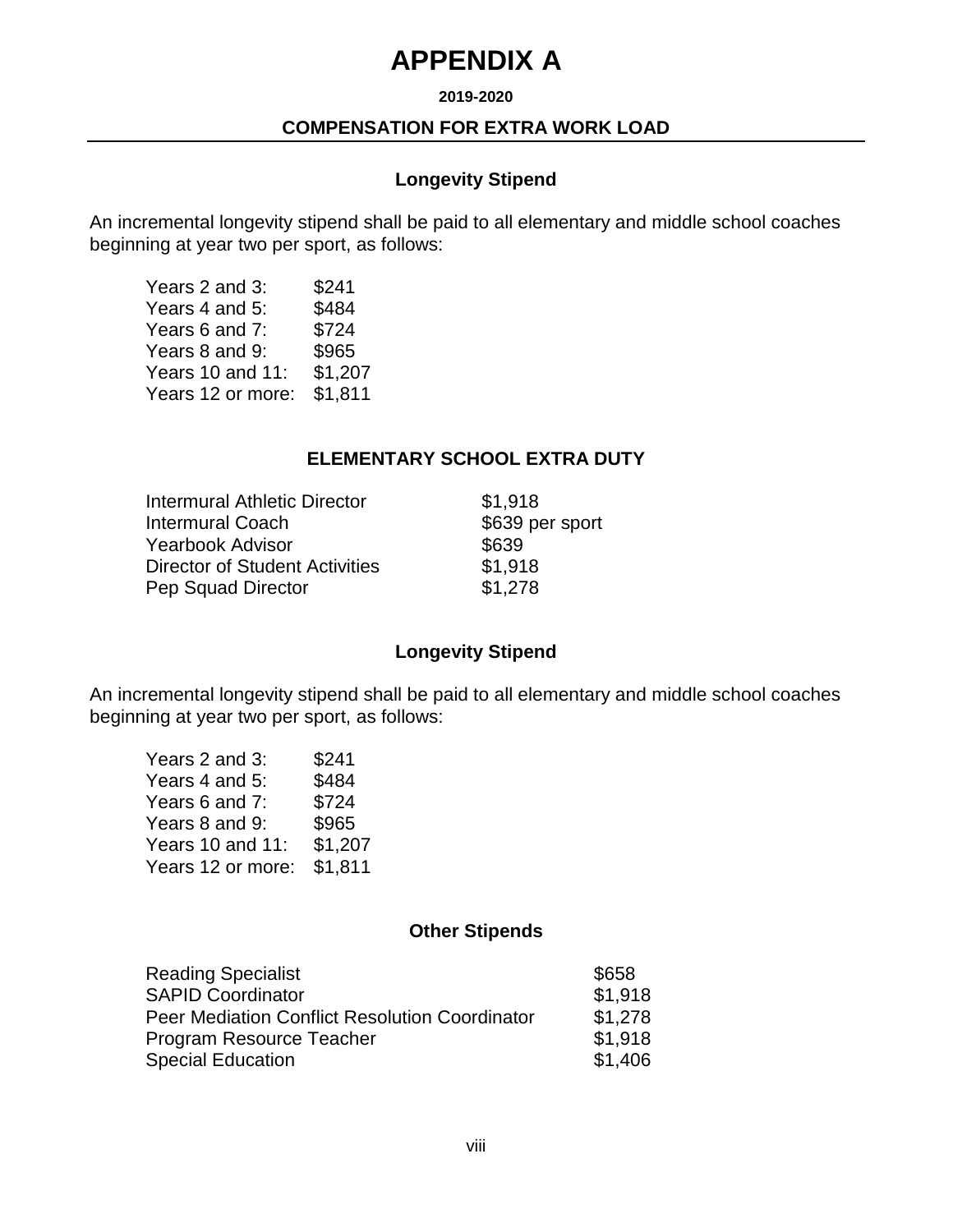# APPENDIX A

**2019-2020**

**COMPENSATION FOR EXTRA WORK LOAD**

### Longevity Stipend

An incremental longevity stipend shall be paid to all elementary and middle school coaches beginning at year two per sport, as follows:

| | |
|---|---|
| Years 2 and 3: | $241 |
| Years 4 and 5: | $484 |
| Years 6 and 7: | $724 |
| Years 8 and 9: | $965 |
| Years 10 and 11: | $1,207 |
| Years 12 or more: | $1,811 |

### ELEMENTARY SCHOOL EXTRA DUTY

| | |
|---|---|
| Intermural Athletic Director | $1,918 |
| Intermural Coach | $639 per sport |
| Yearbook Advisor | $639 |
| Director of Student Activities | $1,918 |
| Pep Squad Director | $1,278 |

### Longevity Stipend

An incremental longevity stipend shall be paid to all elementary and middle school coaches beginning at year two per sport, as follows:

| | |
|---|---|
| Years 2 and 3: | $241 |
| Years 4 and 5: | $484 |
| Years 6 and 7: | $724 |
| Years 8 and 9: | $965 |
| Years 10 and 11: | $1,207 |
| Years 12 or more: | $1,811 |

### Other Stipends

| | |
|---|---|
| Reading Specialist | $658 |
| SAPID Coordinator | $1,918 |
| Peer Mediation Conflict Resolution Coordinator | $1,278 |
| Program Resource Teacher | $1,918 |
| Special Education | $1,406 |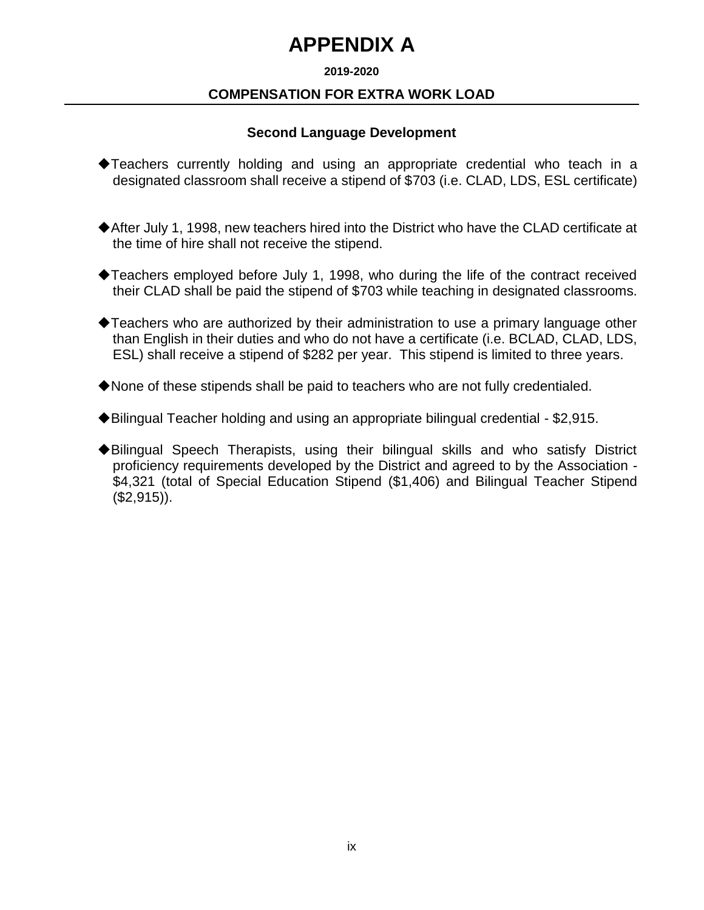# APPENDIX A

**2019-2020**

**COMPENSATION FOR EXTRA WORK LOAD**

### Second Language Development

- ◆Teachers currently holding and using an appropriate credential who teach in a designated classroom shall receive a stipend of $703 (i.e. CLAD, LDS, ESL certificate)

- ◆After July 1, 1998, new teachers hired into the District who have the CLAD certificate at the time of hire shall not receive the stipend.

- ◆Teachers employed before July 1, 1998, who during the life of the contract received their CLAD shall be paid the stipend of $703 while teaching in designated classrooms.

- ◆Teachers who are authorized by their administration to use a primary language other than English in their duties and who do not have a certificate (i.e. BCLAD, CLAD, LDS, ESL) shall receive a stipend of $282 per year. This stipend is limited to three years.

- ◆None of these stipends shall be paid to teachers who are not fully credentialed.

- ◆Bilingual Teacher holding and using an appropriate bilingual credential - $2,915.

- ◆Bilingual Speech Therapists, using their bilingual skills and who satisfy District proficiency requirements developed by the District and agreed to by the Association - $4,321 (total of Special Education Stipend ($1,406) and Bilingual Teacher Stipend ($2,915)).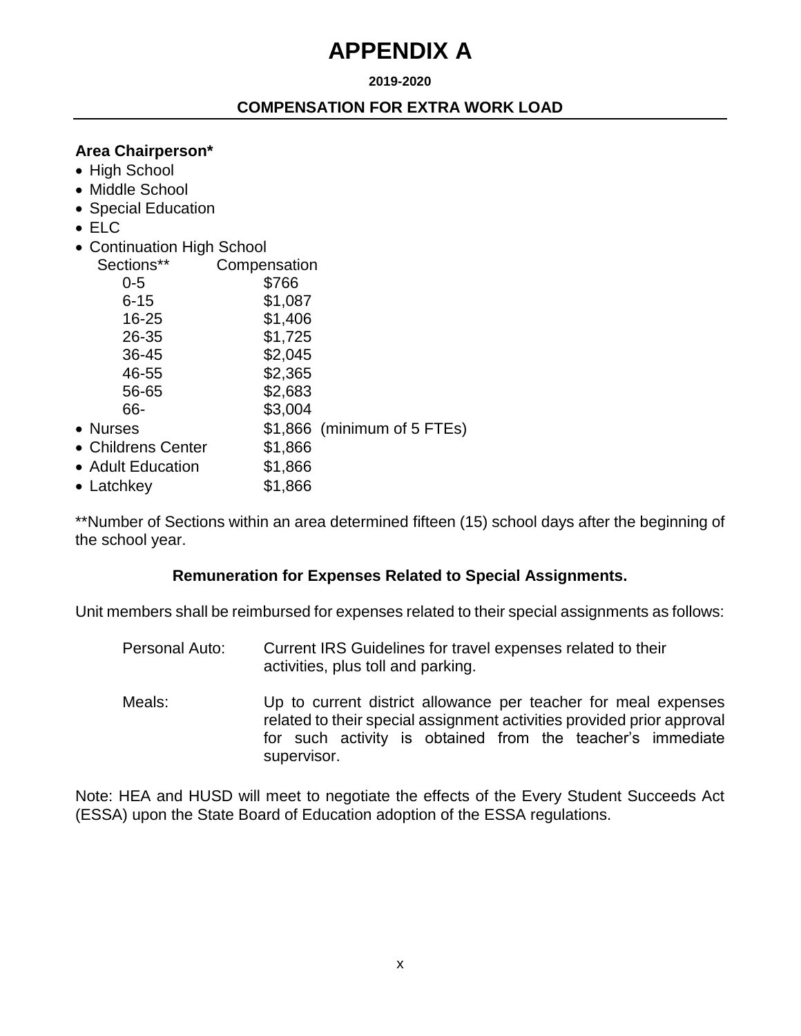# APPENDIX A

**2019-2020**

**COMPENSATION FOR EXTRA WORK LOAD**

**Area Chairperson***

- High School
- Middle School
- Special Education
- ELC
- Continuation High School

| Sections** | Compensation |
|---|---|
| 0-5 | $766 |
| 6-15 | $1,087 |
| 16-25 | $1,406 |
| 26-35 | $1,725 |
| 36-45 | $2,045 |
| 46-55 | $2,365 |
| 56-65 | $2,683 |
| 66- | $3,004 |

- Nurses $1,866 (minimum of 5 FTEs)
- Childrens Center $1,866
- Adult Education $1,866
- Latchkey $1,866

**Number of Sections within an area determined fifteen (15) school days after the beginning of the school year.

**Remuneration for Expenses Related to Special Assignments.**

Unit members shall be reimbursed for expenses related to their special assignments as follows:

Personal Auto: Current IRS Guidelines for travel expenses related to their activities, plus toll and parking.

Meals: Up to current district allowance per teacher for meal expenses related to their special assignment activities provided prior approval for such activity is obtained from the teacher's immediate supervisor.

Note: HEA and HUSD will meet to negotiate the effects of the Every Student Succeeds Act (ESSA) upon the State Board of Education adoption of the ESSA regulations.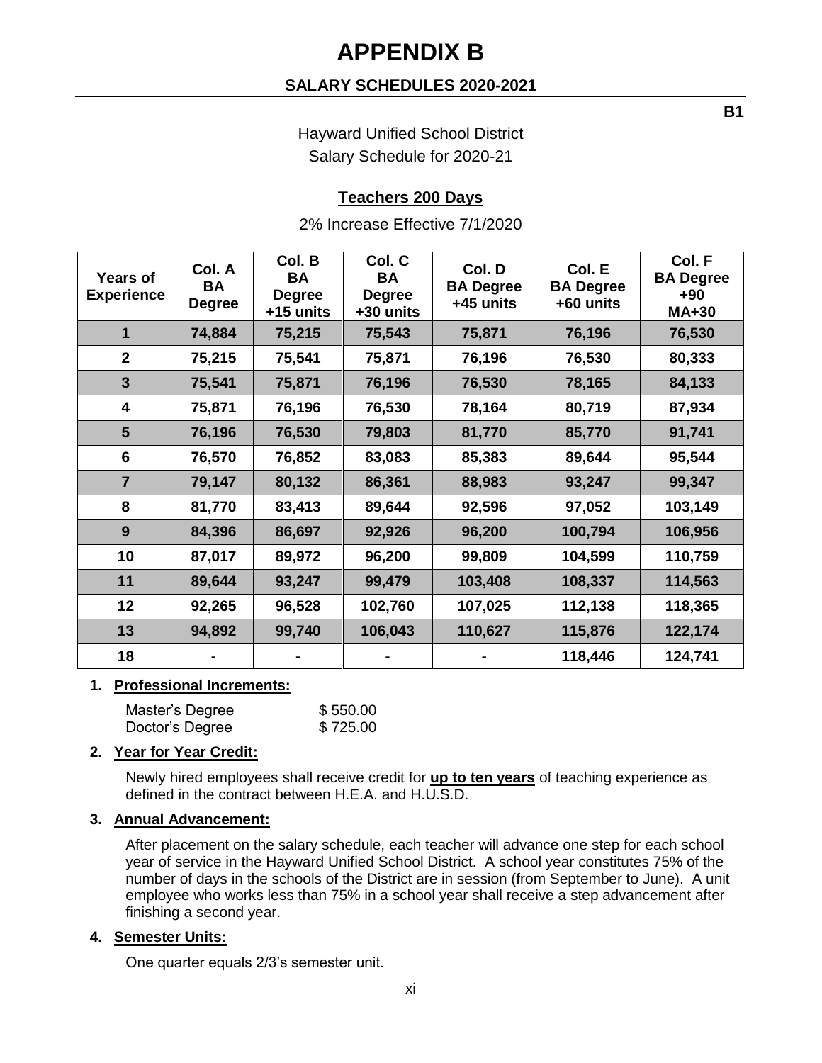# APPENDIX B

## SALARY SCHEDULES 2020-2021

**B1**

Hayward Unified School District
Salary Schedule for 2020-21

### Teachers 200 Days

2% Increase Effective 7/1/2020

| Years of Experience | Col. A BA Degree | Col. B BA Degree +15 units | Col. C BA Degree +30 units | Col. D BA Degree +45 units | Col. E BA Degree +60 units | Col. F BA Degree +90 MA+30 |
|---|---|---|---|---|---|---|
| 1 | 74,884 | 75,215 | 75,543 | 75,871 | 76,196 | 76,530 |
| 2 | 75,215 | 75,541 | 75,871 | 76,196 | 76,530 | 80,333 |
| 3 | 75,541 | 75,871 | 76,196 | 76,530 | 78,165 | 84,133 |
| 4 | 75,871 | 76,196 | 76,530 | 78,164 | 80,719 | 87,934 |
| 5 | 76,196 | 76,530 | 79,803 | 81,770 | 85,770 | 91,741 |
| 6 | 76,570 | 76,852 | 83,083 | 85,383 | 89,644 | 95,544 |
| 7 | 79,147 | 80,132 | 86,361 | 88,983 | 93,247 | 99,347 |
| 8 | 81,770 | 83,413 | 89,644 | 92,596 | 97,052 | 103,149 |
| 9 | 84,396 | 86,697 | 92,926 | 96,200 | 100,794 | 106,956 |
| 10 | 87,017 | 89,972 | 96,200 | 99,809 | 104,599 | 110,759 |
| 11 | 89,644 | 93,247 | 99,479 | 103,408 | 108,337 | 114,563 |
| 12 | 92,265 | 96,528 | 102,760 | 107,025 | 112,138 | 118,365 |
| 13 | 94,892 | 99,740 | 106,043 | 110,627 | 115,876 | 122,174 |
| 18 | - | - | - | - | 118,446 | 124,741 |

1. **Professional Increments:**

   Master's Degree $ 550.00
   Doctor's Degree $ 725.00

2. **Year for Year Credit:**

   Newly hired employees shall receive credit for **up to ten years** of teaching experience as defined in the contract between H.E.A. and H.U.S.D.

3. **Annual Advancement:**

   After placement on the salary schedule, each teacher will advance one step for each school year of service in the Hayward Unified School District. A school year constitutes 75% of the number of days in the schools of the District are in session (from September to June). A unit employee who works less than 75% in a school year shall receive a step advancement after finishing a second year.

4. **Semester Units:**

   One quarter equals 2/3's semester unit.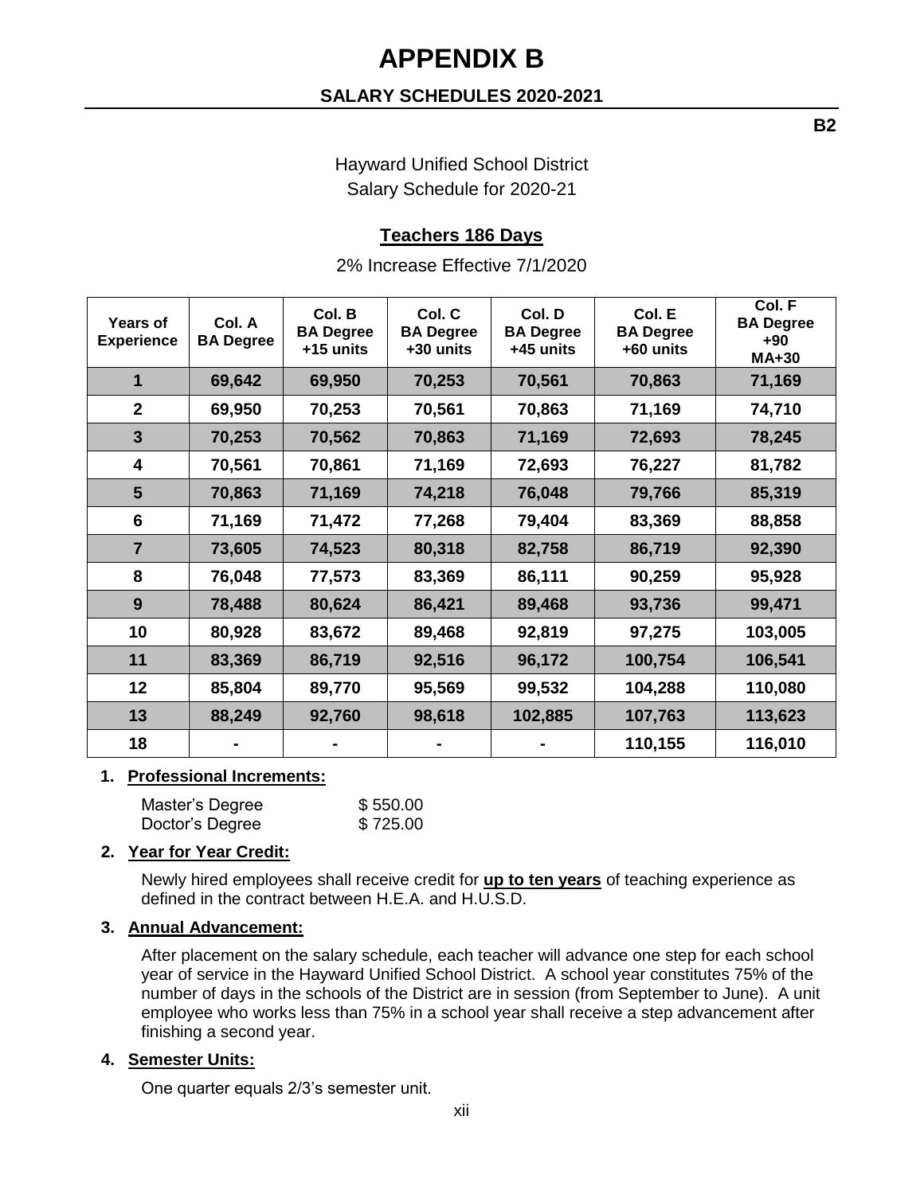# APPENDIX B

## SALARY SCHEDULES 2020-2021

**B2**

Hayward Unified School District
Salary Schedule for 2020-21

### Teachers 186 Days

2% Increase Effective 7/1/2020

| Years of Experience | Col. A BA Degree | Col. B BA Degree +15 units | Col. C BA Degree +30 units | Col. D BA Degree +45 units | Col. E BA Degree +60 units | Col. F BA Degree +90 MA+30 |
|---|---|---|---|---|---|---|
| 1 | 69,642 | 69,950 | 70,253 | 70,561 | 70,863 | 71,169 |
| 2 | 69,950 | 70,253 | 70,561 | 70,863 | 71,169 | 74,710 |
| 3 | 70,253 | 70,562 | 70,863 | 71,169 | 72,693 | 78,245 |
| 4 | 70,561 | 70,861 | 71,169 | 72,693 | 76,227 | 81,782 |
| 5 | 70,863 | 71,169 | 74,218 | 76,048 | 79,766 | 85,319 |
| 6 | 71,169 | 71,472 | 77,268 | 79,404 | 83,369 | 88,858 |
| 7 | 73,605 | 74,523 | 80,318 | 82,758 | 86,719 | 92,390 |
| 8 | 76,048 | 77,573 | 83,369 | 86,111 | 90,259 | 95,928 |
| 9 | 78,488 | 80,624 | 86,421 | 89,468 | 93,736 | 99,471 |
| 10 | 80,928 | 83,672 | 89,468 | 92,819 | 97,275 | 103,005 |
| 11 | 83,369 | 86,719 | 92,516 | 96,172 | 100,754 | 106,541 |
| 12 | 85,804 | 89,770 | 95,569 | 99,532 | 104,288 | 110,080 |
| 13 | 88,249 | 92,760 | 98,618 | 102,885 | 107,763 | 113,623 |
| 18 | - | - | - | - | 110,155 | 116,010 |

1. **Professional Increments:**

   | | |
   |---|---|
   | Master's Degree | $ 550.00 |
   | Doctor's Degree | $ 725.00 |

2. **Year for Year Credit:**

   Newly hired employees shall receive credit for **up to ten years** of teaching experience as defined in the contract between H.E.A. and H.U.S.D.

3. **Annual Advancement:**

   After placement on the salary schedule, each teacher will advance one step for each school year of service in the Hayward Unified School District. A school year constitutes 75% of the number of days in the schools of the District are in session (from September to June). A unit employee who works less than 75% in a school year shall receive a step advancement after finishing a second year.

4. **Semester Units:**

   One quarter equals 2/3's semester unit.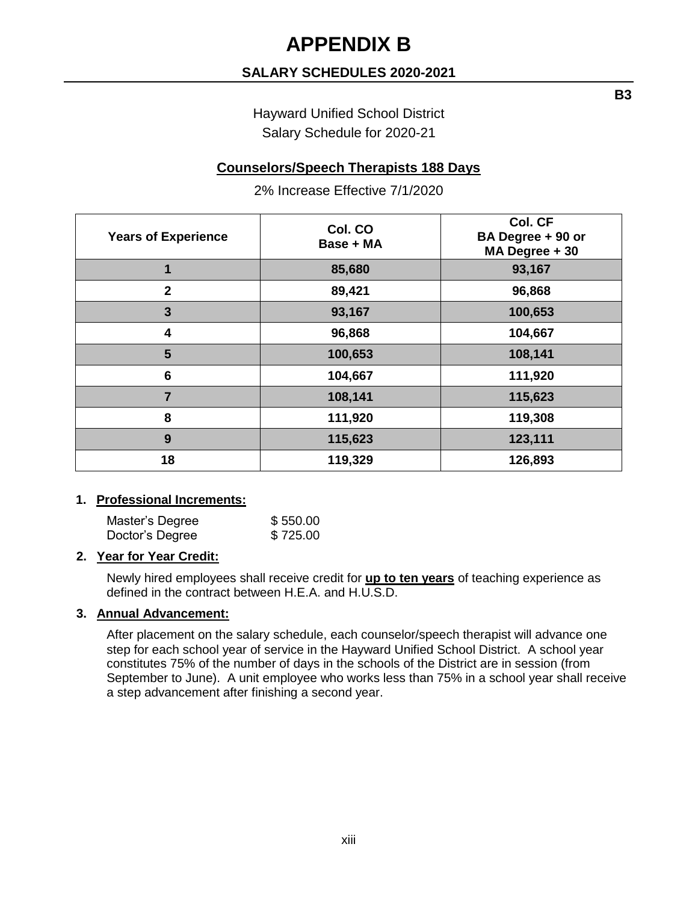# APPENDIX B

## SALARY SCHEDULES 2020-2021

**B3**

Hayward Unified School District
Salary Schedule for 2020-21

### Counselors/Speech Therapists 188 Days

2% Increase Effective 7/1/2020

| Years of Experience | Col. CO Base + MA | Col. CF BA Degree + 90 or MA Degree + 30 |
|---|---|---|
| 1 | 85,680 | 93,167 |
| 2 | 89,421 | 96,868 |
| 3 | 93,167 | 100,653 |
| 4 | 96,868 | 104,667 |
| 5 | 100,653 | 108,141 |
| 6 | 104,667 | 111,920 |
| 7 | 108,141 | 115,623 |
| 8 | 111,920 | 119,308 |
| 9 | 115,623 | 123,111 |
| 18 | 119,329 | 126,893 |

1. **Professional Increments:**

   Master's Degree $ 550.00
   Doctor's Degree $ 725.00

2. **Year for Year Credit:**

   Newly hired employees shall receive credit for **up to ten years** of teaching experience as defined in the contract between H.E.A. and H.U.S.D.

3. **Annual Advancement:**

   After placement on the salary schedule, each counselor/speech therapist will advance one step for each school year of service in the Hayward Unified School District. A school year constitutes 75% of the number of days in the schools of the District are in session (from September to June). A unit employee who works less than 75% in a school year shall receive a step advancement after finishing a second year.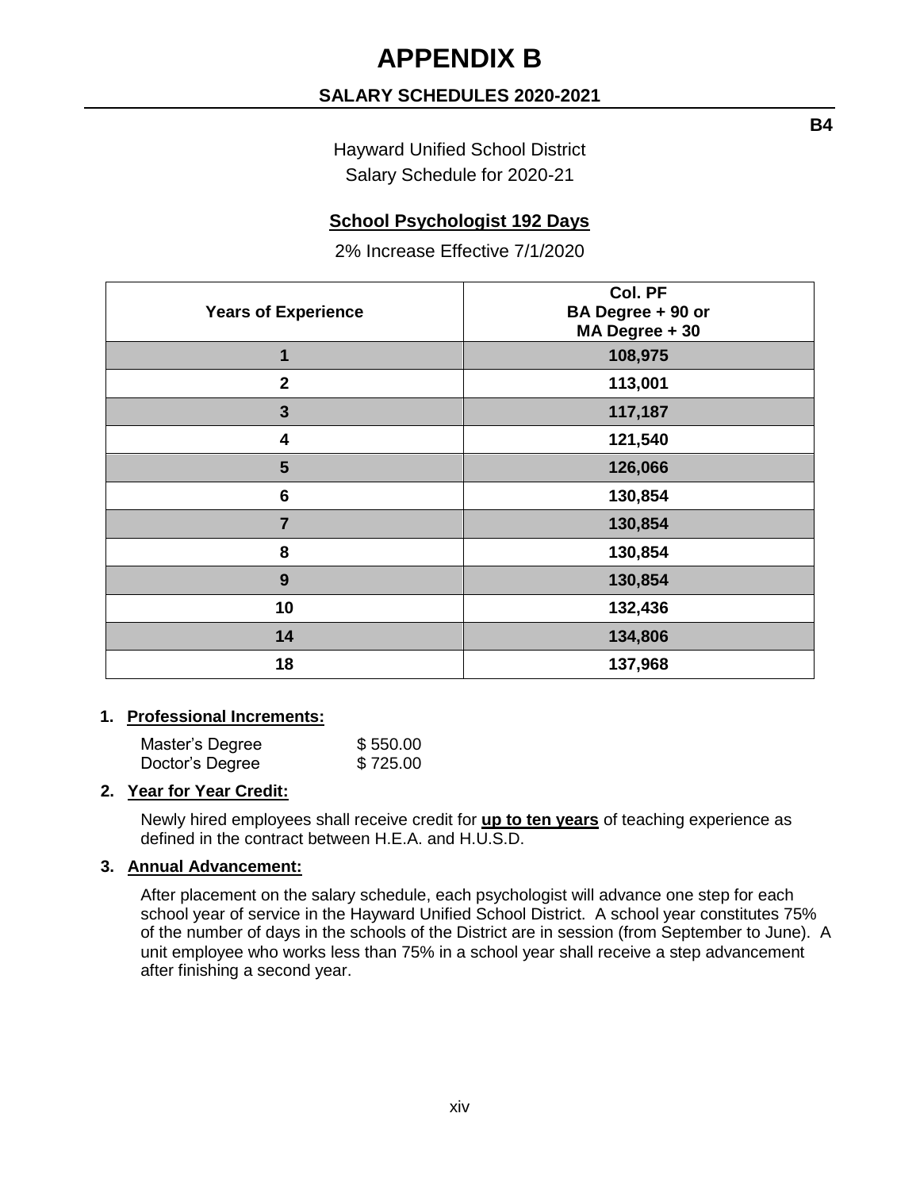# APPENDIX B

## SALARY SCHEDULES 2020-2021

**B4**

Hayward Unified School District
Salary Schedule for 2020-21

### School Psychologist 192 Days

2% Increase Effective 7/1/2020

| Years of Experience | Col. PF BA Degree + 90 or MA Degree + 30 |
|---|---|
| 1 | 108,975 |
| 2 | 113,001 |
| 3 | 117,187 |
| 4 | 121,540 |
| 5 | 126,066 |
| 6 | 130,854 |
| 7 | 130,854 |
| 8 | 130,854 |
| 9 | 130,854 |
| 10 | 132,436 |
| 14 | 134,806 |
| 18 | 137,968 |

1. **Professional Increments:**

   Master's Degree $ 550.00
   Doctor's Degree $ 725.00

2. **Year for Year Credit:**

   Newly hired employees shall receive credit for **up to ten years** of teaching experience as defined in the contract between H.E.A. and H.U.S.D.

3. **Annual Advancement:**

   After placement on the salary schedule, each psychologist will advance one step for each school year of service in the Hayward Unified School District. A school year constitutes 75% of the number of days in the schools of the District are in session (from September to June). A unit employee who works less than 75% in a school year shall receive a step advancement after finishing a second year.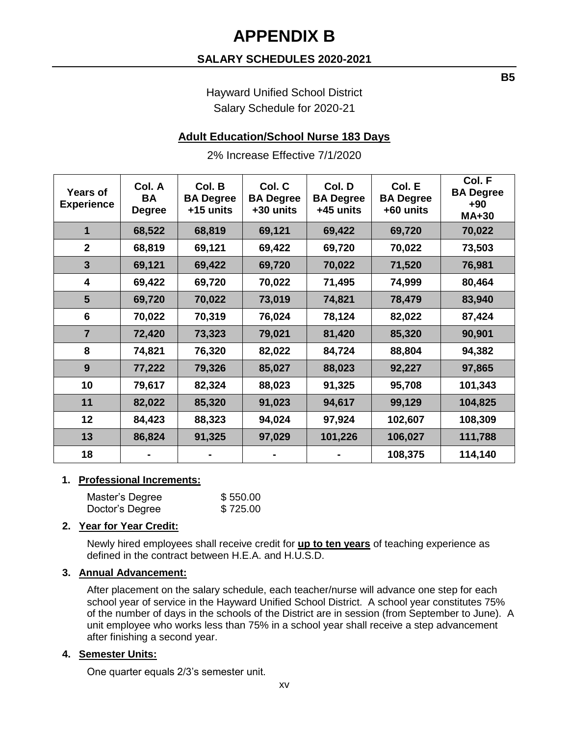# APPENDIX B

## SALARY SCHEDULES 2020-2021

B5

Hayward Unified School District
Salary Schedule for 2020-21

### Adult Education/School Nurse 183 Days

2% Increase Effective 7/1/2020

| Years of Experience | Col. A BA Degree | Col. B BA Degree +15 units | Col. C BA Degree +30 units | Col. D BA Degree +45 units | Col. E BA Degree +60 units | Col. F BA Degree +90 MA+30 |
|---|---|---|---|---|---|---|
| 1 | 68,522 | 68,819 | 69,121 | 69,422 | 69,720 | 70,022 |
| 2 | 68,819 | 69,121 | 69,422 | 69,720 | 70,022 | 73,503 |
| 3 | 69,121 | 69,422 | 69,720 | 70,022 | 71,520 | 76,981 |
| 4 | 69,422 | 69,720 | 70,022 | 71,495 | 74,999 | 80,464 |
| 5 | 69,720 | 70,022 | 73,019 | 74,821 | 78,479 | 83,940 |
| 6 | 70,022 | 70,319 | 76,024 | 78,124 | 82,022 | 87,424 |
| 7 | 72,420 | 73,323 | 79,021 | 81,420 | 85,320 | 90,901 |
| 8 | 74,821 | 76,320 | 82,022 | 84,724 | 88,804 | 94,382 |
| 9 | 77,222 | 79,326 | 85,027 | 88,023 | 92,227 | 97,865 |
| 10 | 79,617 | 82,324 | 88,023 | 91,325 | 95,708 | 101,343 |
| 11 | 82,022 | 85,320 | 91,023 | 94,617 | 99,129 | 104,825 |
| 12 | 84,423 | 88,323 | 94,024 | 97,924 | 102,607 | 108,309 |
| 13 | 86,824 | 91,325 | 97,029 | 101,226 | 106,027 | 111,788 |
| 18 | - | - | - | - | 108,375 | 114,140 |

1. **Professional Increments:**

   | | |
   |---|---|
   | Master's Degree | $ 550.00 |
   | Doctor's Degree | $ 725.00 |

2. **Year for Year Credit:**

   Newly hired employees shall receive credit for **up to ten years** of teaching experience as defined in the contract between H.E.A. and H.U.S.D.

3. **Annual Advancement:**

   After placement on the salary schedule, each teacher/nurse will advance one step for each school year of service in the Hayward Unified School District. A school year constitutes 75% of the number of days in the schools of the District are in session (from September to June). A unit employee who works less than 75% in a school year shall receive a step advancement after finishing a second year.

4. **Semester Units:**

   One quarter equals 2/3's semester unit.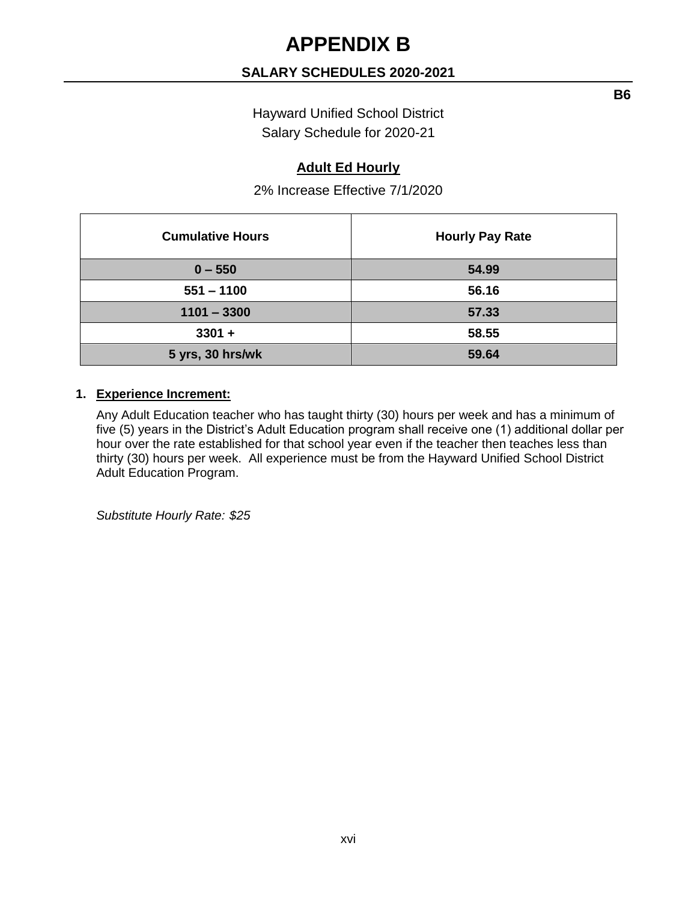# APPENDIX B

## SALARY SCHEDULES 2020-2021

**B6**

Hayward Unified School District
Salary Schedule for 2020-21

### Adult Ed Hourly

2% Increase Effective 7/1/2020

| Cumulative Hours | Hourly Pay Rate |
|---|---|
| **0 – 550** | **54.99** |
| **551 – 1100** | **56.16** |
| **1101 – 3300** | **57.33** |
| **3301 +** | **58.55** |
| **5 yrs, 30 hrs/wk** | **59.64** |

1. **Experience Increment:**

   Any Adult Education teacher who has taught thirty (30) hours per week and has a minimum of five (5) years in the District's Adult Education program shall receive one (1) additional dollar per hour over the rate established for that school year even if the teacher then teaches less than thirty (30) hours per week. All experience must be from the Hayward Unified School District Adult Education Program.

   *Substitute Hourly Rate: $25*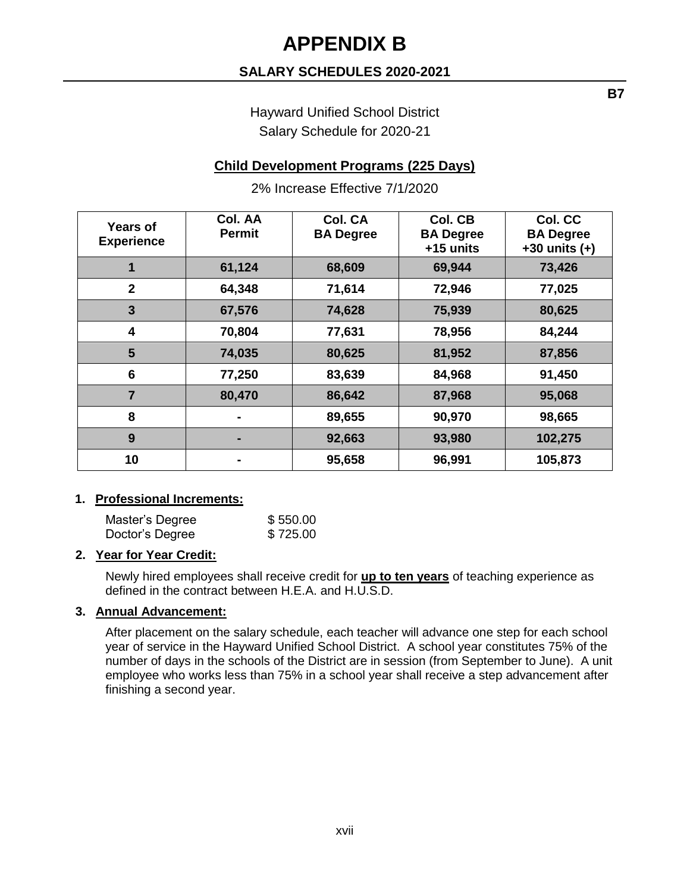# APPENDIX B

## SALARY SCHEDULES 2020-2021

**B7**

Hayward Unified School District
Salary Schedule for 2020-21

### Child Development Programs (225 Days)

2% Increase Effective 7/1/2020

| Years of Experience | Col. AA Permit | Col. CA BA Degree | Col. CB BA Degree +15 units | Col. CC BA Degree +30 units (+) |
|---|---|---|---|---|
| 1 | 61,124 | 68,609 | 69,944 | 73,426 |
| 2 | 64,348 | 71,614 | 72,946 | 77,025 |
| 3 | 67,576 | 74,628 | 75,939 | 80,625 |
| 4 | 70,804 | 77,631 | 78,956 | 84,244 |
| 5 | 74,035 | 80,625 | 81,952 | 87,856 |
| 6 | 77,250 | 83,639 | 84,968 | 91,450 |
| 7 | 80,470 | 86,642 | 87,968 | 95,068 |
| 8 | - | 89,655 | 90,970 | 98,665 |
| 9 | - | 92,663 | 93,980 | 102,275 |
| 10 | - | 95,658 | 96,991 | 105,873 |

1. **Professional Increments:**

   Master's Degree $ 550.00
   Doctor's Degree $ 725.00

2. **Year for Year Credit:**

   Newly hired employees shall receive credit for **up to ten years** of teaching experience as defined in the contract between H.E.A. and H.U.S.D.

3. **Annual Advancement:**

   After placement on the salary schedule, each teacher will advance one step for each school year of service in the Hayward Unified School District. A school year constitutes 75% of the number of days in the schools of the District are in session (from September to June). A unit employee who works less than 75% in a school year shall receive a step advancement after finishing a second year.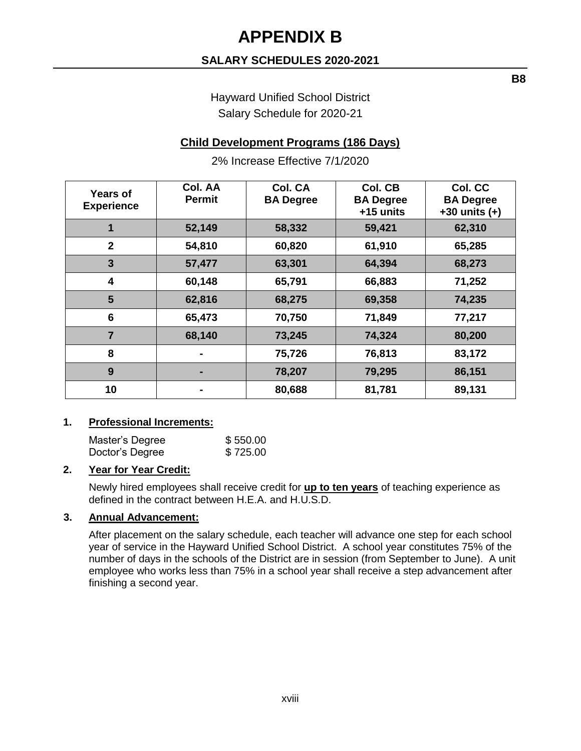# APPENDIX B

## SALARY SCHEDULES 2020-2021

**B8**

Hayward Unified School District
Salary Schedule for 2020-21

**Child Development Programs (186 Days)**

2% Increase Effective 7/1/2020

| Years of Experience | Col. AA Permit | Col. CA BA Degree | Col. CB BA Degree +15 units | Col. CC BA Degree +30 units (+) |
|---|---|---|---|---|
| 1 | 52,149 | 58,332 | 59,421 | 62,310 |
| 2 | 54,810 | 60,820 | 61,910 | 65,285 |
| 3 | 57,477 | 63,301 | 64,394 | 68,273 |
| 4 | 60,148 | 65,791 | 66,883 | 71,252 |
| 5 | 62,816 | 68,275 | 69,358 | 74,235 |
| 6 | 65,473 | 70,750 | 71,849 | 77,217 |
| 7 | 68,140 | 73,245 | 74,324 | 80,200 |
| 8 | - | 75,726 | 76,813 | 83,172 |
| 9 | - | 78,207 | 79,295 | 86,151 |
| 10 | - | 80,688 | 81,781 | 89,131 |

1. **Professional Increments:**

   Master's Degree $ 550.00
   Doctor's Degree $ 725.00

2. **Year for Year Credit:**

   Newly hired employees shall receive credit for **up to ten years** of teaching experience as defined in the contract between H.E.A. and H.U.S.D.

3. **Annual Advancement:**

   After placement on the salary schedule, each teacher will advance one step for each school year of service in the Hayward Unified School District. A school year constitutes 75% of the number of days in the schools of the District are in session (from September to June). A unit employee who works less than 75% in a school year shall receive a step advancement after finishing a second year.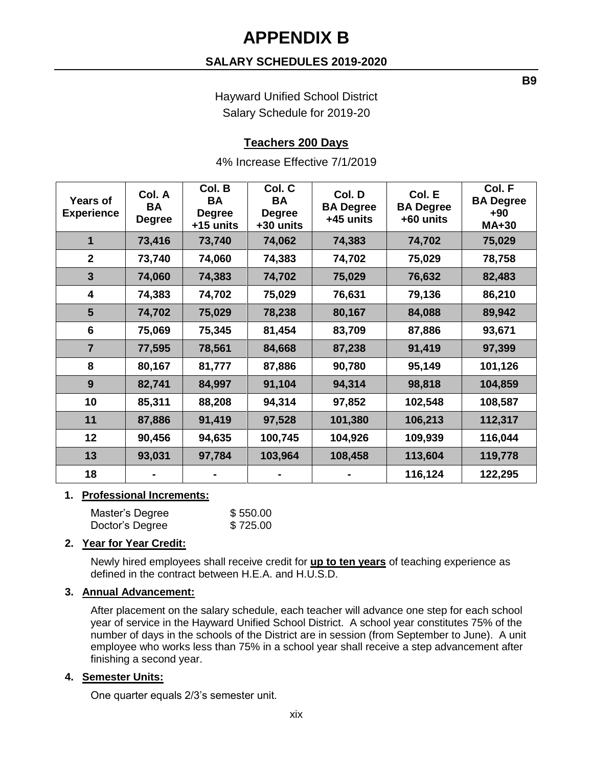# APPENDIX B

## SALARY SCHEDULES 2019-2020

**B9**

Hayward Unified School District
Salary Schedule for 2019-20

### Teachers 200 Days

4% Increase Effective 7/1/2019

| Years of Experience | Col. A BA Degree | Col. B BA Degree +15 units | Col. C BA Degree +30 units | Col. D BA Degree +45 units | Col. E BA Degree +60 units | Col. F BA Degree +90 MA+30 |
|---|---|---|---|---|---|---|
| 1 | 73,416 | 73,740 | 74,062 | 74,383 | 74,702 | 75,029 |
| 2 | 73,740 | 74,060 | 74,383 | 74,702 | 75,029 | 78,758 |
| 3 | 74,060 | 74,383 | 74,702 | 75,029 | 76,632 | 82,483 |
| 4 | 74,383 | 74,702 | 75,029 | 76,631 | 79,136 | 86,210 |
| 5 | 74,702 | 75,029 | 78,238 | 80,167 | 84,088 | 89,942 |
| 6 | 75,069 | 75,345 | 81,454 | 83,709 | 87,886 | 93,671 |
| 7 | 77,595 | 78,561 | 84,668 | 87,238 | 91,419 | 97,399 |
| 8 | 80,167 | 81,777 | 87,886 | 90,780 | 95,149 | 101,126 |
| 9 | 82,741 | 84,997 | 91,104 | 94,314 | 98,818 | 104,859 |
| 10 | 85,311 | 88,208 | 94,314 | 97,852 | 102,548 | 108,587 |
| 11 | 87,886 | 91,419 | 97,528 | 101,380 | 106,213 | 112,317 |
| 12 | 90,456 | 94,635 | 100,745 | 104,926 | 109,939 | 116,044 |
| 13 | 93,031 | 97,784 | 103,964 | 108,458 | 113,604 | 119,778 |
| 18 | - | - | - | - | 116,124 | 122,295 |

1. **Professional Increments:**

   | | |
   |---|---|
   | Master's Degree | $ 550.00 |
   | Doctor's Degree | $ 725.00 |

2. **Year for Year Credit:**

   Newly hired employees shall receive credit for **up to ten years** of teaching experience as defined in the contract between H.E.A. and H.U.S.D.

3. **Annual Advancement:**

   After placement on the salary schedule, each teacher will advance one step for each school year of service in the Hayward Unified School District. A school year constitutes 75% of the number of days in the schools of the District are in session (from September to June). A unit employee who works less than 75% in a school year shall receive a step advancement after finishing a second year.

4. **Semester Units:**

   One quarter equals 2/3's semester unit.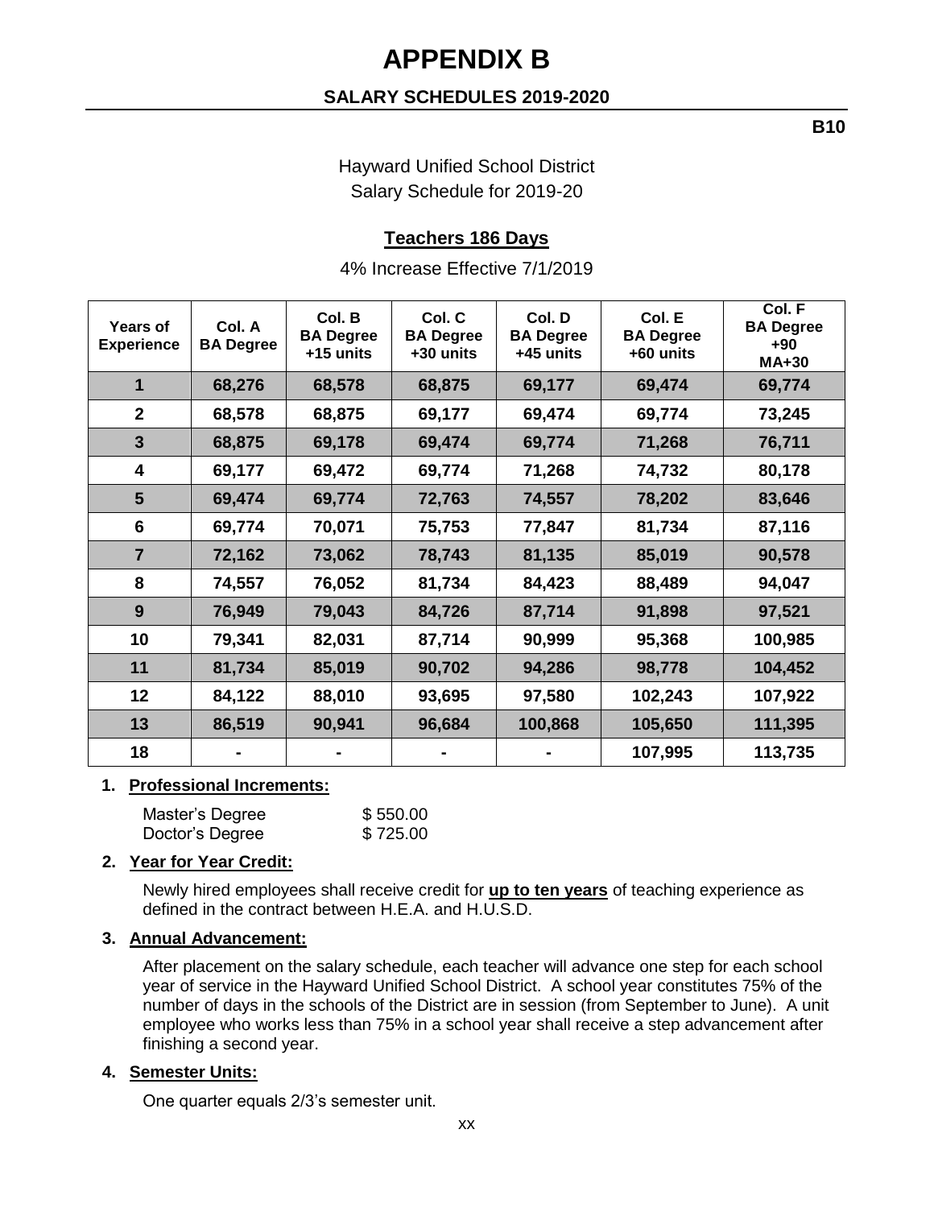# APPENDIX B

## SALARY SCHEDULES 2019-2020

**B10**

Hayward Unified School District
Salary Schedule for 2019-20

### Teachers 186 Days

4% Increase Effective 7/1/2019

| Years of Experience | Col. A BA Degree | Col. B BA Degree +15 units | Col. C BA Degree +30 units | Col. D BA Degree +45 units | Col. E BA Degree +60 units | Col. F BA Degree +90 MA+30 |
|---|---|---|---|---|---|---|
| 1 | 68,276 | 68,578 | 68,875 | 69,177 | 69,474 | 69,774 |
| 2 | 68,578 | 68,875 | 69,177 | 69,474 | 69,774 | 73,245 |
| 3 | 68,875 | 69,178 | 69,474 | 69,774 | 71,268 | 76,711 |
| 4 | 69,177 | 69,472 | 69,774 | 71,268 | 74,732 | 80,178 |
| 5 | 69,474 | 69,774 | 72,763 | 74,557 | 78,202 | 83,646 |
| 6 | 69,774 | 70,071 | 75,753 | 77,847 | 81,734 | 87,116 |
| 7 | 72,162 | 73,062 | 78,743 | 81,135 | 85,019 | 90,578 |
| 8 | 74,557 | 76,052 | 81,734 | 84,423 | 88,489 | 94,047 |
| 9 | 76,949 | 79,043 | 84,726 | 87,714 | 91,898 | 97,521 |
| 10 | 79,341 | 82,031 | 87,714 | 90,999 | 95,368 | 100,985 |
| 11 | 81,734 | 85,019 | 90,702 | 94,286 | 98,778 | 104,452 |
| 12 | 84,122 | 88,010 | 93,695 | 97,580 | 102,243 | 107,922 |
| 13 | 86,519 | 90,941 | 96,684 | 100,868 | 105,650 | 111,395 |
| 18 | - | - | - | - | 107,995 | 113,735 |

1. **Professional Increments:**

   Master's Degree $ 550.00
   Doctor's Degree $ 725.00

2. **Year for Year Credit:**

   Newly hired employees shall receive credit for **up to ten years** of teaching experience as defined in the contract between H.E.A. and H.U.S.D.

3. **Annual Advancement:**

   After placement on the salary schedule, each teacher will advance one step for each school year of service in the Hayward Unified School District. A school year constitutes 75% of the number of days in the schools of the District are in session (from September to June). A unit employee who works less than 75% in a school year shall receive a step advancement after finishing a second year.

4. **Semester Units:**

   One quarter equals 2/3's semester unit.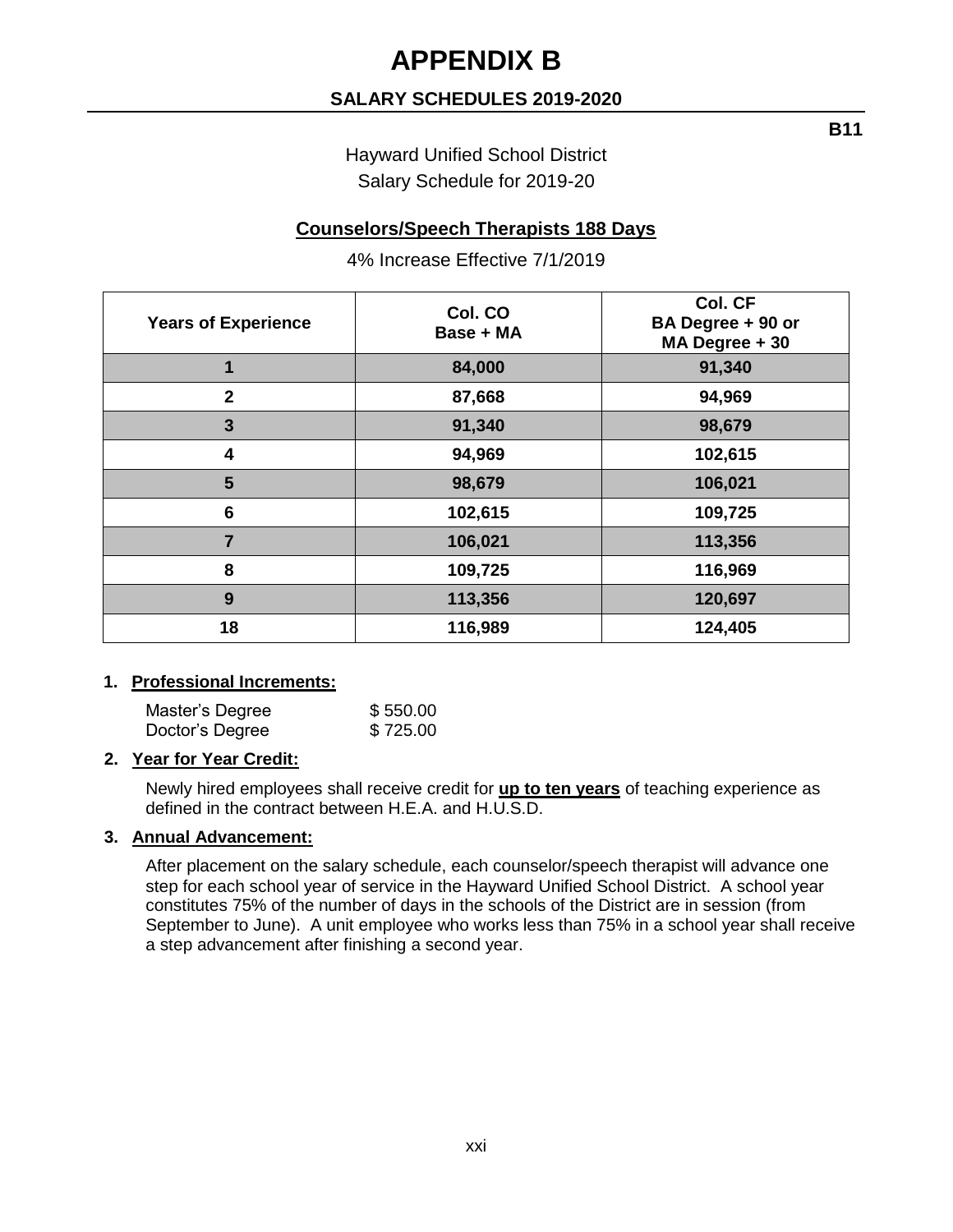# APPENDIX B

## SALARY SCHEDULES 2019-2020

**B11**

Hayward Unified School District
Salary Schedule for 2019-20

### Counselors/Speech Therapists 188 Days

4% Increase Effective 7/1/2019

| Years of Experience | Col. CO Base + MA | Col. CF BA Degree + 90 or MA Degree + 30 |
|---|---|---|
| 1 | 84,000 | 91,340 |
| 2 | 87,668 | 94,969 |
| 3 | 91,340 | 98,679 |
| 4 | 94,969 | 102,615 |
| 5 | 98,679 | 106,021 |
| 6 | 102,615 | 109,725 |
| 7 | 106,021 | 113,356 |
| 8 | 109,725 | 116,969 |
| 9 | 113,356 | 120,697 |
| 18 | 116,989 | 124,405 |

1. **Professional Increments:**

   Master's Degree $ 550.00
   Doctor's Degree $ 725.00

2. **Year for Year Credit:**

   Newly hired employees shall receive credit for **up to ten years** of teaching experience as defined in the contract between H.E.A. and H.U.S.D.

3. **Annual Advancement:**

   After placement on the salary schedule, each counselor/speech therapist will advance one step for each school year of service in the Hayward Unified School District. A school year constitutes 75% of the number of days in the schools of the District are in session (from September to June). A unit employee who works less than 75% in a school year shall receive a step advancement after finishing a second year.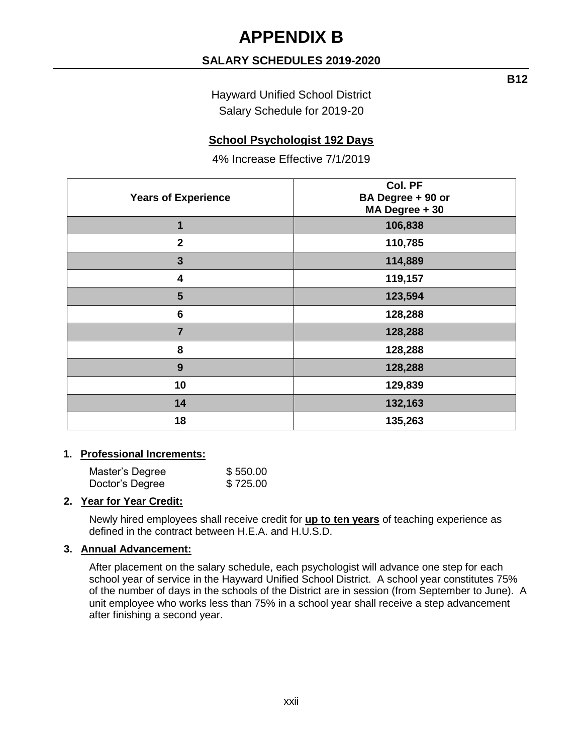# APPENDIX B

## SALARY SCHEDULES 2019-2020

**B12**

Hayward Unified School District
Salary Schedule for 2019-20

### School Psychologist 192 Days

4% Increase Effective 7/1/2019

| Years of Experience | Col. PF BA Degree + 90 or MA Degree + 30 |
|---|---|
| 1 | 106,838 |
| 2 | 110,785 |
| 3 | 114,889 |
| 4 | 119,157 |
| 5 | 123,594 |
| 6 | 128,288 |
| 7 | 128,288 |
| 8 | 128,288 |
| 9 | 128,288 |
| 10 | 129,839 |
| 14 | 132,163 |
| 18 | 135,263 |

1. **Professional Increments:**

   Master's Degree $ 550.00
   Doctor's Degree $ 725.00

2. **Year for Year Credit:**

   Newly hired employees shall receive credit for **up to ten years** of teaching experience as defined in the contract between H.E.A. and H.U.S.D.

3. **Annual Advancement:**

   After placement on the salary schedule, each psychologist will advance one step for each school year of service in the Hayward Unified School District. A school year constitutes 75% of the number of days in the schools of the District are in session (from September to June). A unit employee who works less than 75% in a school year shall receive a step advancement after finishing a second year.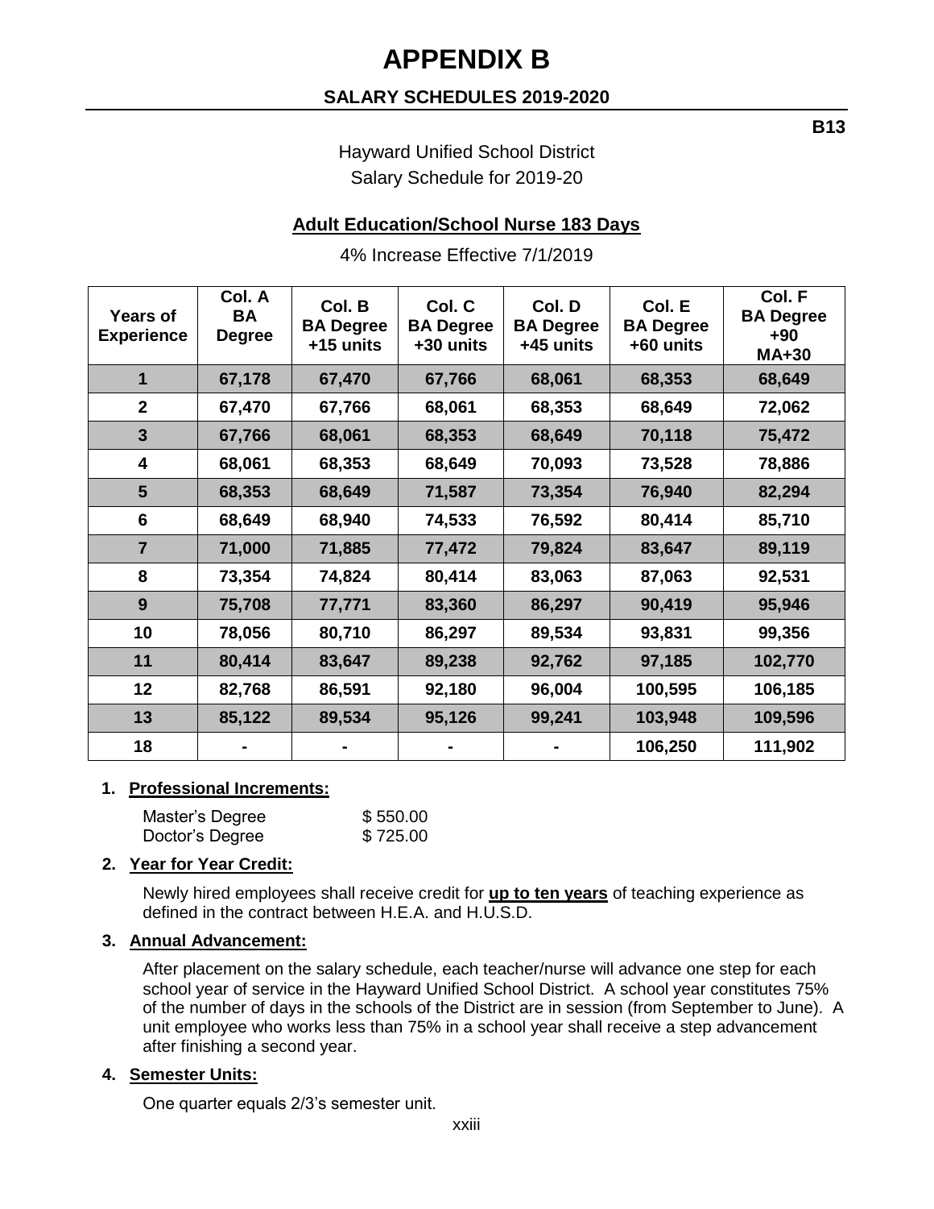# APPENDIX B

## SALARY SCHEDULES 2019-2020

**B13**

Hayward Unified School District
Salary Schedule for 2019-20

### Adult Education/School Nurse 183 Days

4% Increase Effective 7/1/2019

| Years of Experience | Col. A BA Degree | Col. B BA Degree +15 units | Col. C BA Degree +30 units | Col. D BA Degree +45 units | Col. E BA Degree +60 units | Col. F BA Degree +90 MA+30 |
|---|---|---|---|---|---|---|
| 1 | 67,178 | 67,470 | 67,766 | 68,061 | 68,353 | 68,649 |
| 2 | 67,470 | 67,766 | 68,061 | 68,353 | 68,649 | 72,062 |
| 3 | 67,766 | 68,061 | 68,353 | 68,649 | 70,118 | 75,472 |
| 4 | 68,061 | 68,353 | 68,649 | 70,093 | 73,528 | 78,886 |
| 5 | 68,353 | 68,649 | 71,587 | 73,354 | 76,940 | 82,294 |
| 6 | 68,649 | 68,940 | 74,533 | 76,592 | 80,414 | 85,710 |
| 7 | 71,000 | 71,885 | 77,472 | 79,824 | 83,647 | 89,119 |
| 8 | 73,354 | 74,824 | 80,414 | 83,063 | 87,063 | 92,531 |
| 9 | 75,708 | 77,771 | 83,360 | 86,297 | 90,419 | 95,946 |
| 10 | 78,056 | 80,710 | 86,297 | 89,534 | 93,831 | 99,356 |
| 11 | 80,414 | 83,647 | 89,238 | 92,762 | 97,185 | 102,770 |
| 12 | 82,768 | 86,591 | 92,180 | 96,004 | 100,595 | 106,185 |
| 13 | 85,122 | 89,534 | 95,126 | 99,241 | 103,948 | 109,596 |
| 18 | - | - | - | - | 106,250 | 111,902 |

1. **Professional Increments:**

   | | |
   |---|---|
   | Master's Degree | $ 550.00 |
   | Doctor's Degree | $ 725.00 |

2. **Year for Year Credit:**

   Newly hired employees shall receive credit for **up to ten years** of teaching experience as defined in the contract between H.E.A. and H.U.S.D.

3. **Annual Advancement:**

   After placement on the salary schedule, each teacher/nurse will advance one step for each school year of service in the Hayward Unified School District. A school year constitutes 75% of the number of days in the schools of the District are in session (from September to June). A unit employee who works less than 75% in a school year shall receive a step advancement after finishing a second year.

4. **Semester Units:**

   One quarter equals 2/3's semester unit.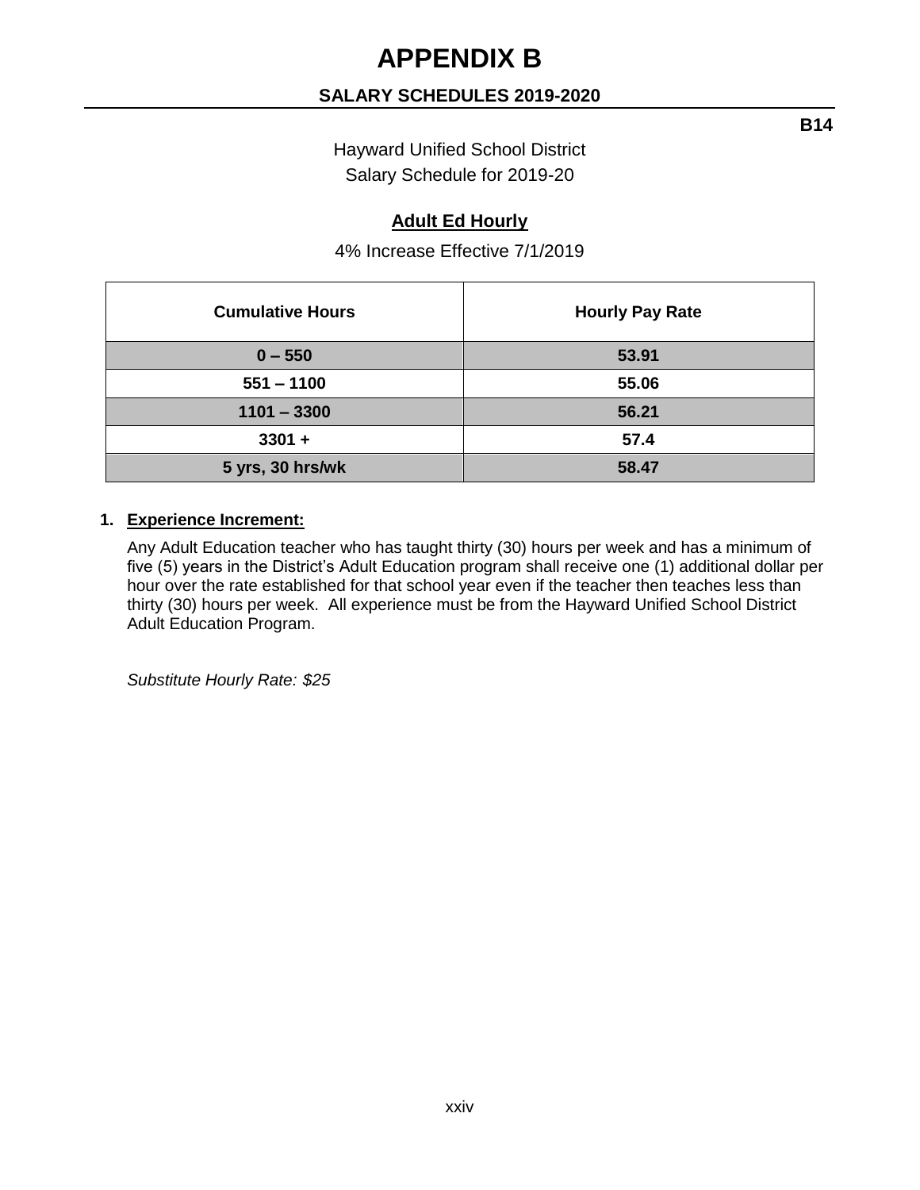# APPENDIX B

## SALARY SCHEDULES 2019-2020

**B14**

Hayward Unified School District
Salary Schedule for 2019-20

### Adult Ed Hourly

4% Increase Effective 7/1/2019

| Cumulative Hours | Hourly Pay Rate |
|---|---|
| **0 – 550** | **53.91** |
| **551 – 1100** | **55.06** |
| **1101 – 3300** | **56.21** |
| **3301 +** | **57.4** |
| **5 yrs, 30 hrs/wk** | **58.47** |

1. **Experience Increment:**

   Any Adult Education teacher who has taught thirty (30) hours per week and has a minimum of five (5) years in the District's Adult Education program shall receive one (1) additional dollar per hour over the rate established for that school year even if the teacher then teaches less than thirty (30) hours per week. All experience must be from the Hayward Unified School District Adult Education Program.

   *Substitute Hourly Rate: $25*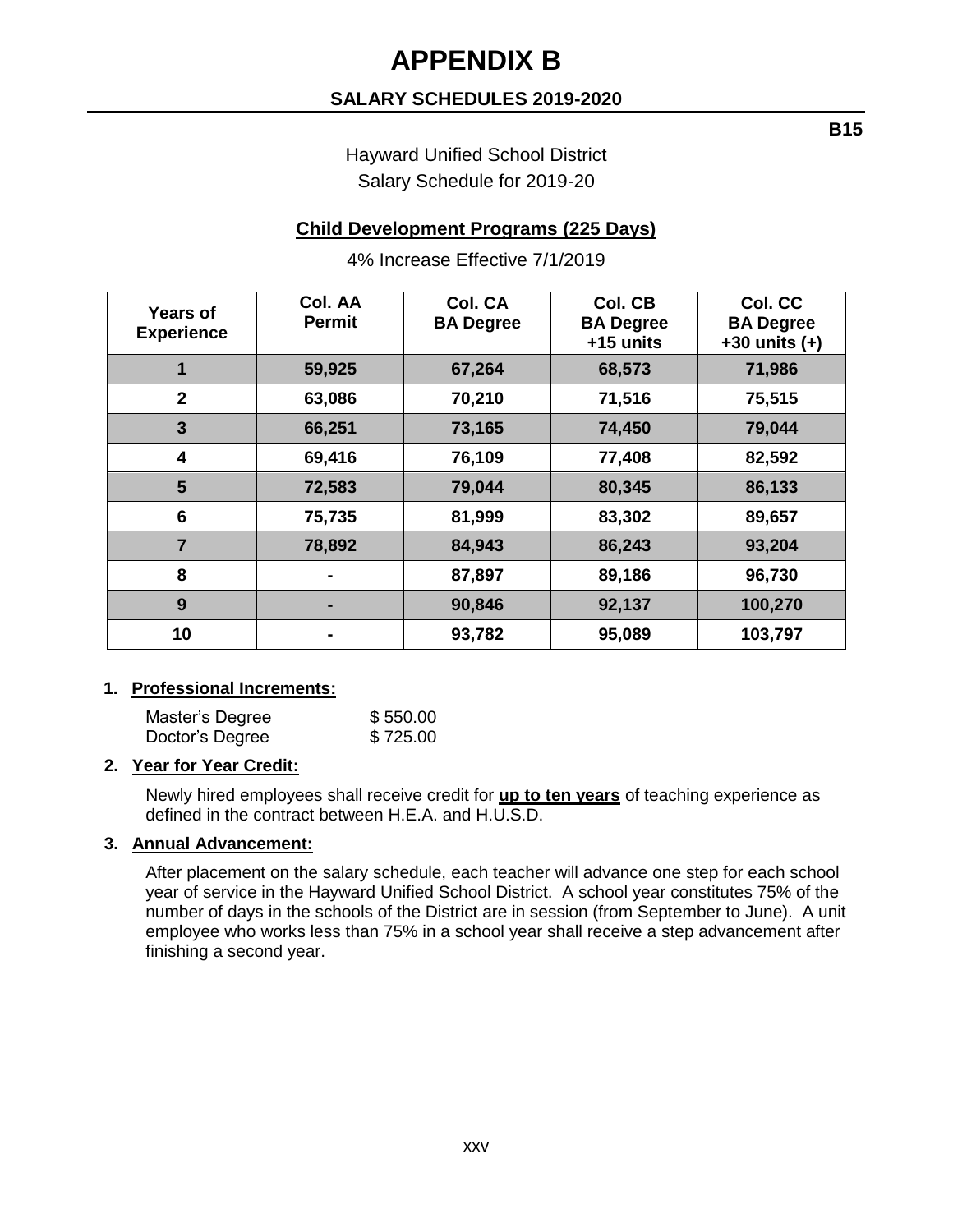# APPENDIX B

## SALARY SCHEDULES 2019-2020

**B15**

Hayward Unified School District
Salary Schedule for 2019-20

### Child Development Programs (225 Days)

4% Increase Effective 7/1/2019

| Years of Experience | Col. AA Permit | Col. CA BA Degree | Col. CB BA Degree +15 units | Col. CC BA Degree +30 units (+) |
|---|---|---|---|---|
| 1 | 59,925 | 67,264 | 68,573 | 71,986 |
| 2 | 63,086 | 70,210 | 71,516 | 75,515 |
| 3 | 66,251 | 73,165 | 74,450 | 79,044 |
| 4 | 69,416 | 76,109 | 77,408 | 82,592 |
| 5 | 72,583 | 79,044 | 80,345 | 86,133 |
| 6 | 75,735 | 81,999 | 83,302 | 89,657 |
| 7 | 78,892 | 84,943 | 86,243 | 93,204 |
| 8 | - | 87,897 | 89,186 | 96,730 |
| 9 | - | 90,846 | 92,137 | 100,270 |
| 10 | - | 93,782 | 95,089 | 103,797 |

1. **Professional Increments:**

   Master's Degree $ 550.00
   Doctor's Degree $ 725.00

2. **Year for Year Credit:**

   Newly hired employees shall receive credit for **up to ten years** of teaching experience as defined in the contract between H.E.A. and H.U.S.D.

3. **Annual Advancement:**

   After placement on the salary schedule, each teacher will advance one step for each school year of service in the Hayward Unified School District. A school year constitutes 75% of the number of days in the schools of the District are in session (from September to June). A unit employee who works less than 75% in a school year shall receive a step advancement after finishing a second year.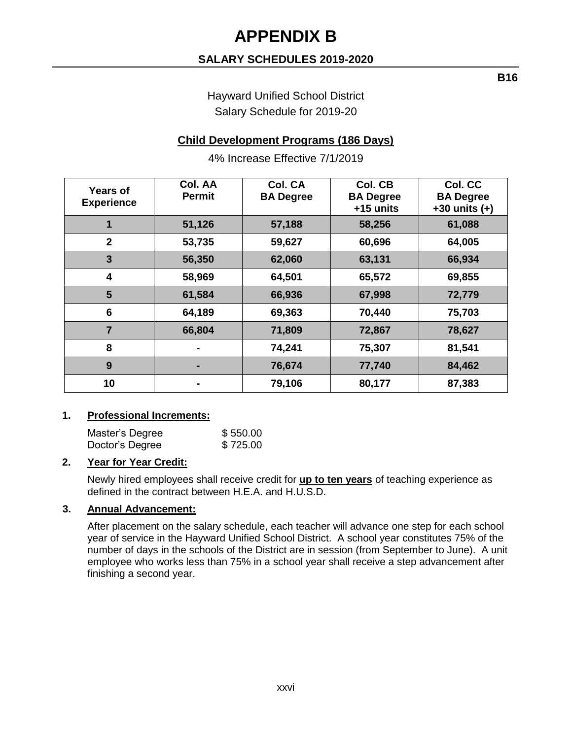# APPENDIX B

## SALARY SCHEDULES 2019-2020

**B16**

Hayward Unified School District
Salary Schedule for 2019-20

### Child Development Programs (186 Days)

4% Increase Effective 7/1/2019

| Years of Experience | Col. AA Permit | Col. CA BA Degree | Col. CB BA Degree +15 units | Col. CC BA Degree +30 units (+) |
|---|---|---|---|---|
| 1 | 51,126 | 57,188 | 58,256 | 61,088 |
| 2 | 53,735 | 59,627 | 60,696 | 64,005 |
| 3 | 56,350 | 62,060 | 63,131 | 66,934 |
| 4 | 58,969 | 64,501 | 65,572 | 69,855 |
| 5 | 61,584 | 66,936 | 67,998 | 72,779 |
| 6 | 64,189 | 69,363 | 70,440 | 75,703 |
| 7 | 66,804 | 71,809 | 72,867 | 78,627 |
| 8 | - | 74,241 | 75,307 | 81,541 |
| 9 | - | 76,674 | 77,740 | 84,462 |
| 10 | - | 79,106 | 80,177 | 87,383 |

1. **Professional Increments:**

   Master's Degree $ 550.00
   Doctor's Degree $ 725.00

2. **Year for Year Credit:**

   Newly hired employees shall receive credit for **up to ten years** of teaching experience as defined in the contract between H.E.A. and H.U.S.D.

3. **Annual Advancement:**

   After placement on the salary schedule, each teacher will advance one step for each school year of service in the Hayward Unified School District. A school year constitutes 75% of the number of days in the schools of the District are in session (from September to June). A unit employee who works less than 75% in a school year shall receive a step advancement after finishing a second year.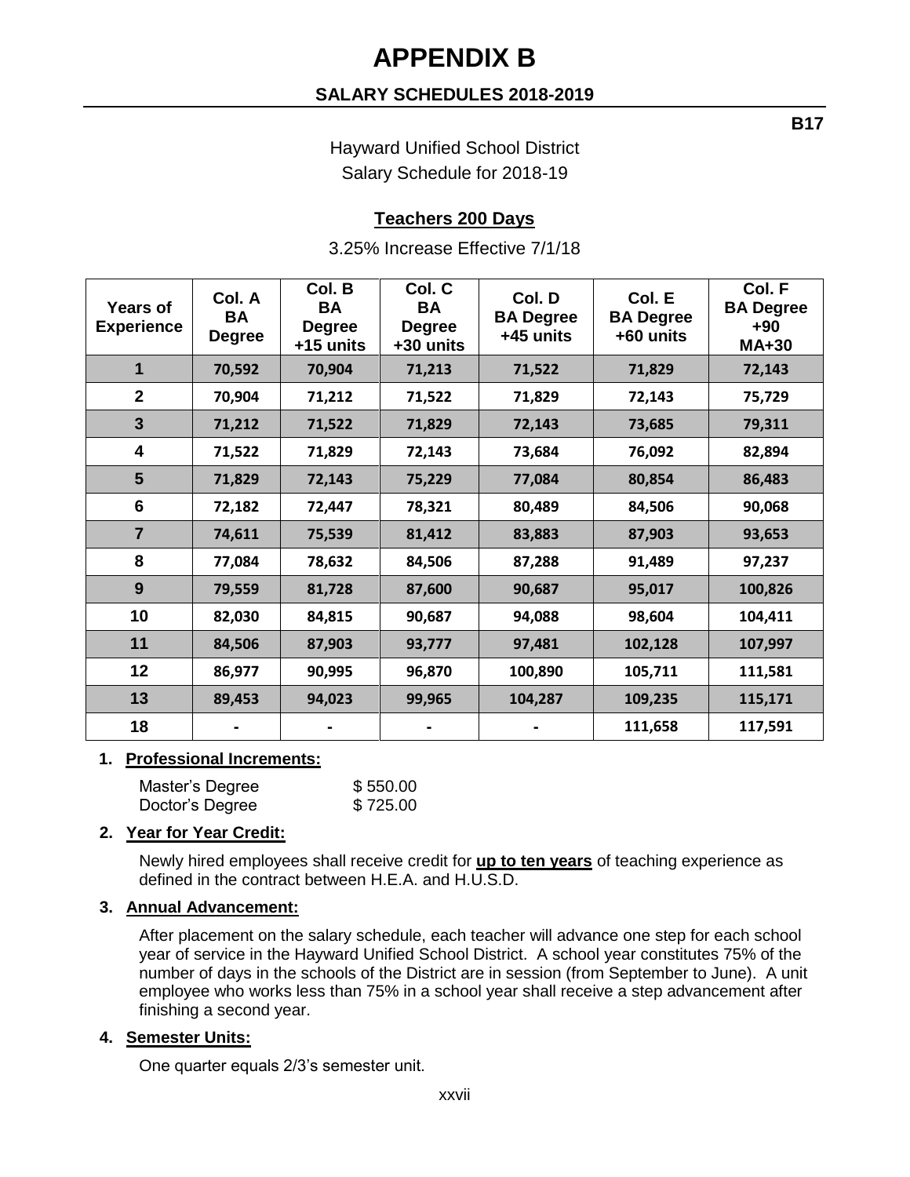# APPENDIX B

## SALARY SCHEDULES 2018-2019

**B17**

Hayward Unified School District
Salary Schedule for 2018-19

### Teachers 200 Days

3.25% Increase Effective 7/1/18

| Years of Experience | Col. A BA Degree | Col. B BA Degree +15 units | Col. C BA Degree +30 units | Col. D BA Degree +45 units | Col. E BA Degree +60 units | Col. F BA Degree +90 MA+30 |
|---|---|---|---|---|---|---|
| 1 | 70,592 | 70,904 | 71,213 | 71,522 | 71,829 | 72,143 |
| 2 | 70,904 | 71,212 | 71,522 | 71,829 | 72,143 | 75,729 |
| 3 | 71,212 | 71,522 | 71,829 | 72,143 | 73,685 | 79,311 |
| 4 | 71,522 | 71,829 | 72,143 | 73,684 | 76,092 | 82,894 |
| 5 | 71,829 | 72,143 | 75,229 | 77,084 | 80,854 | 86,483 |
| 6 | 72,182 | 72,447 | 78,321 | 80,489 | 84,506 | 90,068 |
| 7 | 74,611 | 75,539 | 81,412 | 83,883 | 87,903 | 93,653 |
| 8 | 77,084 | 78,632 | 84,506 | 87,288 | 91,489 | 97,237 |
| 9 | 79,559 | 81,728 | 87,600 | 90,687 | 95,017 | 100,826 |
| 10 | 82,030 | 84,815 | 90,687 | 94,088 | 98,604 | 104,411 |
| 11 | 84,506 | 87,903 | 93,777 | 97,481 | 102,128 | 107,997 |
| 12 | 86,977 | 90,995 | 96,870 | 100,890 | 105,711 | 111,581 |
| 13 | 89,453 | 94,023 | 99,965 | 104,287 | 109,235 | 115,171 |
| 18 | - | - | - | - | 111,658 | 117,591 |

1. **Professional Increments:**

   Master's Degree $ 550.00
   Doctor's Degree $ 725.00

2. **Year for Year Credit:**

   Newly hired employees shall receive credit for **up to ten years** of teaching experience as defined in the contract between H.E.A. and H.U.S.D.

3. **Annual Advancement:**

   After placement on the salary schedule, each teacher will advance one step for each school year of service in the Hayward Unified School District. A school year constitutes 75% of the number of days in the schools of the District are in session (from September to June). A unit employee who works less than 75% in a school year shall receive a step advancement after finishing a second year.

4. **Semester Units:**

   One quarter equals 2/3's semester unit.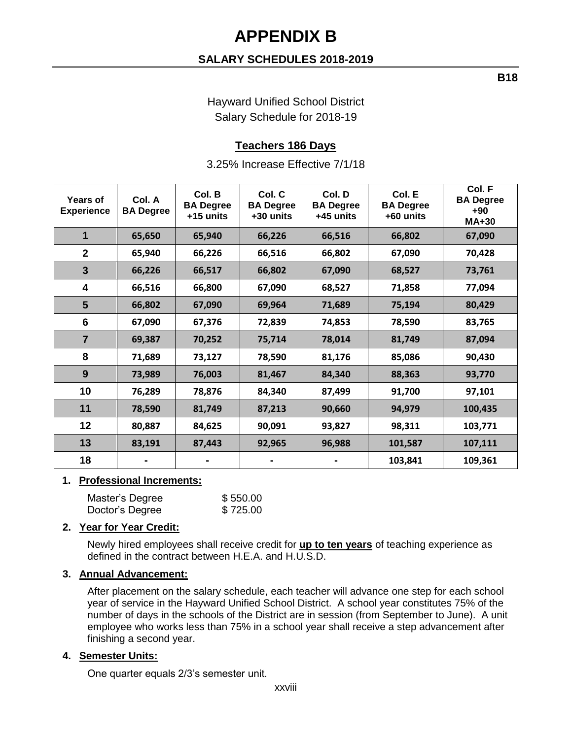# APPENDIX B

## SALARY SCHEDULES 2018-2019

**B18**

Hayward Unified School District
Salary Schedule for 2018-19

### Teachers 186 Days

3.25% Increase Effective 7/1/18

| Years of Experience | Col. A BA Degree | Col. B BA Degree +15 units | Col. C BA Degree +30 units | Col. D BA Degree +45 units | Col. E BA Degree +60 units | Col. F BA Degree +90 MA+30 |
|---|---|---|---|---|---|---|
| 1 | 65,650 | 65,940 | 66,226 | 66,516 | 66,802 | 67,090 |
| 2 | 65,940 | 66,226 | 66,516 | 66,802 | 67,090 | 70,428 |
| 3 | 66,226 | 66,517 | 66,802 | 67,090 | 68,527 | 73,761 |
| 4 | 66,516 | 66,800 | 67,090 | 68,527 | 71,858 | 77,094 |
| 5 | 66,802 | 67,090 | 69,964 | 71,689 | 75,194 | 80,429 |
| 6 | 67,090 | 67,376 | 72,839 | 74,853 | 78,590 | 83,765 |
| 7 | 69,387 | 70,252 | 75,714 | 78,014 | 81,749 | 87,094 |
| 8 | 71,689 | 73,127 | 78,590 | 81,176 | 85,086 | 90,430 |
| 9 | 73,989 | 76,003 | 81,467 | 84,340 | 88,363 | 93,770 |
| 10 | 76,289 | 78,876 | 84,340 | 87,499 | 91,700 | 97,101 |
| 11 | 78,590 | 81,749 | 87,213 | 90,660 | 94,979 | 100,435 |
| 12 | 80,887 | 84,625 | 90,091 | 93,827 | 98,311 | 103,771 |
| 13 | 83,191 | 87,443 | 92,965 | 96,988 | 101,587 | 107,111 |
| 18 | - | - | - | - | 103,841 | 109,361 |

1. **Professional Increments:**

   | | |
   |---|---|
   | Master's Degree | $ 550.00 |
   | Doctor's Degree | $ 725.00 |

2. **Year for Year Credit:**

   Newly hired employees shall receive credit for **up to ten years** of teaching experience as defined in the contract between H.E.A. and H.U.S.D.

3. **Annual Advancement:**

   After placement on the salary schedule, each teacher will advance one step for each school year of service in the Hayward Unified School District. A school year constitutes 75% of the number of days in the schools of the District are in session (from September to June). A unit employee who works less than 75% in a school year shall receive a step advancement after finishing a second year.

4. **Semester Units:**

   One quarter equals 2/3's semester unit.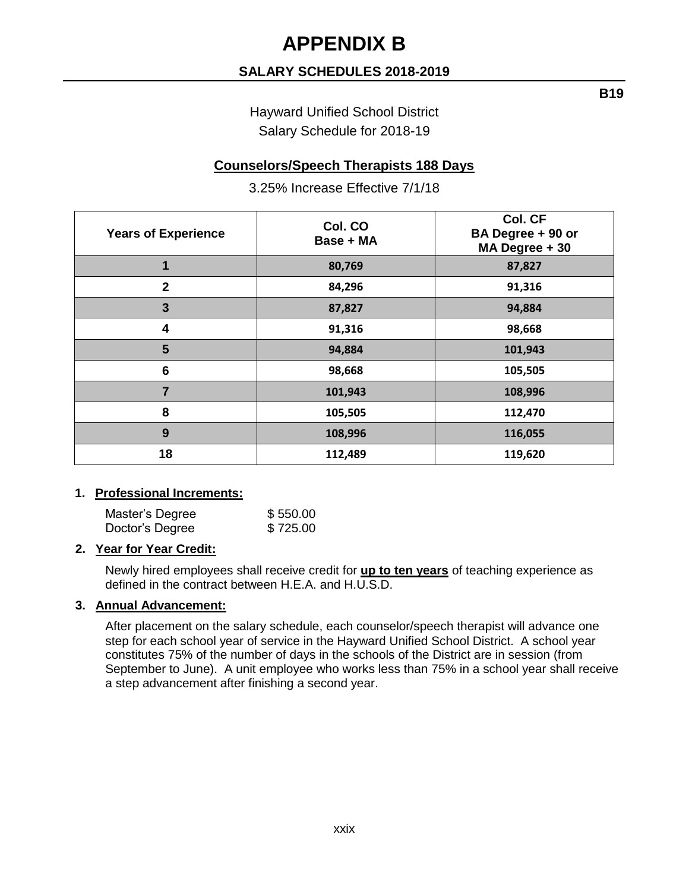# APPENDIX B

## SALARY SCHEDULES 2018-2019

**B19**

Hayward Unified School District
Salary Schedule for 2018-19

### Counselors/Speech Therapists 188 Days

3.25% Increase Effective 7/1/18

| Years of Experience | Col. CO Base + MA | Col. CF BA Degree + 90 or MA Degree + 30 |
|---|---|---|
| 1 | 80,769 | 87,827 |
| 2 | 84,296 | 91,316 |
| 3 | 87,827 | 94,884 |
| 4 | 91,316 | 98,668 |
| 5 | 94,884 | 101,943 |
| 6 | 98,668 | 105,505 |
| 7 | 101,943 | 108,996 |
| 8 | 105,505 | 112,470 |
| 9 | 108,996 | 116,055 |
| 18 | 112,489 | 119,620 |

1. **Professional Increments:**

   Master's Degree $ 550.00
   Doctor's Degree $ 725.00

2. **Year for Year Credit:**

   Newly hired employees shall receive credit for **up to ten years** of teaching experience as defined in the contract between H.E.A. and H.U.S.D.

3. **Annual Advancement:**

   After placement on the salary schedule, each counselor/speech therapist will advance one step for each school year of service in the Hayward Unified School District. A school year constitutes 75% of the number of days in the schools of the District are in session (from September to June). A unit employee who works less than 75% in a school year shall receive a step advancement after finishing a second year.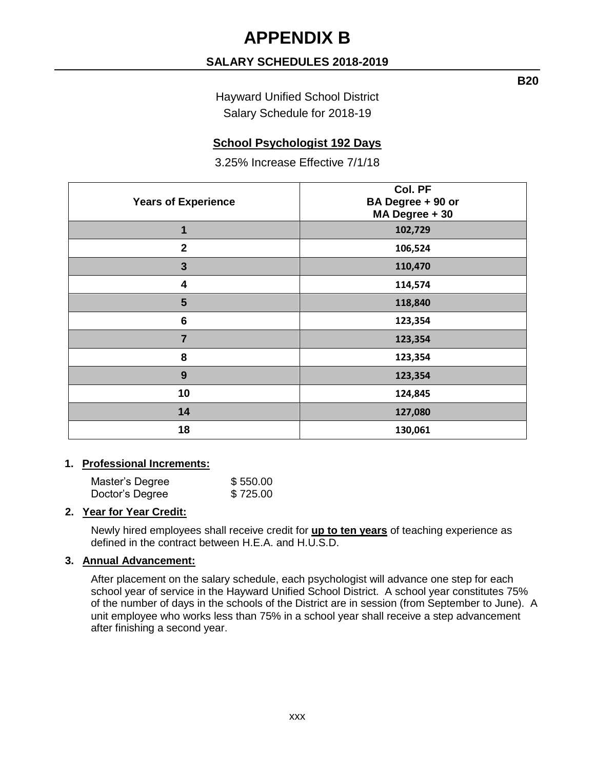# APPENDIX B

## SALARY SCHEDULES 2018-2019

**B20**

Hayward Unified School District
Salary Schedule for 2018-19

### School Psychologist 192 Days

3.25% Increase Effective 7/1/18

| Years of Experience | Col. PF BA Degree + 90 or MA Degree + 30 |
|---|---|
| 1 | 102,729 |
| 2 | 106,524 |
| 3 | 110,470 |
| 4 | 114,574 |
| 5 | 118,840 |
| 6 | 123,354 |
| 7 | 123,354 |
| 8 | 123,354 |
| 9 | 123,354 |
| 10 | 124,845 |
| 14 | 127,080 |
| 18 | 130,061 |

1. **Professional Increments:**

   | | |
   |---|---|
   | Master's Degree | $ 550.00 |
   | Doctor's Degree | $ 725.00 |

2. **Year for Year Credit:**

   Newly hired employees shall receive credit for **up to ten years** of teaching experience as defined in the contract between H.E.A. and H.U.S.D.

3. **Annual Advancement:**

   After placement on the salary schedule, each psychologist will advance one step for each school year of service in the Hayward Unified School District. A school year constitutes 75% of the number of days in the schools of the District are in session (from September to June). A unit employee who works less than 75% in a school year shall receive a step advancement after finishing a second year.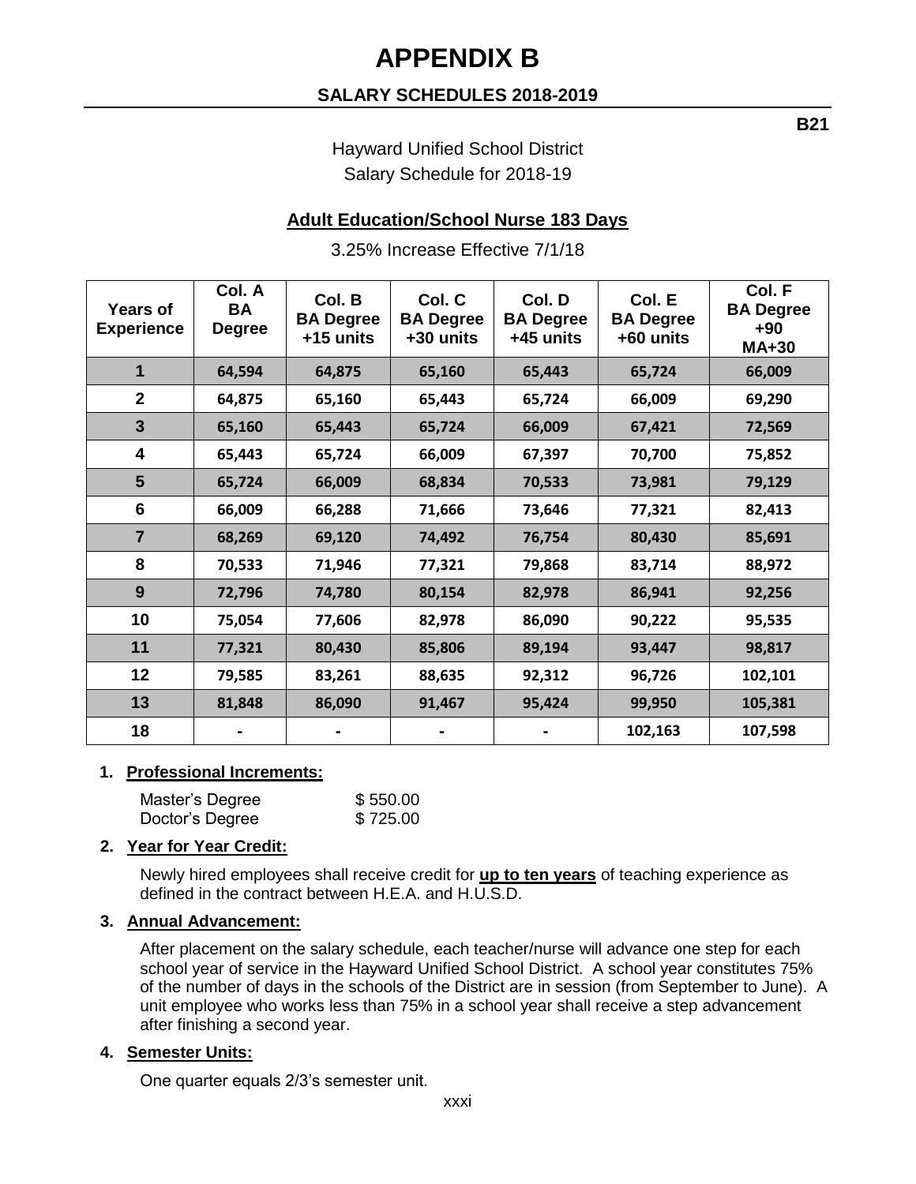# APPENDIX B

## SALARY SCHEDULES 2018-2019

**B21**

Hayward Unified School District
Salary Schedule for 2018-19

### Adult Education/School Nurse 183 Days

3.25% Increase Effective 7/1/18

| Years of Experience | Col. A BA Degree | Col. B BA Degree +15 units | Col. C BA Degree +30 units | Col. D BA Degree +45 units | Col. E BA Degree +60 units | Col. F BA Degree +90 MA+30 |
|---|---|---|---|---|---|---|
| 1 | 64,594 | 64,875 | 65,160 | 65,443 | 65,724 | 66,009 |
| 2 | 64,875 | 65,160 | 65,443 | 65,724 | 66,009 | 69,290 |
| 3 | 65,160 | 65,443 | 65,724 | 66,009 | 67,421 | 72,569 |
| 4 | 65,443 | 65,724 | 66,009 | 67,397 | 70,700 | 75,852 |
| 5 | 65,724 | 66,009 | 68,834 | 70,533 | 73,981 | 79,129 |
| 6 | 66,009 | 66,288 | 71,666 | 73,646 | 77,321 | 82,413 |
| 7 | 68,269 | 69,120 | 74,492 | 76,754 | 80,430 | 85,691 |
| 8 | 70,533 | 71,946 | 77,321 | 79,868 | 83,714 | 88,972 |
| 9 | 72,796 | 74,780 | 80,154 | 82,978 | 86,941 | 92,256 |
| 10 | 75,054 | 77,606 | 82,978 | 86,090 | 90,222 | 95,535 |
| 11 | 77,321 | 80,430 | 85,806 | 89,194 | 93,447 | 98,817 |
| 12 | 79,585 | 83,261 | 88,635 | 92,312 | 96,726 | 102,101 |
| 13 | 81,848 | 86,090 | 91,467 | 95,424 | 99,950 | 105,381 |
| 18 | - | - | - | - | 102,163 | 107,598 |

1. **Professional Increments:**

   | | |
   |---|---|
   | Master's Degree | $ 550.00 |
   | Doctor's Degree | $ 725.00 |

2. **Year for Year Credit:**

   Newly hired employees shall receive credit for **up to ten years** of teaching experience as defined in the contract between H.E.A. and H.U.S.D.

3. **Annual Advancement:**

   After placement on the salary schedule, each teacher/nurse will advance one step for each school year of service in the Hayward Unified School District. A school year constitutes 75% of the number of days in the schools of the District are in session (from September to June). A unit employee who works less than 75% in a school year shall receive a step advancement after finishing a second year.

4. **Semester Units:**

   One quarter equals 2/3's semester unit.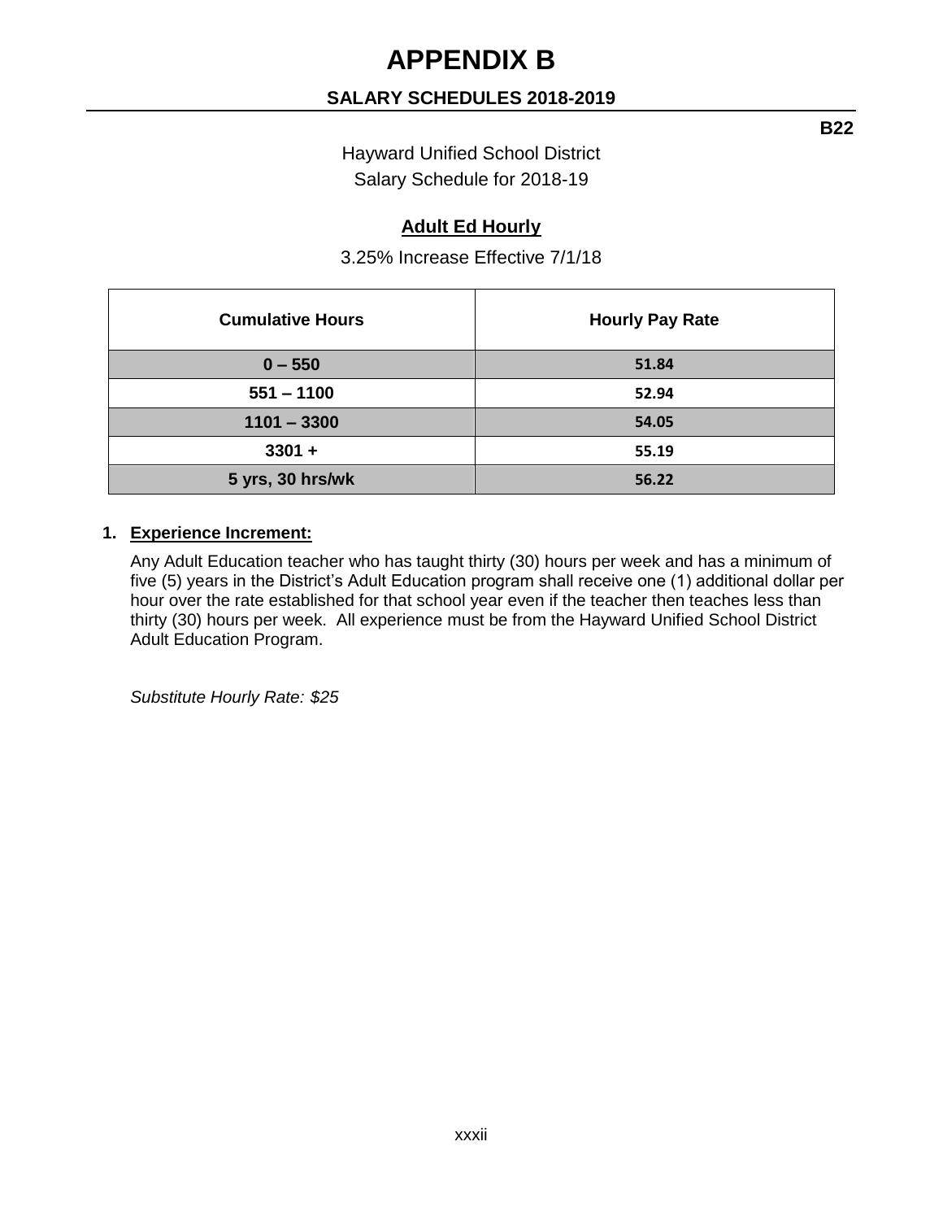# APPENDIX B

## SALARY SCHEDULES 2018-2019

**B22**

Hayward Unified School District
Salary Schedule for 2018-19

**Adult Ed Hourly**

3.25% Increase Effective 7/1/18

| Cumulative Hours | Hourly Pay Rate |
|---|---|
| 0 – 550 | 51.84 |
| 551 – 1100 | 52.94 |
| 1101 – 3300 | 54.05 |
| 3301 + | 55.19 |
| 5 yrs, 30 hrs/wk | 56.22 |

1. **Experience Increment:**

   Any Adult Education teacher who has taught thirty (30) hours per week and has a minimum of five (5) years in the District's Adult Education program shall receive one (1) additional dollar per hour over the rate established for that school year even if the teacher then teaches less than thirty (30) hours per week. All experience must be from the Hayward Unified School District Adult Education Program.

   *Substitute Hourly Rate: $25*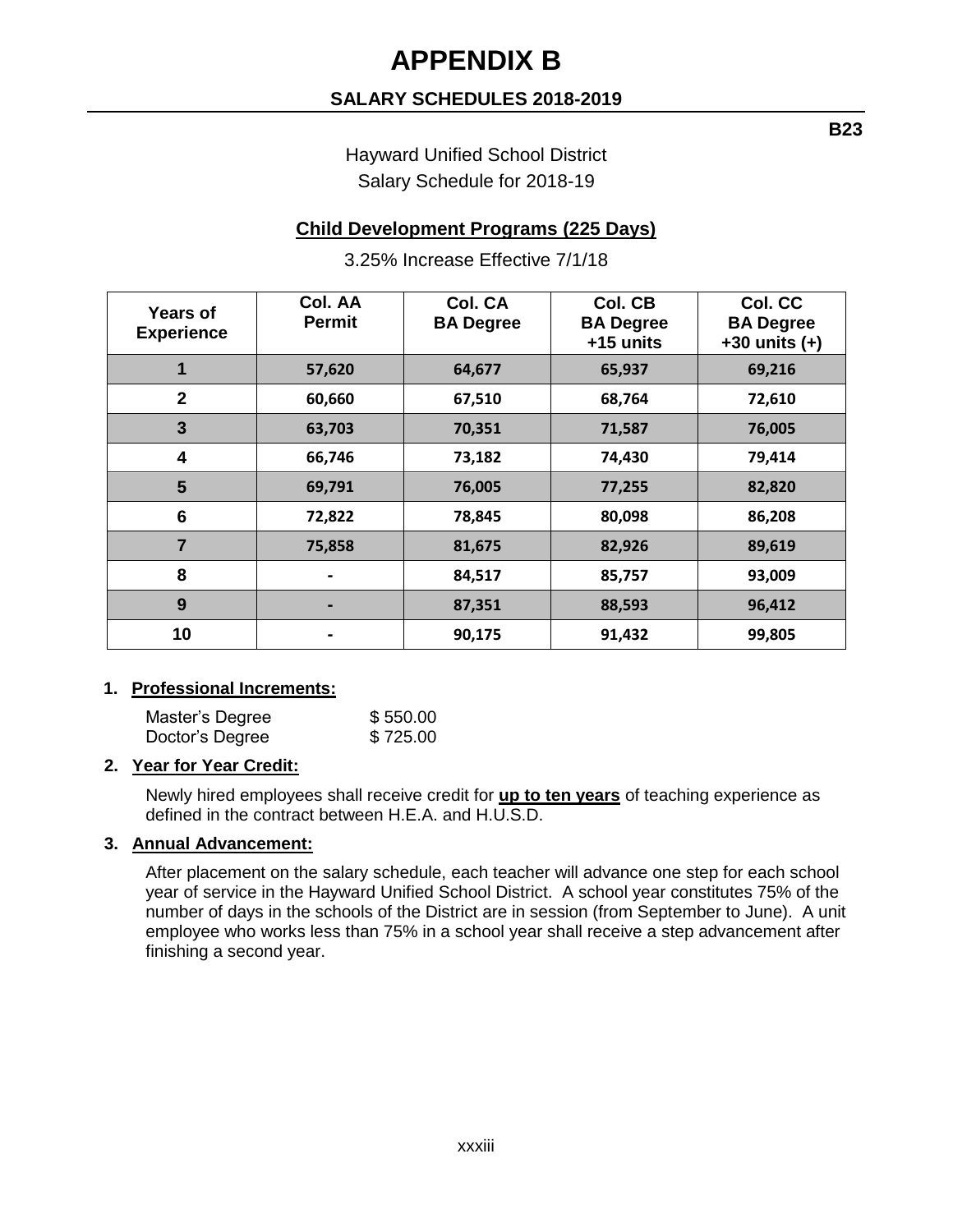# APPENDIX B

## SALARY SCHEDULES 2018-2019

**B23**

Hayward Unified School District
Salary Schedule for 2018-19

### Child Development Programs (225 Days)

3.25% Increase Effective 7/1/18

| Years of Experience | Col. AA Permit | Col. CA BA Degree | Col. CB BA Degree +15 units | Col. CC BA Degree +30 units (+) |
|---|---|---|---|---|
| 1 | 57,620 | 64,677 | 65,937 | 69,216 |
| 2 | 60,660 | 67,510 | 68,764 | 72,610 |
| 3 | 63,703 | 70,351 | 71,587 | 76,005 |
| 4 | 66,746 | 73,182 | 74,430 | 79,414 |
| 5 | 69,791 | 76,005 | 77,255 | 82,820 |
| 6 | 72,822 | 78,845 | 80,098 | 86,208 |
| 7 | 75,858 | 81,675 | 82,926 | 89,619 |
| 8 | - | 84,517 | 85,757 | 93,009 |
| 9 | - | 87,351 | 88,593 | 96,412 |
| 10 | - | 90,175 | 91,432 | 99,805 |

1. **Professional Increments:**

   Master's Degree $ 550.00
   Doctor's Degree $ 725.00

2. **Year for Year Credit:**

   Newly hired employees shall receive credit for **up to ten years** of teaching experience as defined in the contract between H.E.A. and H.U.S.D.

3. **Annual Advancement:**

   After placement on the salary schedule, each teacher will advance one step for each school year of service in the Hayward Unified School District. A school year constitutes 75% of the number of days in the schools of the District are in session (from September to June). A unit employee who works less than 75% in a school year shall receive a step advancement after finishing a second year.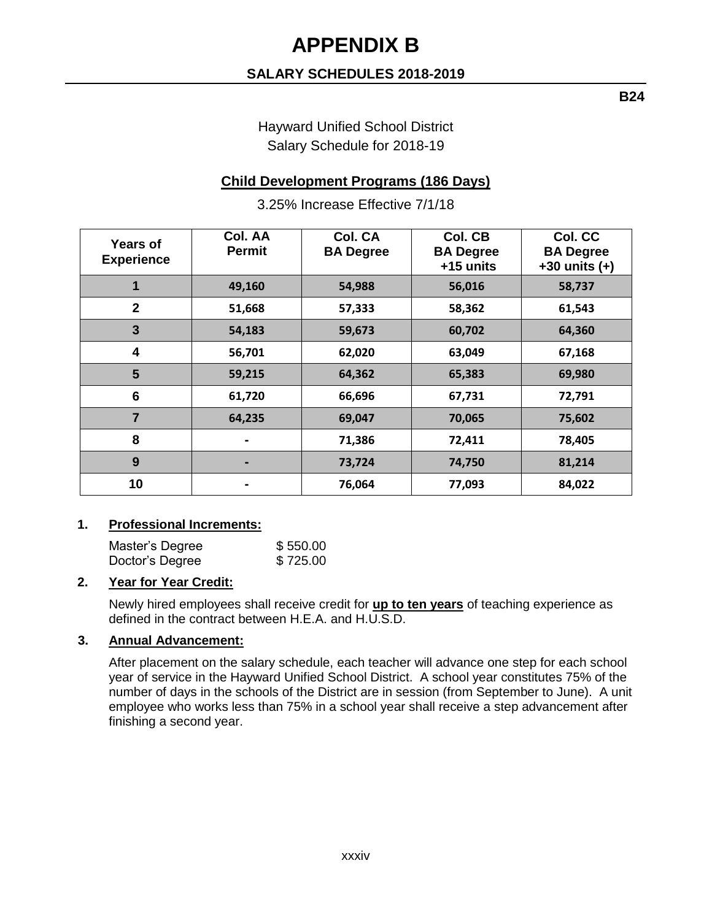# APPENDIX B

## SALARY SCHEDULES 2018-2019

**B24**

Hayward Unified School District
Salary Schedule for 2018-19

**Child Development Programs (186 Days)**

3.25% Increase Effective 7/1/18

| Years of Experience | Col. AA Permit | Col. CA BA Degree | Col. CB BA Degree +15 units | Col. CC BA Degree +30 units (+) |
|---|---|---|---|---|
| 1 | 49,160 | 54,988 | 56,016 | 58,737 |
| 2 | 51,668 | 57,333 | 58,362 | 61,543 |
| 3 | 54,183 | 59,673 | 60,702 | 64,360 |
| 4 | 56,701 | 62,020 | 63,049 | 67,168 |
| 5 | 59,215 | 64,362 | 65,383 | 69,980 |
| 6 | 61,720 | 66,696 | 67,731 | 72,791 |
| 7 | 64,235 | 69,047 | 70,065 | 75,602 |
| 8 | - | 71,386 | 72,411 | 78,405 |
| 9 | - | 73,724 | 74,750 | 81,214 |
| 10 | - | 76,064 | 77,093 | 84,022 |

1. **Professional Increments:**

   Master's Degree $ 550.00
   Doctor's Degree $ 725.00

2. **Year for Year Credit:**

   Newly hired employees shall receive credit for **up to ten years** of teaching experience as defined in the contract between H.E.A. and H.U.S.D.

3. **Annual Advancement:**

   After placement on the salary schedule, each teacher will advance one step for each school year of service in the Hayward Unified School District. A school year constitutes 75% of the number of days in the schools of the District are in session (from September to June). A unit employee who works less than 75% in a school year shall receive a step advancement after finishing a second year.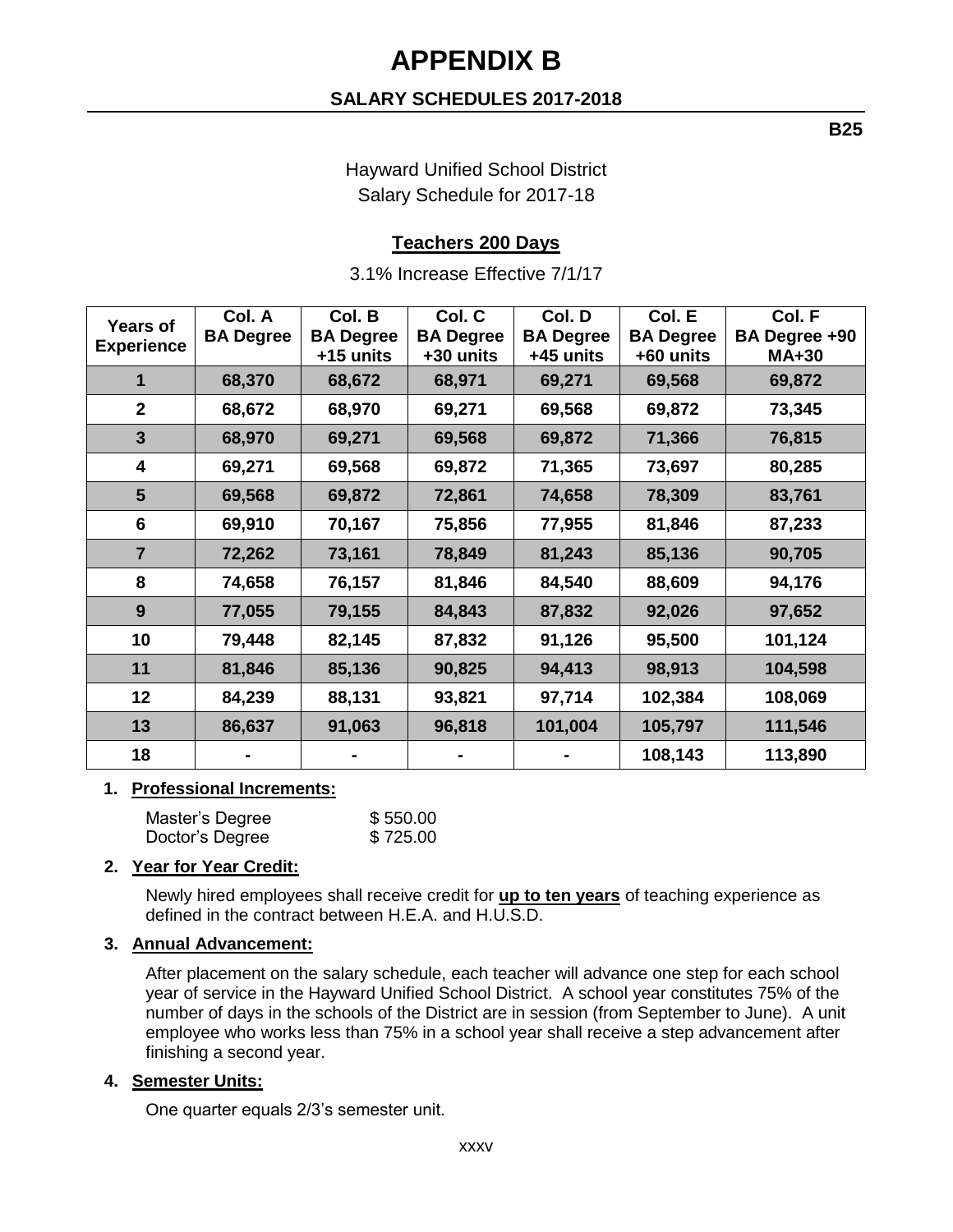# APPENDIX B

## SALARY SCHEDULES 2017-2018

**B25**

Hayward Unified School District
Salary Schedule for 2017-18

### Teachers 200 Days

3.1% Increase Effective 7/1/17

| Years of Experience | Col. A BA Degree | Col. B BA Degree +15 units | Col. C BA Degree +30 units | Col. D BA Degree +45 units | Col. E BA Degree +60 units | Col. F BA Degree +90 MA+30 |
|---|---|---|---|---|---|---|
| 1 | 68,370 | 68,672 | 68,971 | 69,271 | 69,568 | 69,872 |
| 2 | 68,672 | 68,970 | 69,271 | 69,568 | 69,872 | 73,345 |
| 3 | 68,970 | 69,271 | 69,568 | 69,872 | 71,366 | 76,815 |
| 4 | 69,271 | 69,568 | 69,872 | 71,365 | 73,697 | 80,285 |
| 5 | 69,568 | 69,872 | 72,861 | 74,658 | 78,309 | 83,761 |
| 6 | 69,910 | 70,167 | 75,856 | 77,955 | 81,846 | 87,233 |
| 7 | 72,262 | 73,161 | 78,849 | 81,243 | 85,136 | 90,705 |
| 8 | 74,658 | 76,157 | 81,846 | 84,540 | 88,609 | 94,176 |
| 9 | 77,055 | 79,155 | 84,843 | 87,832 | 92,026 | 97,652 |
| 10 | 79,448 | 82,145 | 87,832 | 91,126 | 95,500 | 101,124 |
| 11 | 81,846 | 85,136 | 90,825 | 94,413 | 98,913 | 104,598 |
| 12 | 84,239 | 88,131 | 93,821 | 97,714 | 102,384 | 108,069 |
| 13 | 86,637 | 91,063 | 96,818 | 101,004 | 105,797 | 111,546 |
| 18 | - | - | - | - | 108,143 | 113,890 |

1. **Professional Increments:**

   Master's Degree $ 550.00
   Doctor's Degree $ 725.00

2. **Year for Year Credit:**

   Newly hired employees shall receive credit for **up to ten years** of teaching experience as defined in the contract between H.E.A. and H.U.S.D.

3. **Annual Advancement:**

   After placement on the salary schedule, each teacher will advance one step for each school year of service in the Hayward Unified School District. A school year constitutes 75% of the number of days in the schools of the District are in session (from September to June). A unit employee who works less than 75% in a school year shall receive a step advancement after finishing a second year.

4. **Semester Units:**

   One quarter equals 2/3's semester unit.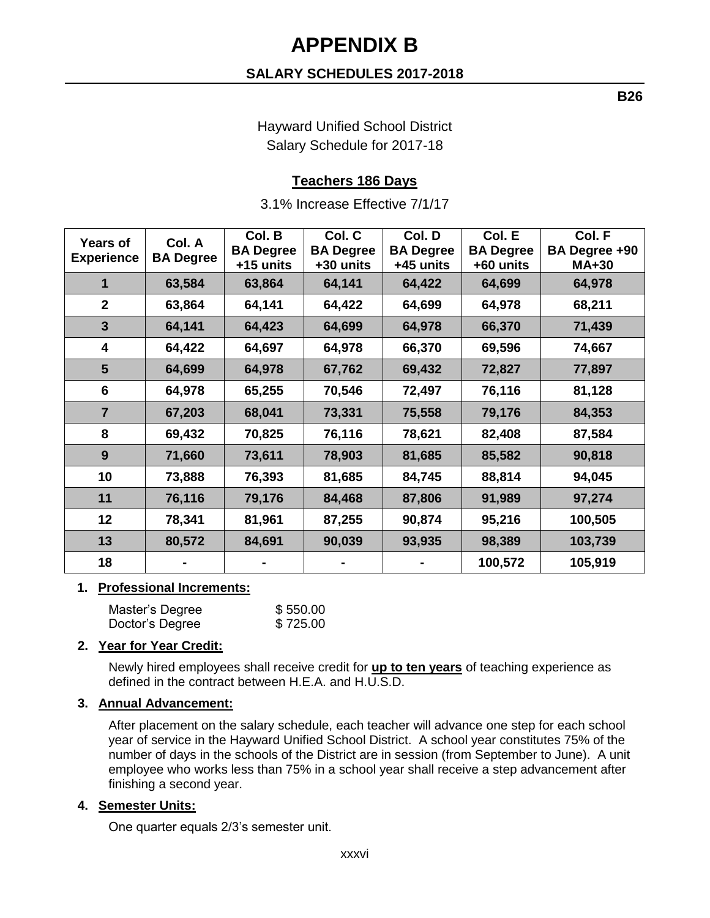# APPENDIX B

## SALARY SCHEDULES 2017-2018

**B26**

Hayward Unified School District
Salary Schedule for 2017-18

### Teachers 186 Days

3.1% Increase Effective 7/1/17

| Years of Experience | Col. A BA Degree | Col. B BA Degree +15 units | Col. C BA Degree +30 units | Col. D BA Degree +45 units | Col. E BA Degree +60 units | Col. F BA Degree +90 MA+30 |
|---|---|---|---|---|---|---|
| 1 | 63,584 | 63,864 | 64,141 | 64,422 | 64,699 | 64,978 |
| 2 | 63,864 | 64,141 | 64,422 | 64,699 | 64,978 | 68,211 |
| 3 | 64,141 | 64,423 | 64,699 | 64,978 | 66,370 | 71,439 |
| 4 | 64,422 | 64,697 | 64,978 | 66,370 | 69,596 | 74,667 |
| 5 | 64,699 | 64,978 | 67,762 | 69,432 | 72,827 | 77,897 |
| 6 | 64,978 | 65,255 | 70,546 | 72,497 | 76,116 | 81,128 |
| 7 | 67,203 | 68,041 | 73,331 | 75,558 | 79,176 | 84,353 |
| 8 | 69,432 | 70,825 | 76,116 | 78,621 | 82,408 | 87,584 |
| 9 | 71,660 | 73,611 | 78,903 | 81,685 | 85,582 | 90,818 |
| 10 | 73,888 | 76,393 | 81,685 | 84,745 | 88,814 | 94,045 |
| 11 | 76,116 | 79,176 | 84,468 | 87,806 | 91,989 | 97,274 |
| 12 | 78,341 | 81,961 | 87,255 | 90,874 | 95,216 | 100,505 |
| 13 | 80,572 | 84,691 | 90,039 | 93,935 | 98,389 | 103,739 |
| 18 | - | - | - | - | 100,572 | 105,919 |

1. **Professional Increments:**

   Master's Degree $ 550.00
   Doctor's Degree $ 725.00

2. **Year for Year Credit:**

   Newly hired employees shall receive credit for **up to ten years** of teaching experience as defined in the contract between H.E.A. and H.U.S.D.

3. **Annual Advancement:**

   After placement on the salary schedule, each teacher will advance one step for each school year of service in the Hayward Unified School District. A school year constitutes 75% of the number of days in the schools of the District are in session (from September to June). A unit employee who works less than 75% in a school year shall receive a step advancement after finishing a second year.

4. **Semester Units:**

   One quarter equals 2/3's semester unit.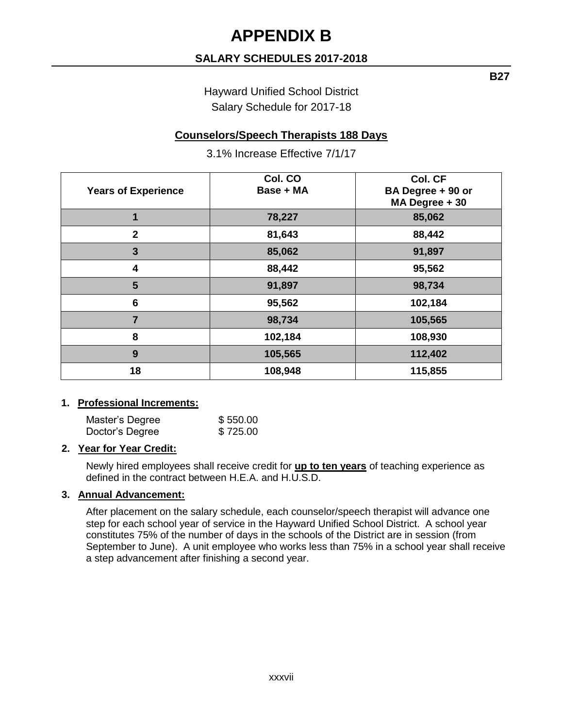# APPENDIX B

## SALARY SCHEDULES 2017-2018

**B27**

Hayward Unified School District
Salary Schedule for 2017-18

### Counselors/Speech Therapists 188 Days

3.1% Increase Effective 7/1/17

| Years of Experience | Col. CO Base + MA | Col. CF BA Degree + 90 or MA Degree + 30 |
|---|---|---|
| 1 | 78,227 | 85,062 |
| 2 | 81,643 | 88,442 |
| 3 | 85,062 | 91,897 |
| 4 | 88,442 | 95,562 |
| 5 | 91,897 | 98,734 |
| 6 | 95,562 | 102,184 |
| 7 | 98,734 | 105,565 |
| 8 | 102,184 | 108,930 |
| 9 | 105,565 | 112,402 |
| 18 | 108,948 | 115,855 |

1. **Professional Increments:**

   Master's Degree $ 550.00
   Doctor's Degree $ 725.00

2. **Year for Year Credit:**

   Newly hired employees shall receive credit for **up to ten years** of teaching experience as defined in the contract between H.E.A. and H.U.S.D.

3. **Annual Advancement:**

   After placement on the salary schedule, each counselor/speech therapist will advance one step for each school year of service in the Hayward Unified School District. A school year constitutes 75% of the number of days in the schools of the District are in session (from September to June). A unit employee who works less than 75% in a school year shall receive a step advancement after finishing a second year.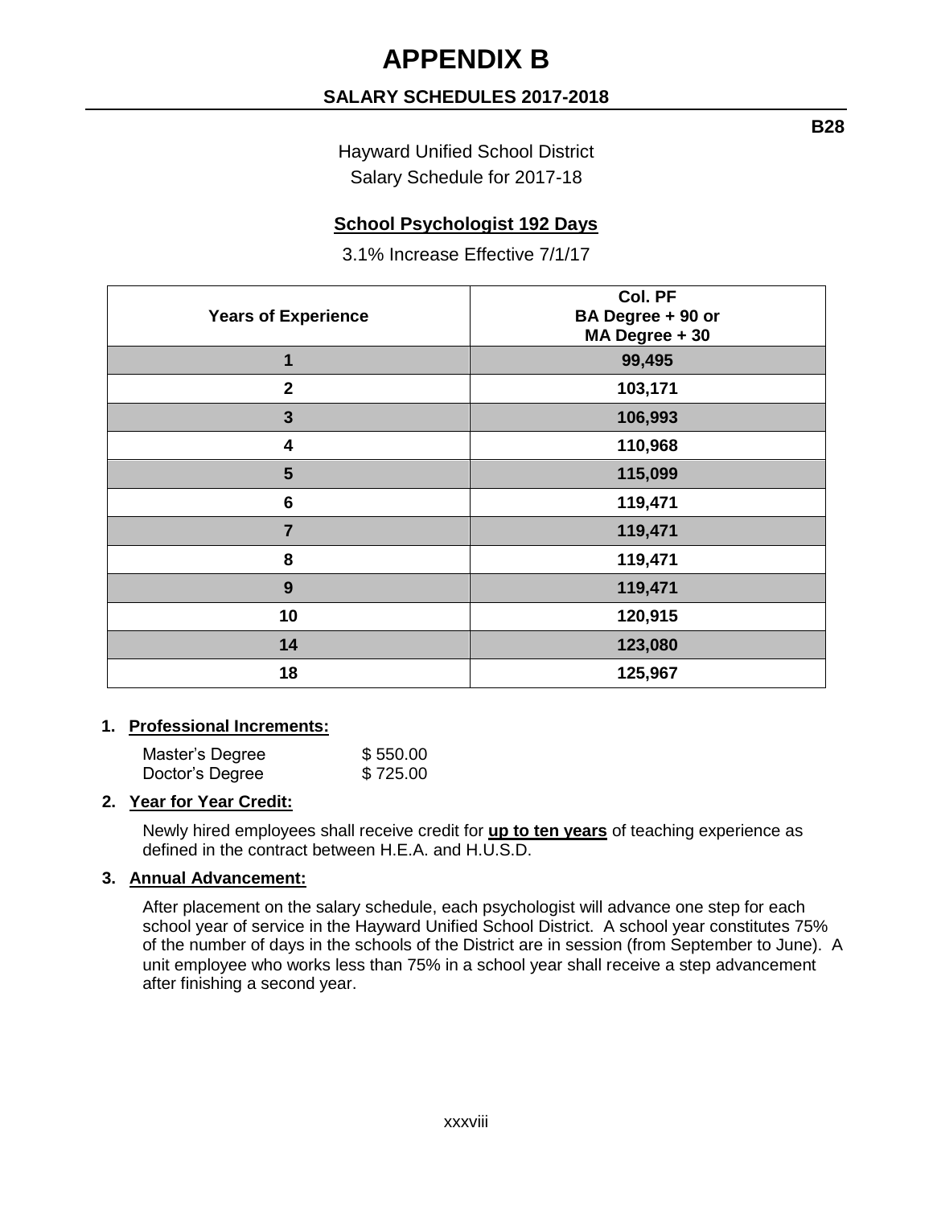# APPENDIX B

## SALARY SCHEDULES 2017-2018

**B28**

Hayward Unified School District
Salary Schedule for 2017-18

### School Psychologist 192 Days

3.1% Increase Effective 7/1/17

| Years of Experience | Col. PF BA Degree + 90 or MA Degree + 30 |
|---|---|
| 1 | 99,495 |
| 2 | 103,171 |
| 3 | 106,993 |
| 4 | 110,968 |
| 5 | 115,099 |
| 6 | 119,471 |
| 7 | 119,471 |
| 8 | 119,471 |
| 9 | 119,471 |
| 10 | 120,915 |
| 14 | 123,080 |
| 18 | 125,967 |

1. **Professional Increments:**

   | | |
   |---|---|
   | Master's Degree | $ 550.00 |
   | Doctor's Degree | $ 725.00 |

2. **Year for Year Credit:**

   Newly hired employees shall receive credit for **up to ten years** of teaching experience as defined in the contract between H.E.A. and H.U.S.D.

3. **Annual Advancement:**

   After placement on the salary schedule, each psychologist will advance one step for each school year of service in the Hayward Unified School District. A school year constitutes 75% of the number of days in the schools of the District are in session (from September to June). A unit employee who works less than 75% in a school year shall receive a step advancement after finishing a second year.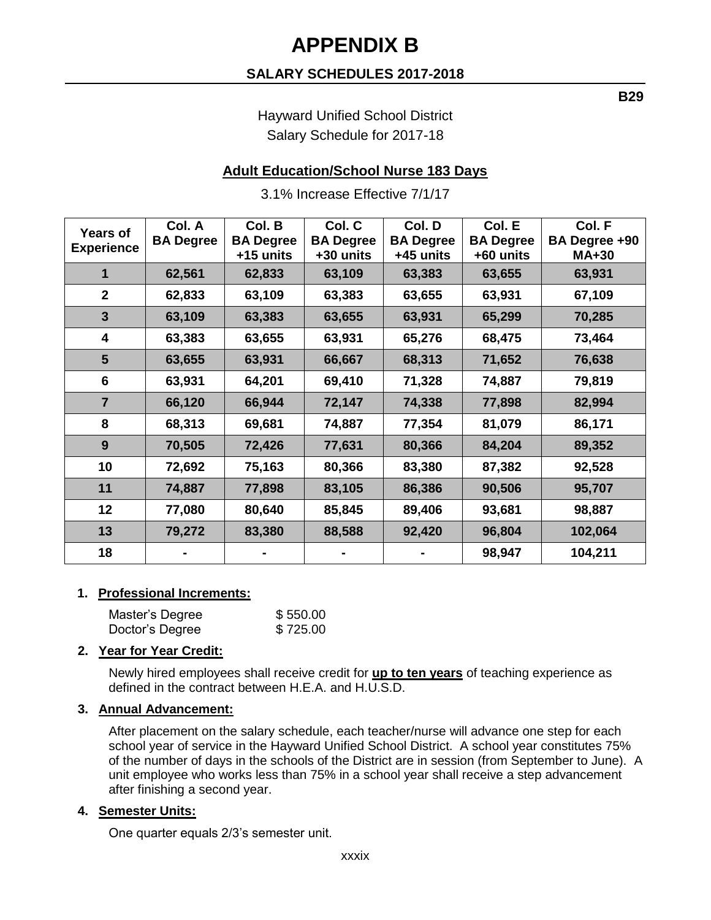# APPENDIX B

## SALARY SCHEDULES 2017-2018

**B29**

Hayward Unified School District
Salary Schedule for 2017-18

### Adult Education/School Nurse 183 Days

3.1% Increase Effective 7/1/17

| Years of Experience | Col. A BA Degree | Col. B BA Degree +15 units | Col. C BA Degree +30 units | Col. D BA Degree +45 units | Col. E BA Degree +60 units | Col. F BA Degree +90 MA+30 |
|---|---|---|---|---|---|---|
| 1 | 62,561 | 62,833 | 63,109 | 63,383 | 63,655 | 63,931 |
| 2 | 62,833 | 63,109 | 63,383 | 63,655 | 63,931 | 67,109 |
| 3 | 63,109 | 63,383 | 63,655 | 63,931 | 65,299 | 70,285 |
| 4 | 63,383 | 63,655 | 63,931 | 65,276 | 68,475 | 73,464 |
| 5 | 63,655 | 63,931 | 66,667 | 68,313 | 71,652 | 76,638 |
| 6 | 63,931 | 64,201 | 69,410 | 71,328 | 74,887 | 79,819 |
| 7 | 66,120 | 66,944 | 72,147 | 74,338 | 77,898 | 82,994 |
| 8 | 68,313 | 69,681 | 74,887 | 77,354 | 81,079 | 86,171 |
| 9 | 70,505 | 72,426 | 77,631 | 80,366 | 84,204 | 89,352 |
| 10 | 72,692 | 75,163 | 80,366 | 83,380 | 87,382 | 92,528 |
| 11 | 74,887 | 77,898 | 83,105 | 86,386 | 90,506 | 95,707 |
| 12 | 77,080 | 80,640 | 85,845 | 89,406 | 93,681 | 98,887 |
| 13 | 79,272 | 83,380 | 88,588 | 92,420 | 96,804 | 102,064 |
| 18 | - | - | - | - | 98,947 | 104,211 |

1. **Professional Increments:**

   | | |
   |---|---|
   | Master's Degree | $ 550.00 |
   | Doctor's Degree | $ 725.00 |

2. **Year for Year Credit:**

   Newly hired employees shall receive credit for **up to ten years** of teaching experience as defined in the contract between H.E.A. and H.U.S.D.

3. **Annual Advancement:**

   After placement on the salary schedule, each teacher/nurse will advance one step for each school year of service in the Hayward Unified School District. A school year constitutes 75% of the number of days in the schools of the District are in session (from September to June). A unit employee who works less than 75% in a school year shall receive a step advancement after finishing a second year.

4. **Semester Units:**

   One quarter equals 2/3's semester unit.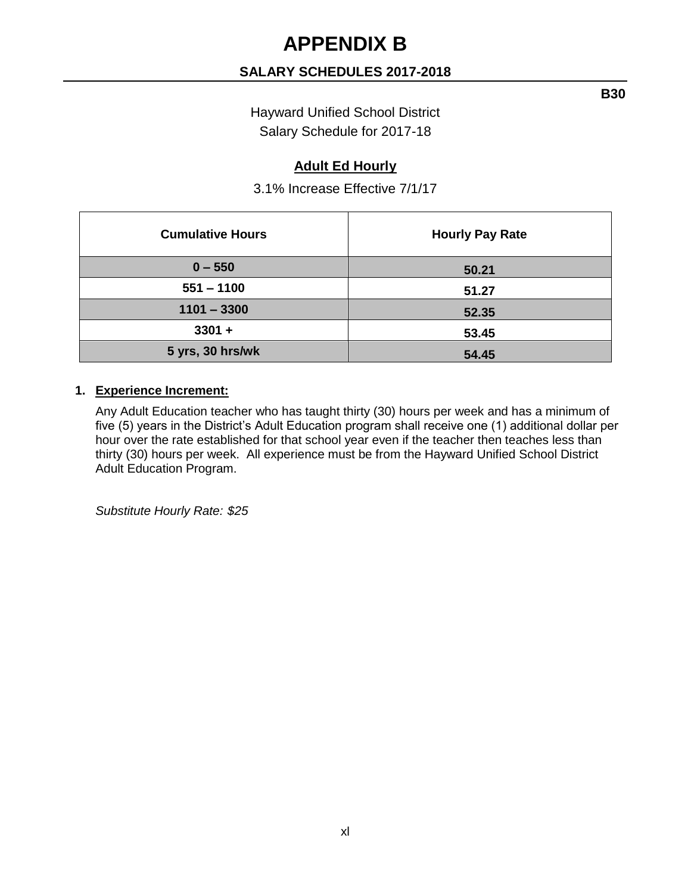# APPENDIX B

## SALARY SCHEDULES 2017-2018

**B30**

Hayward Unified School District
Salary Schedule for 2017-18

### Adult Ed Hourly

3.1% Increase Effective 7/1/17

| Cumulative Hours | Hourly Pay Rate |
|---|---|
| 0 – 550 | 50.21 |
| 551 – 1100 | 51.27 |
| 1101 – 3300 | 52.35 |
| 3301 + | 53.45 |
| 5 yrs, 30 hrs/wk | 54.45 |

1. **Experience Increment:**

   Any Adult Education teacher who has taught thirty (30) hours per week and has a minimum of five (5) years in the District's Adult Education program shall receive one (1) additional dollar per hour over the rate established for that school year even if the teacher then teaches less than thirty (30) hours per week. All experience must be from the Hayward Unified School District Adult Education Program.

   *Substitute Hourly Rate: $25*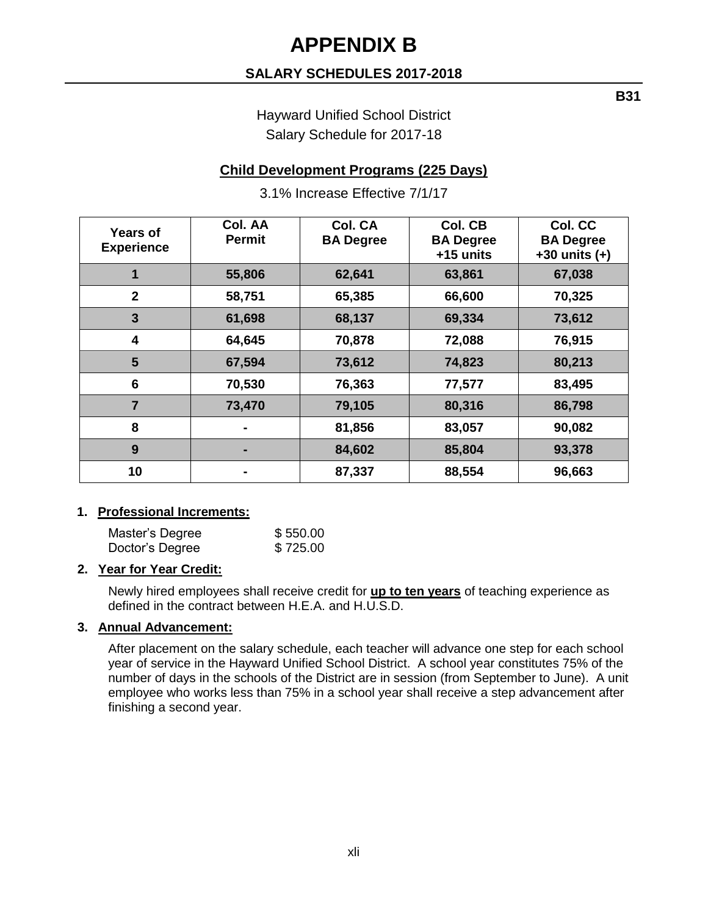# APPENDIX B

## SALARY SCHEDULES 2017-2018

**B31**

Hayward Unified School District
Salary Schedule for 2017-18

### Child Development Programs (225 Days)

3.1% Increase Effective 7/1/17

| Years of Experience | Col. AA Permit | Col. CA BA Degree | Col. CB BA Degree +15 units | Col. CC BA Degree +30 units (+) |
|---|---|---|---|---|
| 1 | 55,806 | 62,641 | 63,861 | 67,038 |
| 2 | 58,751 | 65,385 | 66,600 | 70,325 |
| 3 | 61,698 | 68,137 | 69,334 | 73,612 |
| 4 | 64,645 | 70,878 | 72,088 | 76,915 |
| 5 | 67,594 | 73,612 | 74,823 | 80,213 |
| 6 | 70,530 | 76,363 | 77,577 | 83,495 |
| 7 | 73,470 | 79,105 | 80,316 | 86,798 |
| 8 | - | 81,856 | 83,057 | 90,082 |
| 9 | - | 84,602 | 85,804 | 93,378 |
| 10 | - | 87,337 | 88,554 | 96,663 |

1. **Professional Increments:**

   Master's Degree $ 550.00
   Doctor's Degree $ 725.00

2. **Year for Year Credit:**

   Newly hired employees shall receive credit for **up to ten years** of teaching experience as defined in the contract between H.E.A. and H.U.S.D.

3. **Annual Advancement:**

   After placement on the salary schedule, each teacher will advance one step for each school year of service in the Hayward Unified School District. A school year constitutes 75% of the number of days in the schools of the District are in session (from September to June). A unit employee who works less than 75% in a school year shall receive a step advancement after finishing a second year.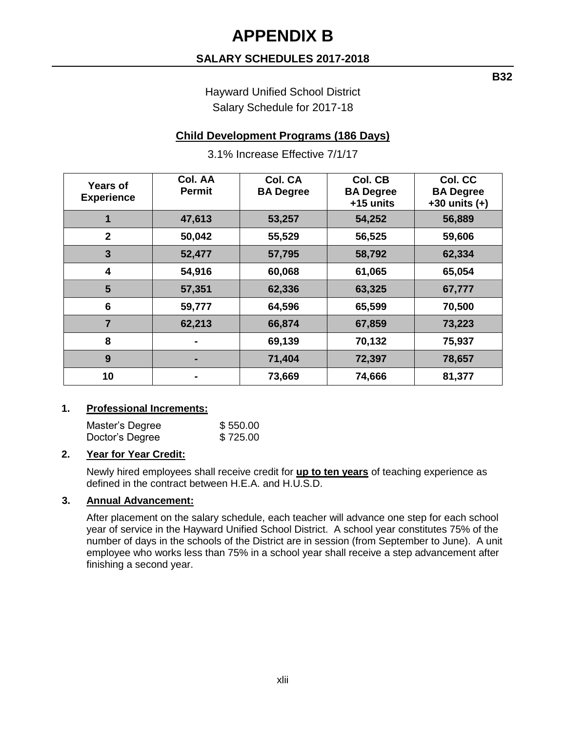# APPENDIX B

## SALARY SCHEDULES 2017-2018

**B32**

Hayward Unified School District
Salary Schedule for 2017-18

### Child Development Programs (186 Days)

3.1% Increase Effective 7/1/17

| Years of Experience | Col. AA Permit | Col. CA BA Degree | Col. CB BA Degree +15 units | Col. CC BA Degree +30 units (+) |
|---|---|---|---|---|
| 1 | 47,613 | 53,257 | 54,252 | 56,889 |
| 2 | 50,042 | 55,529 | 56,525 | 59,606 |
| 3 | 52,477 | 57,795 | 58,792 | 62,334 |
| 4 | 54,916 | 60,068 | 61,065 | 65,054 |
| 5 | 57,351 | 62,336 | 63,325 | 67,777 |
| 6 | 59,777 | 64,596 | 65,599 | 70,500 |
| 7 | 62,213 | 66,874 | 67,859 | 73,223 |
| 8 | - | 69,139 | 70,132 | 75,937 |
| 9 | - | 71,404 | 72,397 | 78,657 |
| 10 | - | 73,669 | 74,666 | 81,377 |

**1. Professional Increments:**

Master's Degree $ 550.00
Doctor's Degree $ 725.00

**2. Year for Year Credit:**

Newly hired employees shall receive credit for **up to ten years** of teaching experience as defined in the contract between H.E.A. and H.U.S.D.

**3. Annual Advancement:**

After placement on the salary schedule, each teacher will advance one step for each school year of service in the Hayward Unified School District. A school year constitutes 75% of the number of days in the schools of the District are in session (from September to June). A unit employee who works less than 75% in a school year shall receive a step advancement after finishing a second year.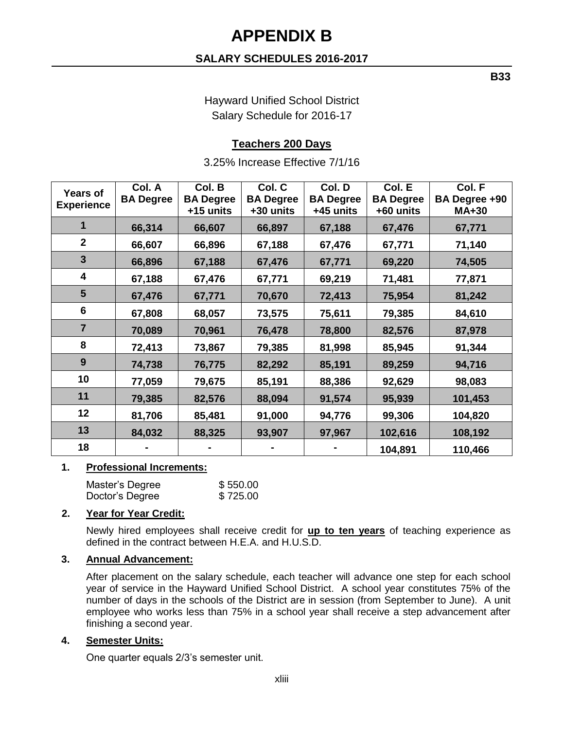# APPENDIX B

## SALARY SCHEDULES 2016-2017

**B33**

Hayward Unified School District
Salary Schedule for 2016-17

### Teachers 200 Days

3.25% Increase Effective 7/1/16

| Years of Experience | Col. A BA Degree | Col. B BA Degree +15 units | Col. C BA Degree +30 units | Col. D BA Degree +45 units | Col. E BA Degree +60 units | Col. F BA Degree +90 MA+30 |
|---|---|---|---|---|---|---|
| 1 | 66,314 | 66,607 | 66,897 | 67,188 | 67,476 | 67,771 |
| 2 | 66,607 | 66,896 | 67,188 | 67,476 | 67,771 | 71,140 |
| 3 | 66,896 | 67,188 | 67,476 | 67,771 | 69,220 | 74,505 |
| 4 | 67,188 | 67,476 | 67,771 | 69,219 | 71,481 | 77,871 |
| 5 | 67,476 | 67,771 | 70,670 | 72,413 | 75,954 | 81,242 |
| 6 | 67,808 | 68,057 | 73,575 | 75,611 | 79,385 | 84,610 |
| 7 | 70,089 | 70,961 | 76,478 | 78,800 | 82,576 | 87,978 |
| 8 | 72,413 | 73,867 | 79,385 | 81,998 | 85,945 | 91,344 |
| 9 | 74,738 | 76,775 | 82,292 | 85,191 | 89,259 | 94,716 |
| 10 | 77,059 | 79,675 | 85,191 | 88,386 | 92,629 | 98,083 |
| 11 | 79,385 | 82,576 | 88,094 | 91,574 | 95,939 | 101,453 |
| 12 | 81,706 | 85,481 | 91,000 | 94,776 | 99,306 | 104,820 |
| 13 | 84,032 | 88,325 | 93,907 | 97,967 | 102,616 | 108,192 |
| 18 | - | - | - | - | 104,891 | 110,466 |

**1. Professional Increments:**

| | |
|---|---|
| Master's Degree | $ 550.00 |
| Doctor's Degree | $ 725.00 |

**2. Year for Year Credit:**

Newly hired employees shall receive credit for **up to ten years** of teaching experience as defined in the contract between H.E.A. and H.U.S.D.

**3. Annual Advancement:**

After placement on the salary schedule, each teacher will advance one step for each school year of service in the Hayward Unified School District. A school year constitutes 75% of the number of days in the schools of the District are in session (from September to June). A unit employee who works less than 75% in a school year shall receive a step advancement after finishing a second year.

**4. Semester Units:**

One quarter equals 2/3's semester unit.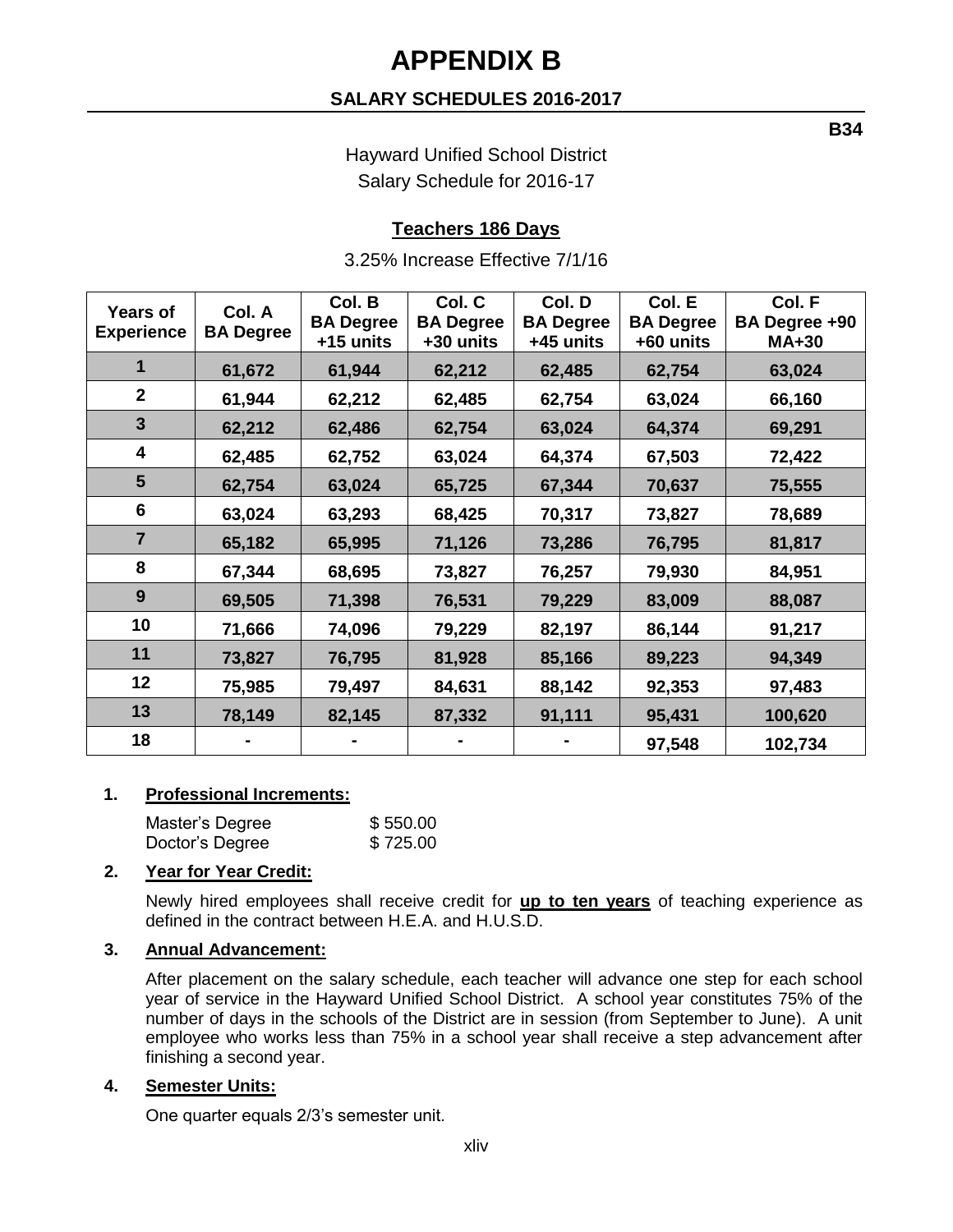# APPENDIX B

## SALARY SCHEDULES 2016-2017

**B34**

Hayward Unified School District
Salary Schedule for 2016-17

### Teachers 186 Days

3.25% Increase Effective 7/1/16

| Years of Experience | Col. A BA Degree | Col. B BA Degree +15 units | Col. C BA Degree +30 units | Col. D BA Degree +45 units | Col. E BA Degree +60 units | Col. F BA Degree +90 MA+30 |
|---|---|---|---|---|---|---|
| 1 | 61,672 | 61,944 | 62,212 | 62,485 | 62,754 | 63,024 |
| 2 | 61,944 | 62,212 | 62,485 | 62,754 | 63,024 | 66,160 |
| 3 | 62,212 | 62,486 | 62,754 | 63,024 | 64,374 | 69,291 |
| 4 | 62,485 | 62,752 | 63,024 | 64,374 | 67,503 | 72,422 |
| 5 | 62,754 | 63,024 | 65,725 | 67,344 | 70,637 | 75,555 |
| 6 | 63,024 | 63,293 | 68,425 | 70,317 | 73,827 | 78,689 |
| 7 | 65,182 | 65,995 | 71,126 | 73,286 | 76,795 | 81,817 |
| 8 | 67,344 | 68,695 | 73,827 | 76,257 | 79,930 | 84,951 |
| 9 | 69,505 | 71,398 | 76,531 | 79,229 | 83,009 | 88,087 |
| 10 | 71,666 | 74,096 | 79,229 | 82,197 | 86,144 | 91,217 |
| 11 | 73,827 | 76,795 | 81,928 | 85,166 | 89,223 | 94,349 |
| 12 | 75,985 | 79,497 | 84,631 | 88,142 | 92,353 | 97,483 |
| 13 | 78,149 | 82,145 | 87,332 | 91,111 | 95,431 | 100,620 |
| 18 | - | - | - | - | 97,548 | 102,734 |

**1. Professional Increments:**

| | |
|---|---|
| Master's Degree | $ 550.00 |
| Doctor's Degree | $ 725.00 |

**2. Year for Year Credit:**

Newly hired employees shall receive credit for **up to ten years** of teaching experience as defined in the contract between H.E.A. and H.U.S.D.

**3. Annual Advancement:**

After placement on the salary schedule, each teacher will advance one step for each school year of service in the Hayward Unified School District. A school year constitutes 75% of the number of days in the schools of the District are in session (from September to June). A unit employee who works less than 75% in a school year shall receive a step advancement after finishing a second year.

**4. Semester Units:**

One quarter equals 2/3's semester unit.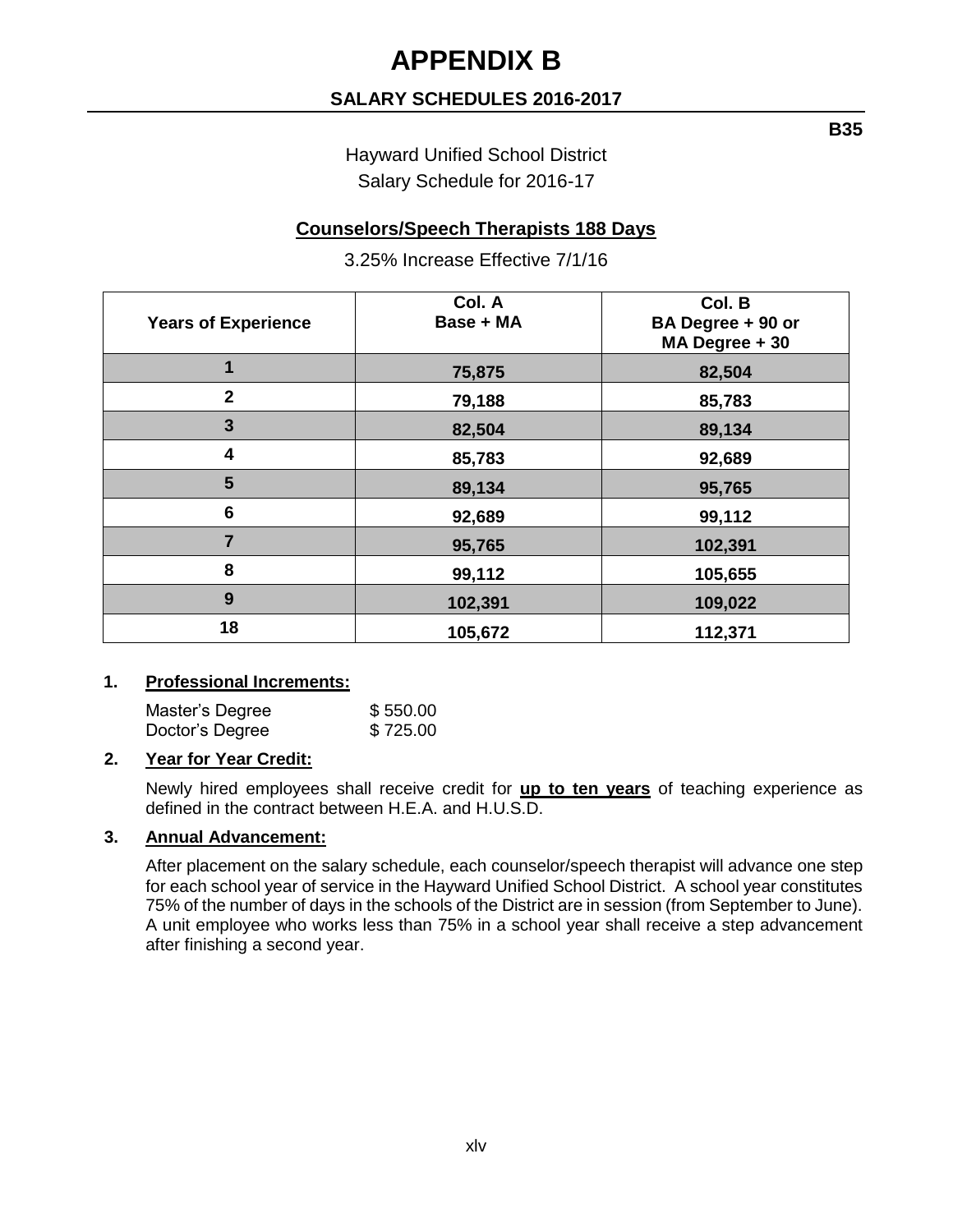# APPENDIX B

## SALARY SCHEDULES 2016-2017

**B35**

Hayward Unified School District
Salary Schedule for 2016-17

### Counselors/Speech Therapists 188 Days

3.25% Increase Effective 7/1/16

| Years of Experience | Col. A Base + MA | Col. B BA Degree + 90 or MA Degree + 30 |
|---|---|---|
| 1 | 75,875 | 82,504 |
| 2 | 79,188 | 85,783 |
| 3 | 82,504 | 89,134 |
| 4 | 85,783 | 92,689 |
| 5 | 89,134 | 95,765 |
| 6 | 92,689 | 99,112 |
| 7 | 95,765 | 102,391 |
| 8 | 99,112 | 105,655 |
| 9 | 102,391 | 109,022 |
| 18 | 105,672 | 112,371 |

1. **Professional Increments:**

   Master's Degree $ 550.00
   Doctor's Degree $ 725.00

2. **Year for Year Credit:**

   Newly hired employees shall receive credit for **up to ten years** of teaching experience as defined in the contract between H.E.A. and H.U.S.D.

3. **Annual Advancement:**

   After placement on the salary schedule, each counselor/speech therapist will advance one step for each school year of service in the Hayward Unified School District. A school year constitutes 75% of the number of days in the schools of the District are in session (from September to June). A unit employee who works less than 75% in a school year shall receive a step advancement after finishing a second year.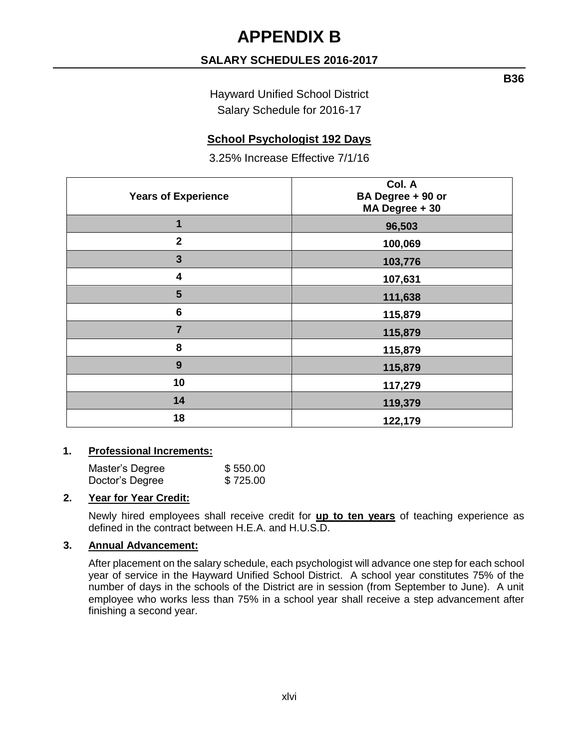# APPENDIX B

## SALARY SCHEDULES 2016-2017

**B36**

Hayward Unified School District
Salary Schedule for 2016-17

**School Psychologist 192 Days**

3.25% Increase Effective 7/1/16

| Years of Experience | Col. A<br>BA Degree + 90 or<br>MA Degree + 30 |
|---|---|
| 1 | 96,503 |
| 2 | 100,069 |
| 3 | 103,776 |
| 4 | 107,631 |
| 5 | 111,638 |
| 6 | 115,879 |
| 7 | 115,879 |
| 8 | 115,879 |
| 9 | 115,879 |
| 10 | 117,279 |
| 14 | 119,379 |
| 18 | 122,179 |

**1. Professional Increments:**

Master's Degree $ 550.00
Doctor's Degree $ 725.00

**2. Year for Year Credit:**

Newly hired employees shall receive credit for **up to ten years** of teaching experience as defined in the contract between H.E.A. and H.U.S.D.

**3. Annual Advancement:**

After placement on the salary schedule, each psychologist will advance one step for each school year of service in the Hayward Unified School District. A school year constitutes 75% of the number of days in the schools of the District are in session (from September to June). A unit employee who works less than 75% in a school year shall receive a step advancement after finishing a second year.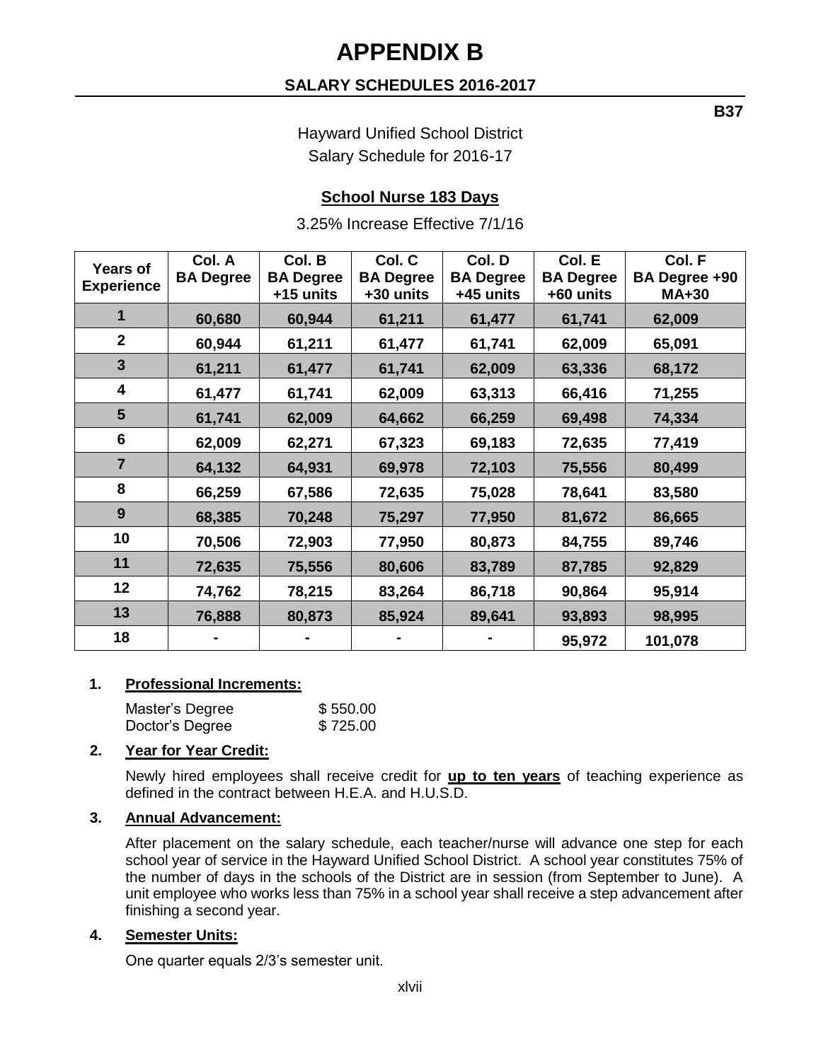# APPENDIX B

## SALARY SCHEDULES 2016-2017

**B37**

Hayward Unified School District
Salary Schedule for 2016-17

### School Nurse 183 Days

3.25% Increase Effective 7/1/16

| Years of Experience | Col. A BA Degree | Col. B BA Degree +15 units | Col. C BA Degree +30 units | Col. D BA Degree +45 units | Col. E BA Degree +60 units | Col. F BA Degree +90 MA+30 |
|---|---|---|---|---|---|---|
| 1 | 60,680 | 60,944 | 61,211 | 61,477 | 61,741 | 62,009 |
| 2 | 60,944 | 61,211 | 61,477 | 61,741 | 62,009 | 65,091 |
| 3 | 61,211 | 61,477 | 61,741 | 62,009 | 63,336 | 68,172 |
| 4 | 61,477 | 61,741 | 62,009 | 63,313 | 66,416 | 71,255 |
| 5 | 61,741 | 62,009 | 64,662 | 66,259 | 69,498 | 74,334 |
| 6 | 62,009 | 62,271 | 67,323 | 69,183 | 72,635 | 77,419 |
| 7 | 64,132 | 64,931 | 69,978 | 72,103 | 75,556 | 80,499 |
| 8 | 66,259 | 67,586 | 72,635 | 75,028 | 78,641 | 83,580 |
| 9 | 68,385 | 70,248 | 75,297 | 77,950 | 81,672 | 86,665 |
| 10 | 70,506 | 72,903 | 77,950 | 80,873 | 84,755 | 89,746 |
| 11 | 72,635 | 75,556 | 80,606 | 83,789 | 87,785 | 92,829 |
| 12 | 74,762 | 78,215 | 83,264 | 86,718 | 90,864 | 95,914 |
| 13 | 76,888 | 80,873 | 85,924 | 89,641 | 93,893 | 98,995 |
| 18 | - | - | - | - | 95,972 | 101,078 |

**1. Professional Increments:**

Master's Degree $550.00
Doctor's Degree $725.00

**2. Year for Year Credit:**

Newly hired employees shall receive credit for **up to ten years** of teaching experience as defined in the contract between H.E.A. and H.U.S.D.

**3. Annual Advancement:**

After placement on the salary schedule, each teacher/nurse will advance one step for each school year of service in the Hayward Unified School District. A school year constitutes 75% of the number of days in the schools of the District are in session (from September to June). A unit employee who works less than 75% in a school year shall receive a step advancement after finishing a second year.

**4. Semester Units:**

One quarter equals 2/3's semester unit.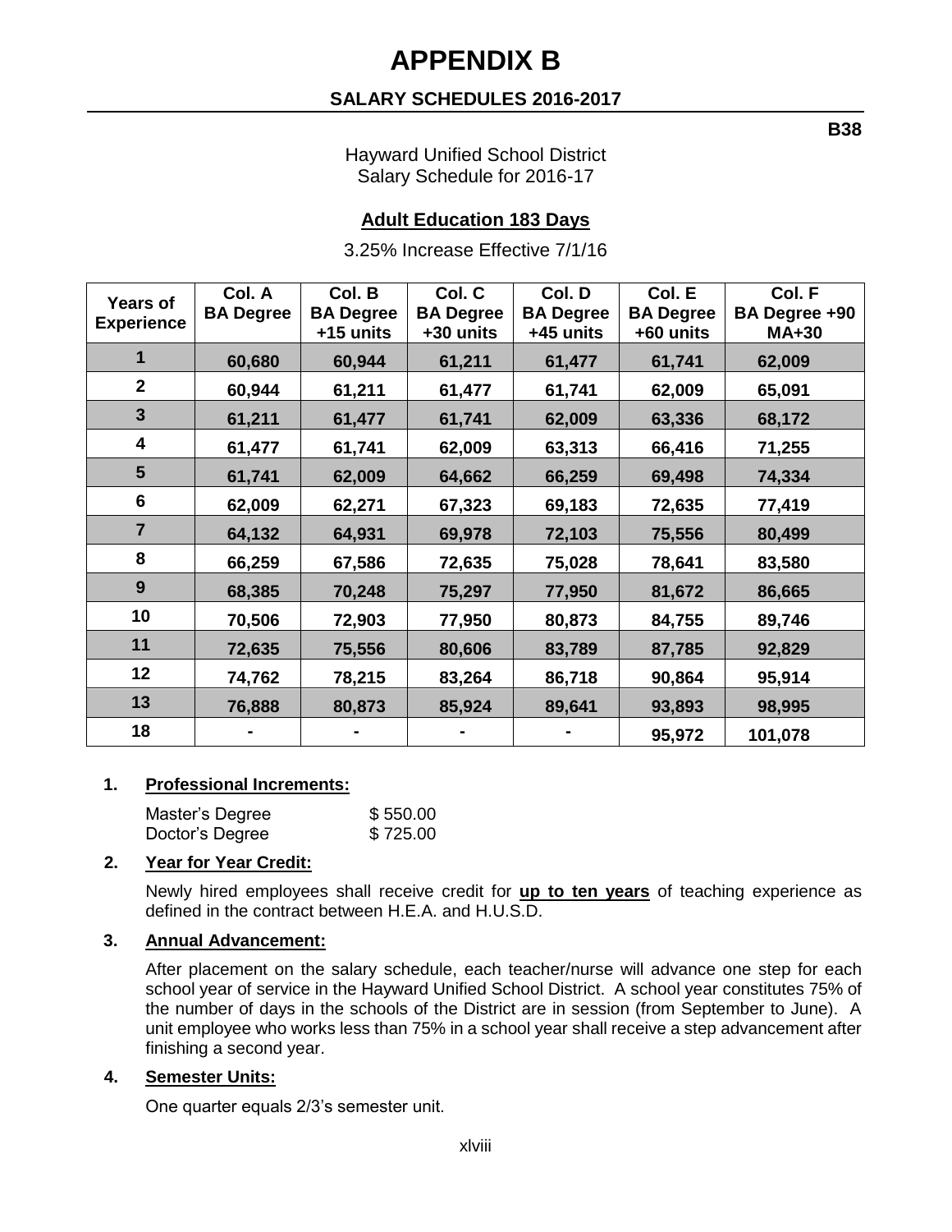# APPENDIX B

## SALARY SCHEDULES 2016-2017

**B38**

Hayward Unified School District
Salary Schedule for 2016-17

### Adult Education 183 Days

3.25% Increase Effective 7/1/16

| Years of Experience | Col. A BA Degree | Col. B BA Degree +15 units | Col. C BA Degree +30 units | Col. D BA Degree +45 units | Col. E BA Degree +60 units | Col. F BA Degree +90 MA+30 |
|---|---|---|---|---|---|---|
| 1 | 60,680 | 60,944 | 61,211 | 61,477 | 61,741 | 62,009 |
| 2 | 60,944 | 61,211 | 61,477 | 61,741 | 62,009 | 65,091 |
| 3 | 61,211 | 61,477 | 61,741 | 62,009 | 63,336 | 68,172 |
| 4 | 61,477 | 61,741 | 62,009 | 63,313 | 66,416 | 71,255 |
| 5 | 61,741 | 62,009 | 64,662 | 66,259 | 69,498 | 74,334 |
| 6 | 62,009 | 62,271 | 67,323 | 69,183 | 72,635 | 77,419 |
| 7 | 64,132 | 64,931 | 69,978 | 72,103 | 75,556 | 80,499 |
| 8 | 66,259 | 67,586 | 72,635 | 75,028 | 78,641 | 83,580 |
| 9 | 68,385 | 70,248 | 75,297 | 77,950 | 81,672 | 86,665 |
| 10 | 70,506 | 72,903 | 77,950 | 80,873 | 84,755 | 89,746 |
| 11 | 72,635 | 75,556 | 80,606 | 83,789 | 87,785 | 92,829 |
| 12 | 74,762 | 78,215 | 83,264 | 86,718 | 90,864 | 95,914 |
| 13 | 76,888 | 80,873 | 85,924 | 89,641 | 93,893 | 98,995 |
| 18 | - | - | - | - | 95,972 | 101,078 |

**1. Professional Increments:**

| | |
|---|---|
| Master's Degree | $ 550.00 |
| Doctor's Degree | $ 725.00 |

**2. Year for Year Credit:**

Newly hired employees shall receive credit for **up to ten years** of teaching experience as defined in the contract between H.E.A. and H.U.S.D.

**3. Annual Advancement:**

After placement on the salary schedule, each teacher/nurse will advance one step for each school year of service in the Hayward Unified School District. A school year constitutes 75% of the number of days in the schools of the District are in session (from September to June). A unit employee who works less than 75% in a school year shall receive a step advancement after finishing a second year.

**4. Semester Units:**

One quarter equals 2/3's semester unit.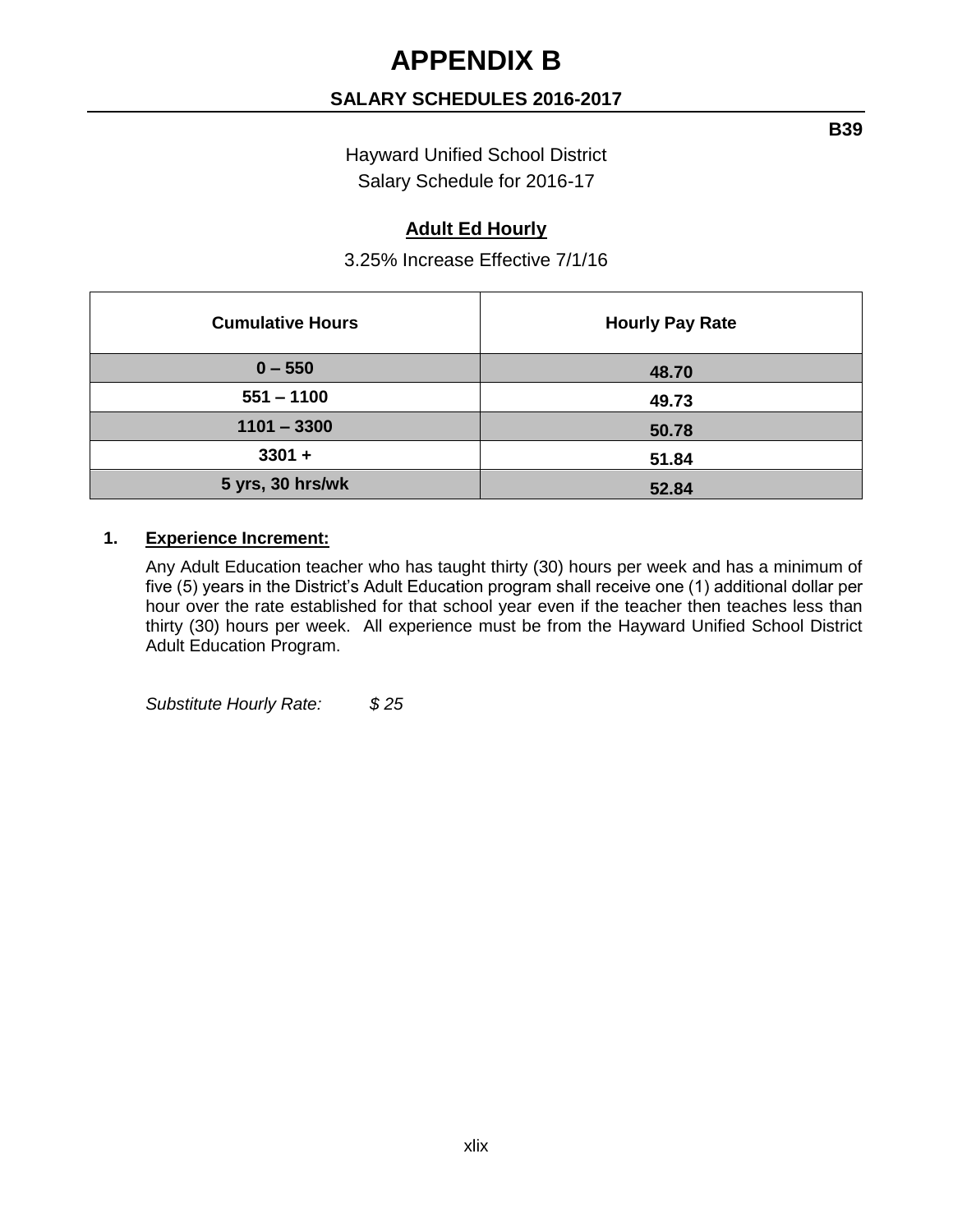# APPENDIX B

## SALARY SCHEDULES 2016-2017

**B39**

Hayward Unified School District
Salary Schedule for 2016-17

**Adult Ed Hourly**

3.25% Increase Effective 7/1/16

| Cumulative Hours | Hourly Pay Rate |
|---|---|
| 0 – 550 | 48.70 |
| 551 – 1100 | 49.73 |
| 1101 – 3300 | 50.78 |
| 3301 + | 51.84 |
| 5 yrs, 30 hrs/wk | 52.84 |

1. **Experience Increment:**

   Any Adult Education teacher who has taught thirty (30) hours per week and has a minimum of five (5) years in the District's Adult Education program shall receive one (1) additional dollar per hour over the rate established for that school year even if the teacher then teaches less than thirty (30) hours per week. All experience must be from the Hayward Unified School District Adult Education Program.

   *Substitute Hourly Rate: $ 25*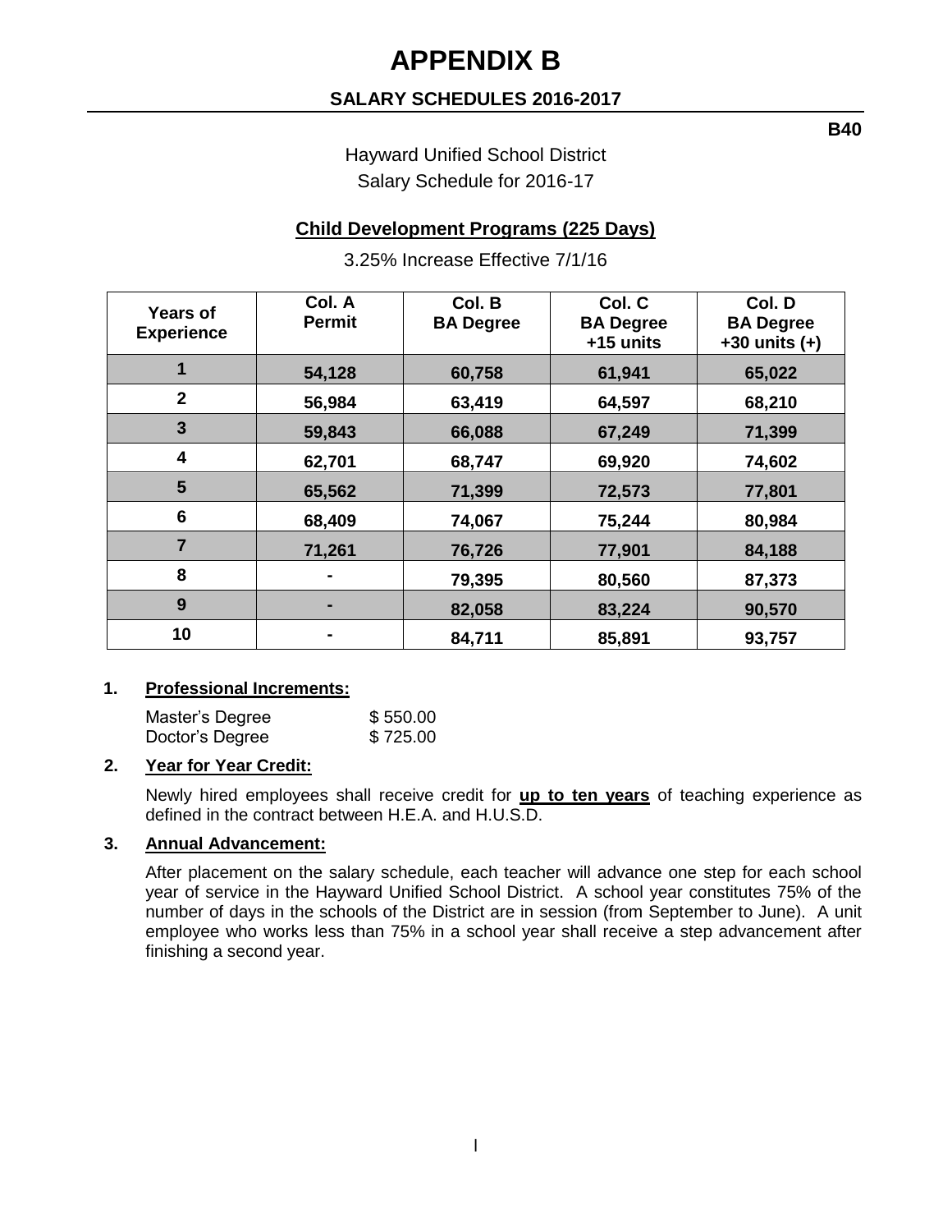# APPENDIX B

## SALARY SCHEDULES 2016-2017

**B40**

Hayward Unified School District
Salary Schedule for 2016-17

**Child Development Programs (225 Days)**

3.25% Increase Effective 7/1/16

| Years of Experience | Col. A Permit | Col. B BA Degree | Col. C BA Degree +15 units | Col. D BA Degree +30 units (+) |
|---|---|---|---|---|
| 1 | 54,128 | 60,758 | 61,941 | 65,022 |
| 2 | 56,984 | 63,419 | 64,597 | 68,210 |
| 3 | 59,843 | 66,088 | 67,249 | 71,399 |
| 4 | 62,701 | 68,747 | 69,920 | 74,602 |
| 5 | 65,562 | 71,399 | 72,573 | 77,801 |
| 6 | 68,409 | 74,067 | 75,244 | 80,984 |
| 7 | 71,261 | 76,726 | 77,901 | 84,188 |
| 8 | - | 79,395 | 80,560 | 87,373 |
| 9 | - | 82,058 | 83,224 | 90,570 |
| 10 | - | 84,711 | 85,891 | 93,757 |

1. **Professional Increments:**

   Master's Degree $ 550.00
   Doctor's Degree $ 725.00

2. **Year for Year Credit:**

   Newly hired employees shall receive credit for **up to ten years** of teaching experience as defined in the contract between H.E.A. and H.U.S.D.

3. **Annual Advancement:**

   After placement on the salary schedule, each teacher will advance one step for each school year of service in the Hayward Unified School District. A school year constitutes 75% of the number of days in the schools of the District are in session (from September to June). A unit employee who works less than 75% in a school year shall receive a step advancement after finishing a second year.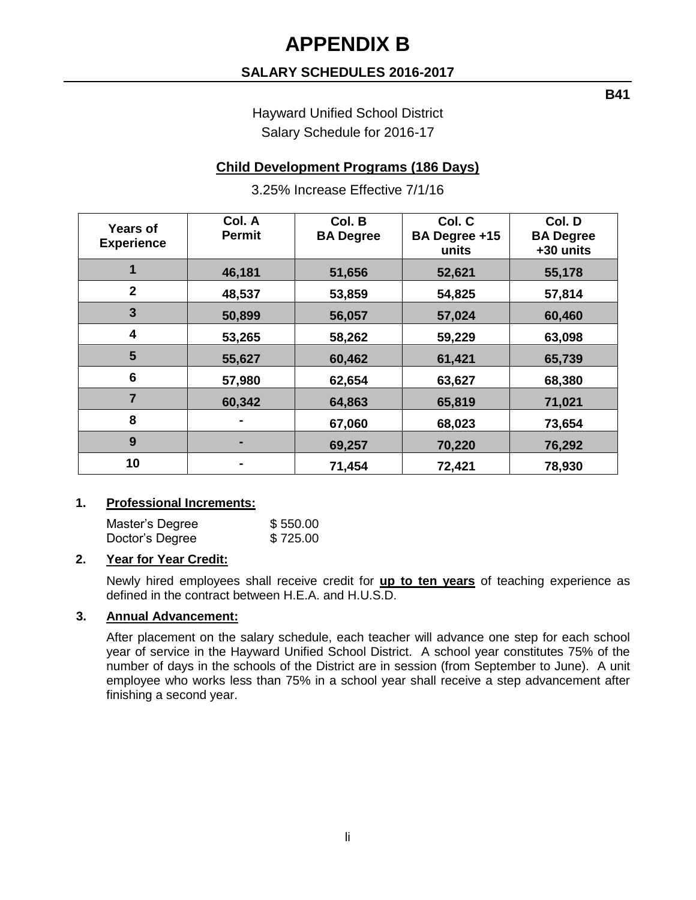# APPENDIX B

## SALARY SCHEDULES 2016-2017

**B41**

Hayward Unified School District
Salary Schedule for 2016-17

### Child Development Programs (186 Days)

3.25% Increase Effective 7/1/16

| Years of Experience | Col. A Permit | Col. B BA Degree | Col. C BA Degree +15 units | Col. D BA Degree +30 units |
|---|---|---|---|---|
| 1 | 46,181 | 51,656 | 52,621 | 55,178 |
| 2 | 48,537 | 53,859 | 54,825 | 57,814 |
| 3 | 50,899 | 56,057 | 57,024 | 60,460 |
| 4 | 53,265 | 58,262 | 59,229 | 63,098 |
| 5 | 55,627 | 60,462 | 61,421 | 65,739 |
| 6 | 57,980 | 62,654 | 63,627 | 68,380 |
| 7 | 60,342 | 64,863 | 65,819 | 71,021 |
| 8 | - | 67,060 | 68,023 | 73,654 |
| 9 | - | 69,257 | 70,220 | 76,292 |
| 10 | - | 71,454 | 72,421 | 78,930 |

**1. Professional Increments:**

Master's Degree $ 550.00
Doctor's Degree $ 725.00

**2. Year for Year Credit:**

Newly hired employees shall receive credit for **up to ten years** of teaching experience as defined in the contract between H.E.A. and H.U.S.D.

**3. Annual Advancement:**

After placement on the salary schedule, each teacher will advance one step for each school year of service in the Hayward Unified School District. A school year constitutes 75% of the number of days in the schools of the District are in session (from September to June). A unit employee who works less than 75% in a school year shall receive a step advancement after finishing a second year.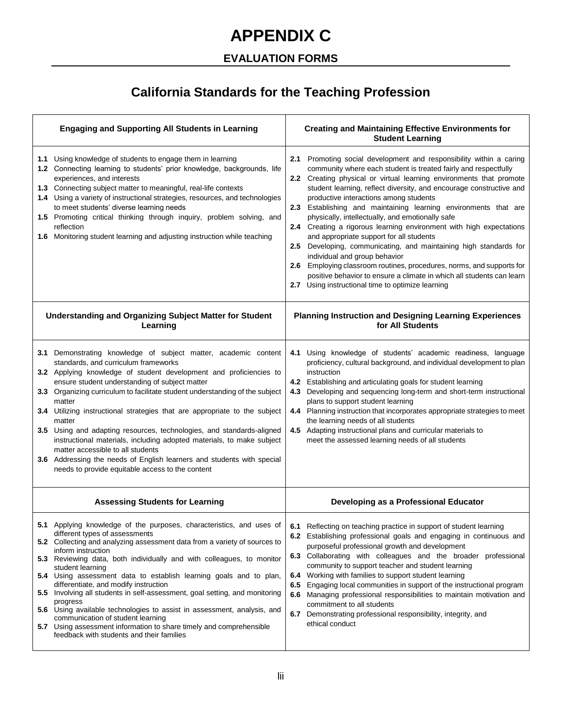# APPENDIX C

## EVALUATION FORMS

## California Standards for the Teaching Profession

| Engaging and Supporting All Students in Learning | Creating and Maintaining Effective Environments for Student Learning |
|---|---|
| **1.1** Using knowledge of students to engage them in learning<br>**1.2** Connecting learning to students' prior knowledge, backgrounds, life experiences, and interests<br>**1.3** Connecting subject matter to meaningful, real-life contexts<br>**1.4** Using a variety of instructional strategies, resources, and technologies to meet students' diverse learning needs<br>**1.5** Promoting critical thinking through inquiry, problem solving, and reflection<br>**1.6** Monitoring student learning and adjusting instruction while teaching | **2.1** Promoting social development and responsibility within a caring community where each student is treated fairly and respectfully<br>**2.2** Creating physical or virtual learning environments that promote student learning, reflect diversity, and encourage constructive and productive interactions among students<br>**2.3** Establishing and maintaining learning environments that are physically, intellectually, and emotionally safe<br>**2.4** Creating a rigorous learning environment with high expectations and appropriate support for all students<br>**2.5** Developing, communicating, and maintaining high standards for individual and group behavior<br>**2.6** Employing classroom routines, procedures, norms, and supports for positive behavior to ensure a climate in which all students can learn<br>**2.7** Using instructional time to optimize learning |
| **Understanding and Organizing Subject Matter for Student Learning** | **Planning Instruction and Designing Learning Experiences for All Students** |
| **3.1** Demonstrating knowledge of subject matter, academic content standards, and curriculum frameworks<br>**3.2** Applying knowledge of student development and proficiencies to ensure student understanding of subject matter<br>**3.3** Organizing curriculum to facilitate student understanding of the subject matter<br>**3.4** Utilizing instructional strategies that are appropriate to the subject matter<br>**3.5** Using and adapting resources, technologies, and standards-aligned instructional materials, including adopted materials, to make subject matter accessible to all students<br>**3.6** Addressing the needs of English learners and students with special needs to provide equitable access to the content | **4.1** Using knowledge of students' academic readiness, language proficiency, cultural background, and individual development to plan instruction<br>**4.2** Establishing and articulating goals for student learning<br>**4.3** Developing and sequencing long-term and short-term instructional plans to support student learning<br>**4.4** Planning instruction that incorporates appropriate strategies to meet the learning needs of all students<br>**4.5** Adapting instructional plans and curricular materials to meet the assessed learning needs of all students |
| **Assessing Students for Learning** | **Developing as a Professional Educator** |
| **5.1** Applying knowledge of the purposes, characteristics, and uses of different types of assessments<br>**5.2** Collecting and analyzing assessment data from a variety of sources to inform instruction<br>**5.3** Reviewing data, both individually and with colleagues, to monitor student learning<br>**5.4** Using assessment data to establish learning goals and to plan, differentiate, and modify instruction<br>**5.5** Involving all students in self-assessment, goal setting, and monitoring progress<br>**5.6** Using available technologies to assist in assessment, analysis, and communication of student learning<br>**5.7** Using assessment information to share timely and comprehensible feedback with students and their families | **6.1** Reflecting on teaching practice in support of student learning<br>**6.2** Establishing professional goals and engaging in continuous and purposeful professional growth and development<br>**6.3** Collaborating with colleagues and the broader professional community to support teacher and student learning<br>**6.4** Working with families to support student learning<br>**6.5** Engaging local communities in support of the instructional program<br>**6.6** Managing professional responsibilities to maintain motivation and commitment to all students<br>**6.7** Demonstrating professional responsibility, integrity, and ethical conduct |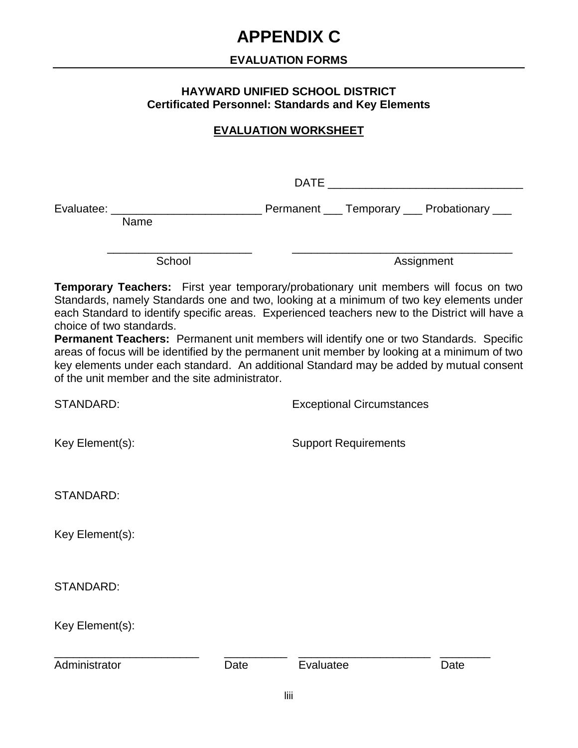# APPENDIX C

## EVALUATION FORMS

### HAYWARD UNIFIED SCHOOL DISTRICT
### Certificated Personnel: Standards and Key Elements

### EVALUATION WORKSHEET

DATE ______________________________

Evaluatee: ________________________ Permanent ___ Temporary ___ Probationary ___
Name

_______________________ ___________________________________
School Assignment

**Temporary Teachers:** First year temporary/probationary unit members will focus on two Standards, namely Standards one and two, looking at a minimum of two key elements under each Standard to identify specific areas. Experienced teachers new to the District will have a choice of two standards.

**Permanent Teachers:** Permanent unit members will identify one or two Standards. Specific areas of focus will be identified by the permanent unit member by looking at a minimum of two key elements under each standard. An additional Standard may be added by mutual consent of the unit member and the site administrator.

STANDARD: Exceptional Circumstances

Key Element(s): Support Requirements

STANDARD:

Key Element(s):

STANDARD:

Key Element(s):

_______________________ __________ _____________________ ________
Administrator Date Evaluatee Date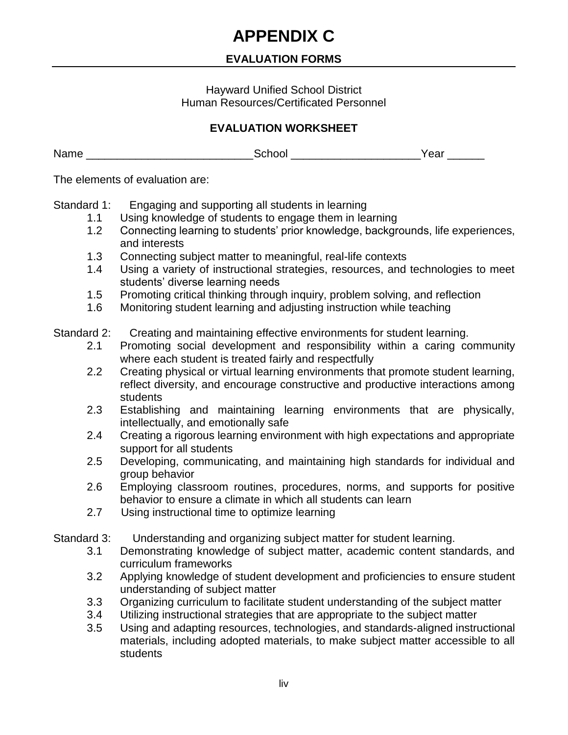# APPENDIX C

## EVALUATION FORMS

Hayward Unified School District
Human Resources/Certificated Personnel

### EVALUATION WORKSHEET

Name ___________________________School _____________________Year ______

The elements of evaluation are:

Standard 1: Engaging and supporting all students in learning

- 1.1 Using knowledge of students to engage them in learning
- 1.2 Connecting learning to students' prior knowledge, backgrounds, life experiences, and interests
- 1.3 Connecting subject matter to meaningful, real-life contexts
- 1.4 Using a variety of instructional strategies, resources, and technologies to meet students' diverse learning needs
- 1.5 Promoting critical thinking through inquiry, problem solving, and reflection
- 1.6 Monitoring student learning and adjusting instruction while teaching

Standard 2: Creating and maintaining effective environments for student learning.

- 2.1 Promoting social development and responsibility within a caring community where each student is treated fairly and respectfully
- 2.2 Creating physical or virtual learning environments that promote student learning, reflect diversity, and encourage constructive and productive interactions among students
- 2.3 Establishing and maintaining learning environments that are physically, intellectually, and emotionally safe
- 2.4 Creating a rigorous learning environment with high expectations and appropriate support for all students
- 2.5 Developing, communicating, and maintaining high standards for individual and group behavior
- 2.6 Employing classroom routines, procedures, norms, and supports for positive behavior to ensure a climate in which all students can learn
- 2.7 Using instructional time to optimize learning

Standard 3: Understanding and organizing subject matter for student learning.

- 3.1 Demonstrating knowledge of subject matter, academic content standards, and curriculum frameworks
- 3.2 Applying knowledge of student development and proficiencies to ensure student understanding of subject matter
- 3.3 Organizing curriculum to facilitate student understanding of the subject matter
- 3.4 Utilizing instructional strategies that are appropriate to the subject matter
- 3.5 Using and adapting resources, technologies, and standards-aligned instructional materials, including adopted materials, to make subject matter accessible to all students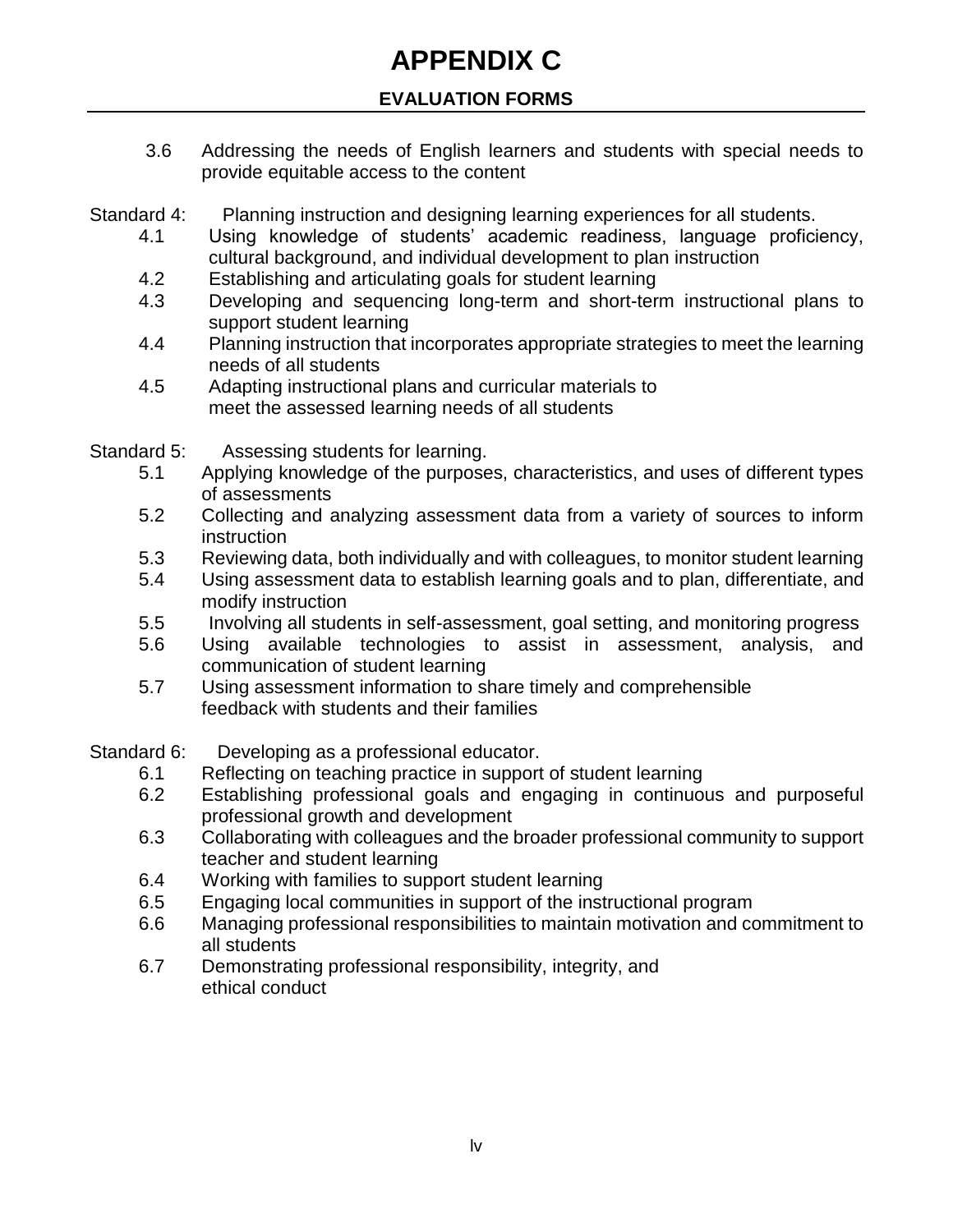# APPENDIX C

## EVALUATION FORMS

3.6 Addressing the needs of English learners and students with special needs to provide equitable access to the content

Standard 4: Planning instruction and designing learning experiences for all students.

- 4.1 Using knowledge of students' academic readiness, language proficiency, cultural background, and individual development to plan instruction
- 4.2 Establishing and articulating goals for student learning
- 4.3 Developing and sequencing long-term and short-term instructional plans to support student learning
- 4.4 Planning instruction that incorporates appropriate strategies to meet the learning needs of all students
- 4.5 Adapting instructional plans and curricular materials to meet the assessed learning needs of all students

Standard 5: Assessing students for learning.

- 5.1 Applying knowledge of the purposes, characteristics, and uses of different types of assessments
- 5.2 Collecting and analyzing assessment data from a variety of sources to inform instruction
- 5.3 Reviewing data, both individually and with colleagues, to monitor student learning
- 5.4 Using assessment data to establish learning goals and to plan, differentiate, and modify instruction
- 5.5 Involving all students in self-assessment, goal setting, and monitoring progress
- 5.6 Using available technologies to assist in assessment, analysis, and communication of student learning
- 5.7 Using assessment information to share timely and comprehensible feedback with students and their families

Standard 6: Developing as a professional educator.

- 6.1 Reflecting on teaching practice in support of student learning
- 6.2 Establishing professional goals and engaging in continuous and purposeful professional growth and development
- 6.3 Collaborating with colleagues and the broader professional community to support teacher and student learning
- 6.4 Working with families to support student learning
- 6.5 Engaging local communities in support of the instructional program
- 6.6 Managing professional responsibilities to maintain motivation and commitment to all students
- 6.7 Demonstrating professional responsibility, integrity, and ethical conduct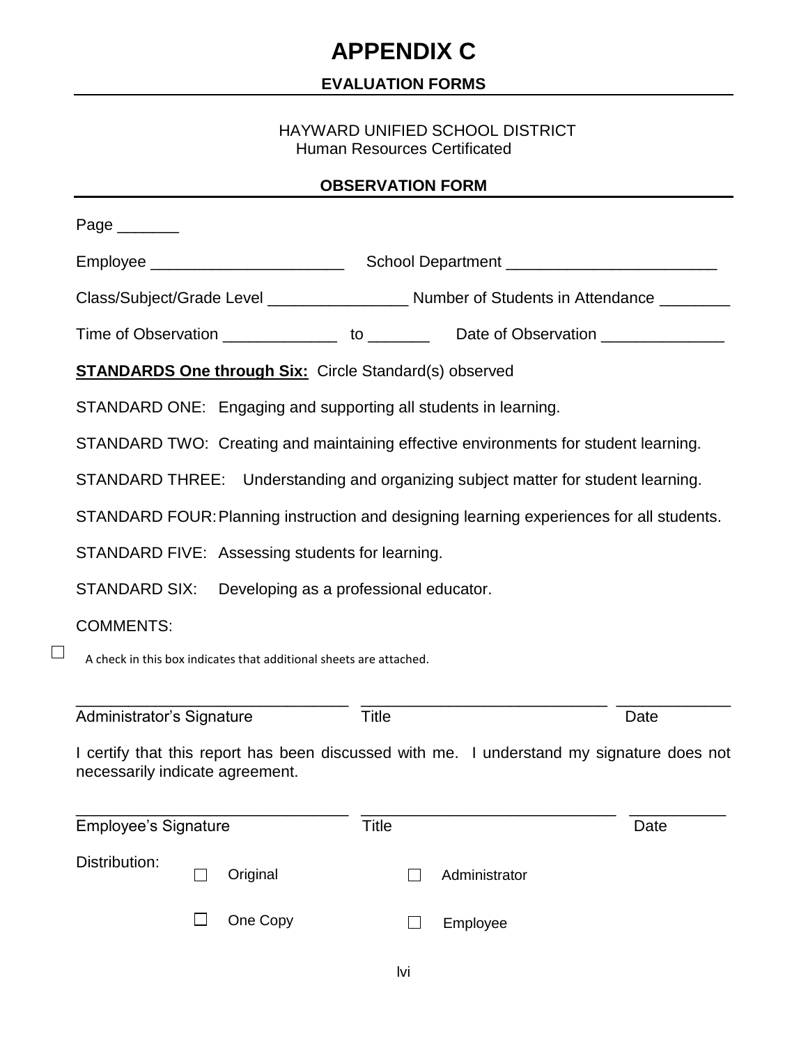# APPENDIX C

## EVALUATION FORMS

HAYWARD UNIFIED SCHOOL DISTRICT
Human Resources Certificated

### OBSERVATION FORM

Page _______

Employee ______________________ School Department ________________________

Class/Subject/Grade Level ________________ Number of Students in Attendance ________

Time of Observation _____________ to _______ Date of Observation ______________

**STANDARDS One through Six:** Circle Standard(s) observed

STANDARD ONE: Engaging and supporting all students in learning.

STANDARD TWO: Creating and maintaining effective environments for student learning.

STANDARD THREE: Understanding and organizing subject matter for student learning.

STANDARD FOUR: Planning instruction and designing learning experiences for all students.

STANDARD FIVE: Assessing students for learning.

STANDARD SIX: Developing as a professional educator.

COMMENTS:

☐ A check in this box indicates that additional sheets are attached.

_______________________________ ____________________________ _____________
Administrator's Signature Title Date

I certify that this report has been discussed with me. I understand my signature does not necessarily indicate agreement.

_______________________________ _____________________________ ___________
Employee's Signature Title Date

Distribution:

☐ Original ☐ Administrator

☐ One Copy ☐ Employee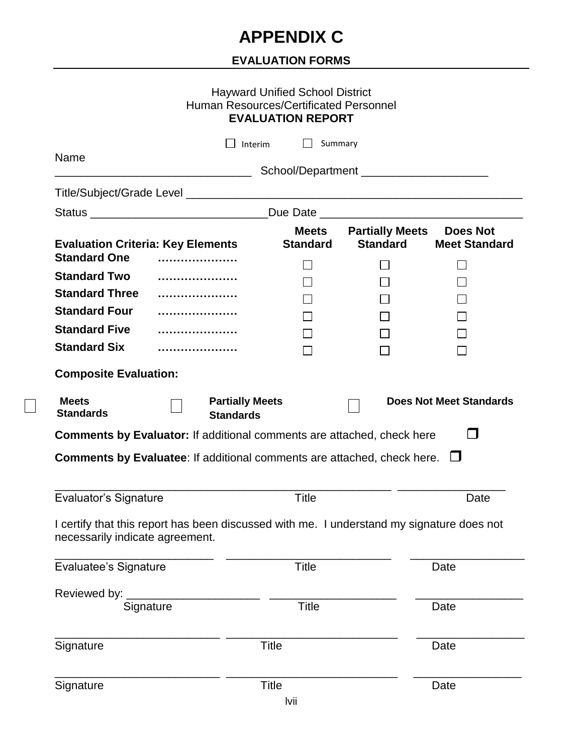# APPENDIX C

## EVALUATION FORMS

Hayward Unified School District
Human Resources/Certificated Personnel
**EVALUATION REPORT**

☐ Interim ☐ Summary

Name ______________________________ School/Department ____________________

Title/Subject/Grade Level ______________________________________________________

Status ____________________________ Due Date ________________________________

| **Evaluation Criteria: Key Elements** | **Meets Standard** | **Partially Meets Standard** | **Does Not Meet Standard** |
|---|---|---|---|
| **Standard One** ………………… | ☐ | ☐ | ☐ |
| **Standard Two** ………………… | ☐ | ☐ | ☐ |
| **Standard Three** ………………… | ☐ | ☐ | ☐ |
| **Standard Four** ………………… | ☐ | ☐ | ☐ |
| **Standard Five** ………………… | ☐ | ☐ | ☐ |
| **Standard Six** ………………… | ☐ | ☐ | ☐ |

**Composite Evaluation:**

☐ **Meets Standards** ☐ **Partially Meets Standards** ☐ **Does Not Meet Standards**

**Comments by Evaluator:** If additional comments are attached, check here ☐

**Comments by Evaluatee**: If additional comments are attached, check here. ☐

_______________________________________________________ _________________
Evaluator's Signature Title Date

I certify that this report has been discussed with me. I understand my signature does not necessarily indicate agreement.

__________________________ __________________________ __________________
Evaluatee's Signature Title Date

Reviewed by: _____________________ ____________________ _________________
Signature Title Date

__________________________ ___________________________ _________________
Signature Title Date

__________________________ ___________________________ _________________
Signature Title Date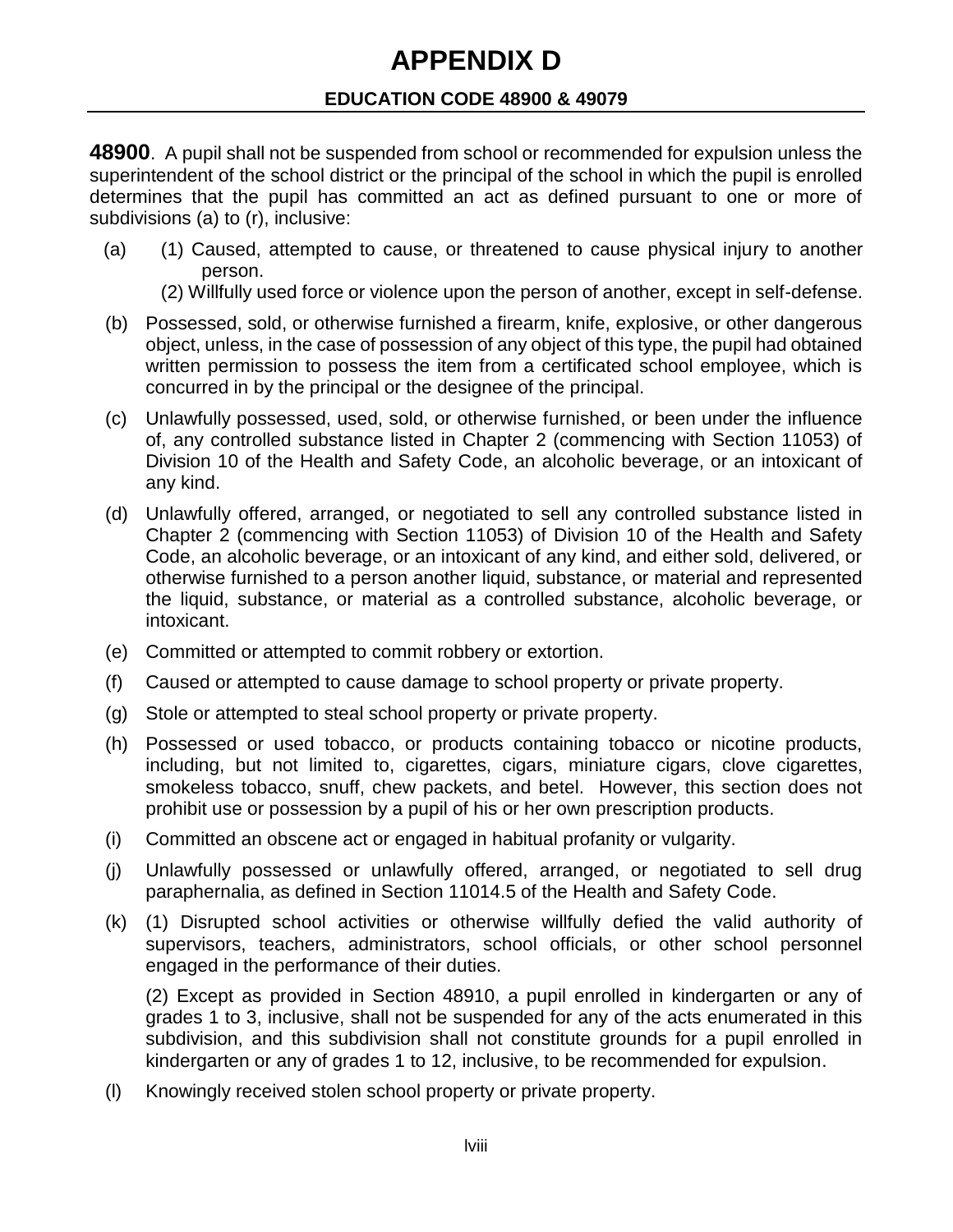# APPENDIX D

## EDUCATION CODE 48900 & 49079

**48900**. A pupil shall not be suspended from school or recommended for expulsion unless the superintendent of the school district or the principal of the school in which the pupil is enrolled determines that the pupil has committed an act as defined pursuant to one or more of subdivisions (a) to (r), inclusive:

(a) (1) Caused, attempted to cause, or threatened to cause physical injury to another person.

(2) Willfully used force or violence upon the person of another, except in self-defense.

(b) Possessed, sold, or otherwise furnished a firearm, knife, explosive, or other dangerous object, unless, in the case of possession of any object of this type, the pupil had obtained written permission to possess the item from a certificated school employee, which is concurred in by the principal or the designee of the principal.

(c) Unlawfully possessed, used, sold, or otherwise furnished, or been under the influence of, any controlled substance listed in Chapter 2 (commencing with Section 11053) of Division 10 of the Health and Safety Code, an alcoholic beverage, or an intoxicant of any kind.

(d) Unlawfully offered, arranged, or negotiated to sell any controlled substance listed in Chapter 2 (commencing with Section 11053) of Division 10 of the Health and Safety Code, an alcoholic beverage, or an intoxicant of any kind, and either sold, delivered, or otherwise furnished to a person another liquid, substance, or material and represented the liquid, substance, or material as a controlled substance, alcoholic beverage, or intoxicant.

(e) Committed or attempted to commit robbery or extortion.

(f) Caused or attempted to cause damage to school property or private property.

(g) Stole or attempted to steal school property or private property.

(h) Possessed or used tobacco, or products containing tobacco or nicotine products, including, but not limited to, cigarettes, cigars, miniature cigars, clove cigarettes, smokeless tobacco, snuff, chew packets, and betel. However, this section does not prohibit use or possession by a pupil of his or her own prescription products.

(i) Committed an obscene act or engaged in habitual profanity or vulgarity.

(j) Unlawfully possessed or unlawfully offered, arranged, or negotiated to sell drug paraphernalia, as defined in Section 11014.5 of the Health and Safety Code.

(k) (1) Disrupted school activities or otherwise willfully defied the valid authority of supervisors, teachers, administrators, school officials, or other school personnel engaged in the performance of their duties.

(2) Except as provided in Section 48910, a pupil enrolled in kindergarten or any of grades 1 to 3, inclusive, shall not be suspended for any of the acts enumerated in this subdivision, and this subdivision shall not constitute grounds for a pupil enrolled in kindergarten or any of grades 1 to 12, inclusive, to be recommended for expulsion.

(l) Knowingly received stolen school property or private property.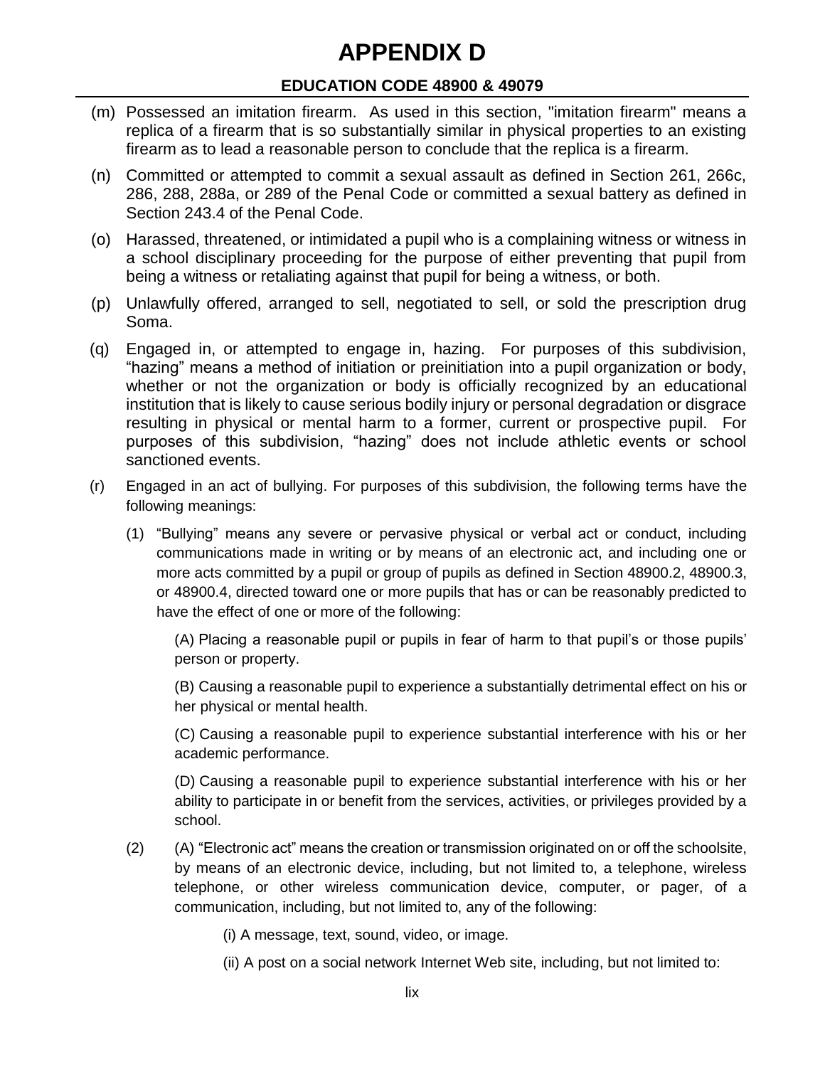# APPENDIX D

## EDUCATION CODE 48900 & 49079

(m) Possessed an imitation firearm. As used in this section, "imitation firearm" means a replica of a firearm that is so substantially similar in physical properties to an existing firearm as to lead a reasonable person to conclude that the replica is a firearm.

(n) Committed or attempted to commit a sexual assault as defined in Section 261, 266c, 286, 288, 288a, or 289 of the Penal Code or committed a sexual battery as defined in Section 243.4 of the Penal Code.

(o) Harassed, threatened, or intimidated a pupil who is a complaining witness or witness in a school disciplinary proceeding for the purpose of either preventing that pupil from being a witness or retaliating against that pupil for being a witness, or both.

(p) Unlawfully offered, arranged to sell, negotiated to sell, or sold the prescription drug Soma.

(q) Engaged in, or attempted to engage in, hazing. For purposes of this subdivision, "hazing" means a method of initiation or preinitiation into a pupil organization or body, whether or not the organization or body is officially recognized by an educational institution that is likely to cause serious bodily injury or personal degradation or disgrace resulting in physical or mental harm to a former, current or prospective pupil. For purposes of this subdivision, "hazing" does not include athletic events or school sanctioned events.

(r) Engaged in an act of bullying. For purposes of this subdivision, the following terms have the following meanings:

(1) "Bullying" means any severe or pervasive physical or verbal act or conduct, including communications made in writing or by means of an electronic act, and including one or more acts committed by a pupil or group of pupils as defined in Section 48900.2, 48900.3, or 48900.4, directed toward one or more pupils that has or can be reasonably predicted to have the effect of one or more of the following:

(A) Placing a reasonable pupil or pupils in fear of harm to that pupil's or those pupils' person or property.

(B) Causing a reasonable pupil to experience a substantially detrimental effect on his or her physical or mental health.

(C) Causing a reasonable pupil to experience substantial interference with his or her academic performance.

(D) Causing a reasonable pupil to experience substantial interference with his or her ability to participate in or benefit from the services, activities, or privileges provided by a school.

(2) (A) "Electronic act" means the creation or transmission originated on or off the schoolsite, by means of an electronic device, including, but not limited to, a telephone, wireless telephone, or other wireless communication device, computer, or pager, of a communication, including, but not limited to, any of the following:

(i) A message, text, sound, video, or image.

(ii) A post on a social network Internet Web site, including, but not limited to: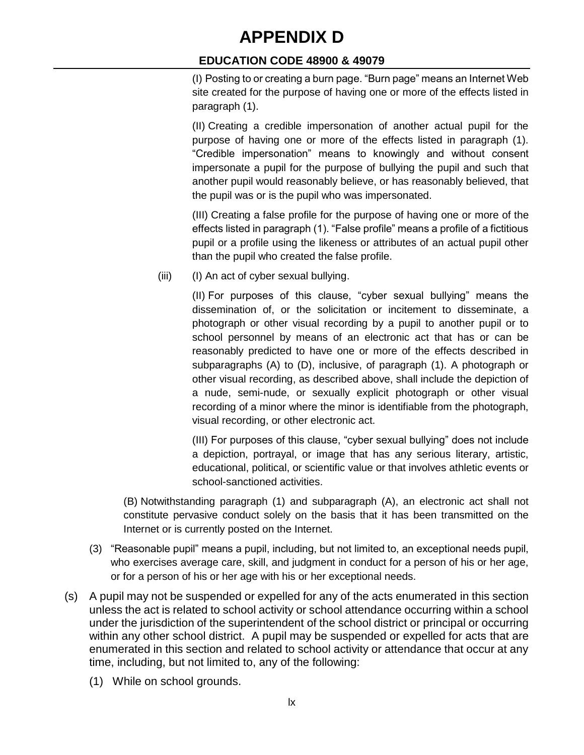(I) Posting to or creating a burn page. "Burn page" means an Internet Web site created for the purpose of having one or more of the effects listed in paragraph (1).

(II) Creating a credible impersonation of another actual pupil for the purpose of having one or more of the effects listed in paragraph (1). "Credible impersonation" means to knowingly and without consent impersonate a pupil for the purpose of bullying the pupil and such that another pupil would reasonably believe, or has reasonably believed, that the pupil was or is the pupil who was impersonated.

(III) Creating a false profile for the purpose of having one or more of the effects listed in paragraph (1). "False profile" means a profile of a fictitious pupil or a profile using the likeness or attributes of an actual pupil other than the pupil who created the false profile.

(iii) (I) An act of cyber sexual bullying.

(II) For purposes of this clause, "cyber sexual bullying" means the dissemination of, or the solicitation or incitement to disseminate, a photograph or other visual recording by a pupil to another pupil or to school personnel by means of an electronic act that has or can be reasonably predicted to have one or more of the effects described in subparagraphs (A) to (D), inclusive, of paragraph (1). A photograph or other visual recording, as described above, shall include the depiction of a nude, semi-nude, or sexually explicit photograph or other visual recording of a minor where the minor is identifiable from the photograph, visual recording, or other electronic act.

(III) For purposes of this clause, "cyber sexual bullying" does not include a depiction, portrayal, or image that has any serious literary, artistic, educational, political, or scientific value or that involves athletic events or school-sanctioned activities.

(B) Notwithstanding paragraph (1) and subparagraph (A), an electronic act shall not constitute pervasive conduct solely on the basis that it has been transmitted on the Internet or is currently posted on the Internet.

(3) "Reasonable pupil" means a pupil, including, but not limited to, an exceptional needs pupil, who exercises average care, skill, and judgment in conduct for a person of his or her age, or for a person of his or her age with his or her exceptional needs.

(s) A pupil may not be suspended or expelled for any of the acts enumerated in this section unless the act is related to school activity or school attendance occurring within a school under the jurisdiction of the superintendent of the school district or principal or occurring within any other school district. A pupil may be suspended or expelled for acts that are enumerated in this section and related to school activity or attendance that occur at any time, including, but not limited to, any of the following:

(1) While on school grounds.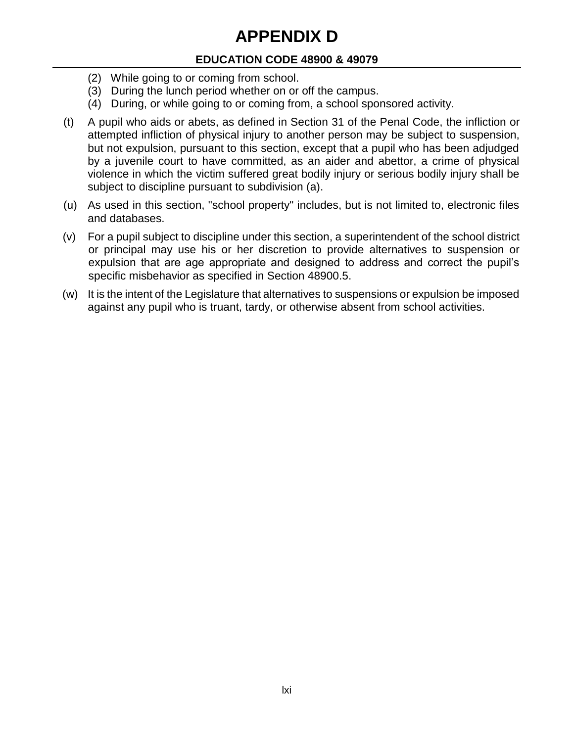(2) While going to or coming from school.
(3) During the lunch period whether on or off the campus.
(4) During, or while going to or coming from, a school sponsored activity.

(t) A pupil who aids or abets, as defined in Section 31 of the Penal Code, the infliction or attempted infliction of physical injury to another person may be subject to suspension, but not expulsion, pursuant to this section, except that a pupil who has been adjudged by a juvenile court to have committed, as an aider and abettor, a crime of physical violence in which the victim suffered great bodily injury or serious bodily injury shall be subject to discipline pursuant to subdivision (a).

(u) As used in this section, "school property" includes, but is not limited to, electronic files and databases.

(v) For a pupil subject to discipline under this section, a superintendent of the school district or principal may use his or her discretion to provide alternatives to suspension or expulsion that are age appropriate and designed to address and correct the pupil's specific misbehavior as specified in Section 48900.5.

(w) It is the intent of the Legislature that alternatives to suspensions or expulsion be imposed against any pupil who is truant, tardy, or otherwise absent from school activities.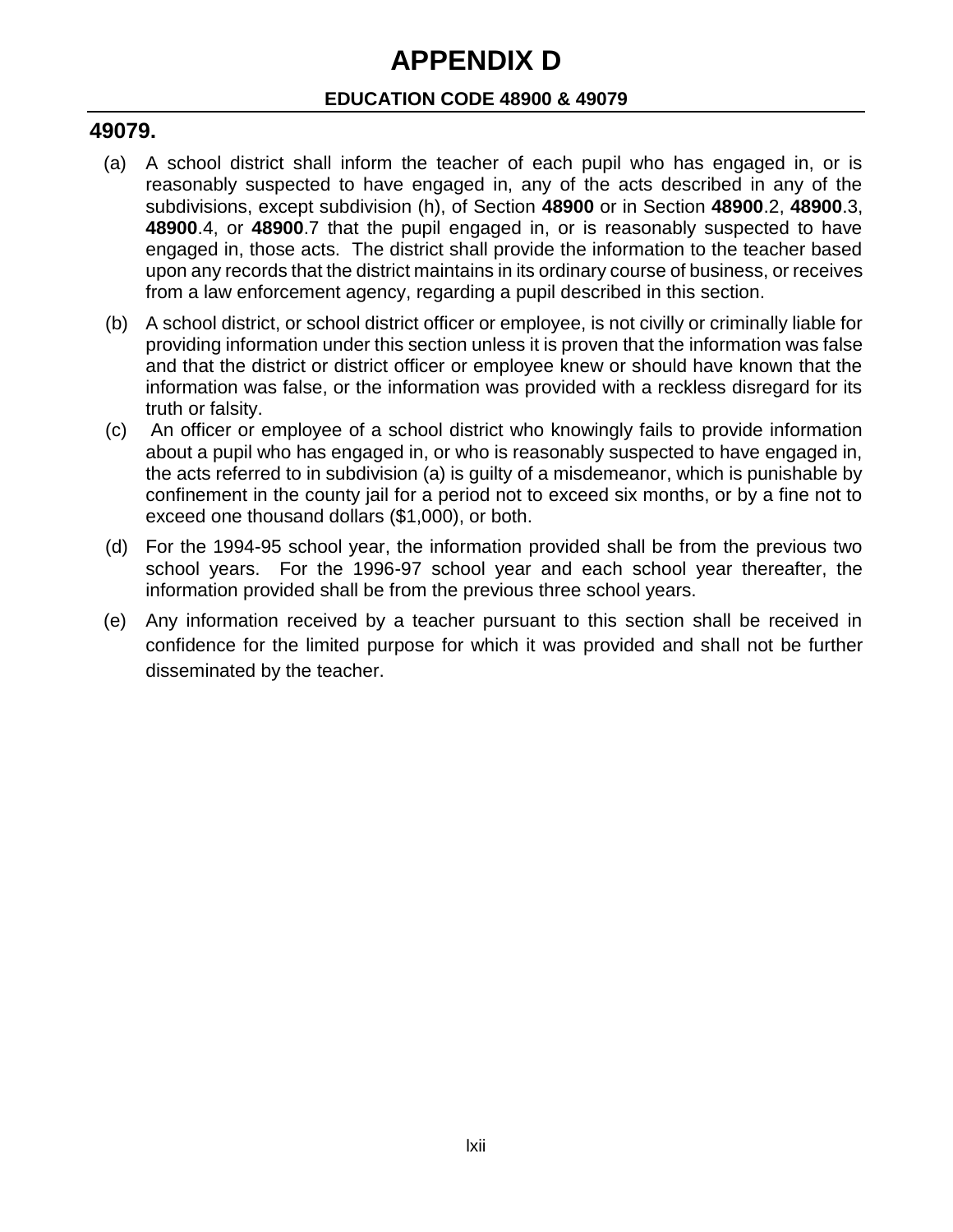# APPENDIX D

#### EDUCATION CODE 48900 & 49079

## 49079.

(a) A school district shall inform the teacher of each pupil who has engaged in, or is reasonably suspected to have engaged in, any of the acts described in any of the subdivisions, except subdivision (h), of Section **48900** or in Section **48900**.2, **48900**.3, **48900**.4, or **48900**.7 that the pupil engaged in, or is reasonably suspected to have engaged in, those acts. The district shall provide the information to the teacher based upon any records that the district maintains in its ordinary course of business, or receives from a law enforcement agency, regarding a pupil described in this section.

(b) A school district, or school district officer or employee, is not civilly or criminally liable for providing information under this section unless it is proven that the information was false and that the district or district officer or employee knew or should have known that the information was false, or the information was provided with a reckless disregard for its truth or falsity.

(c) An officer or employee of a school district who knowingly fails to provide information about a pupil who has engaged in, or who is reasonably suspected to have engaged in, the acts referred to in subdivision (a) is guilty of a misdemeanor, which is punishable by confinement in the county jail for a period not to exceed six months, or by a fine not to exceed one thousand dollars ($1,000), or both.

(d) For the 1994-95 school year, the information provided shall be from the previous two school years. For the 1996-97 school year and each school year thereafter, the information provided shall be from the previous three school years.

(e) Any information received by a teacher pursuant to this section shall be received in confidence for the limited purpose for which it was provided and shall not be further disseminated by the teacher.